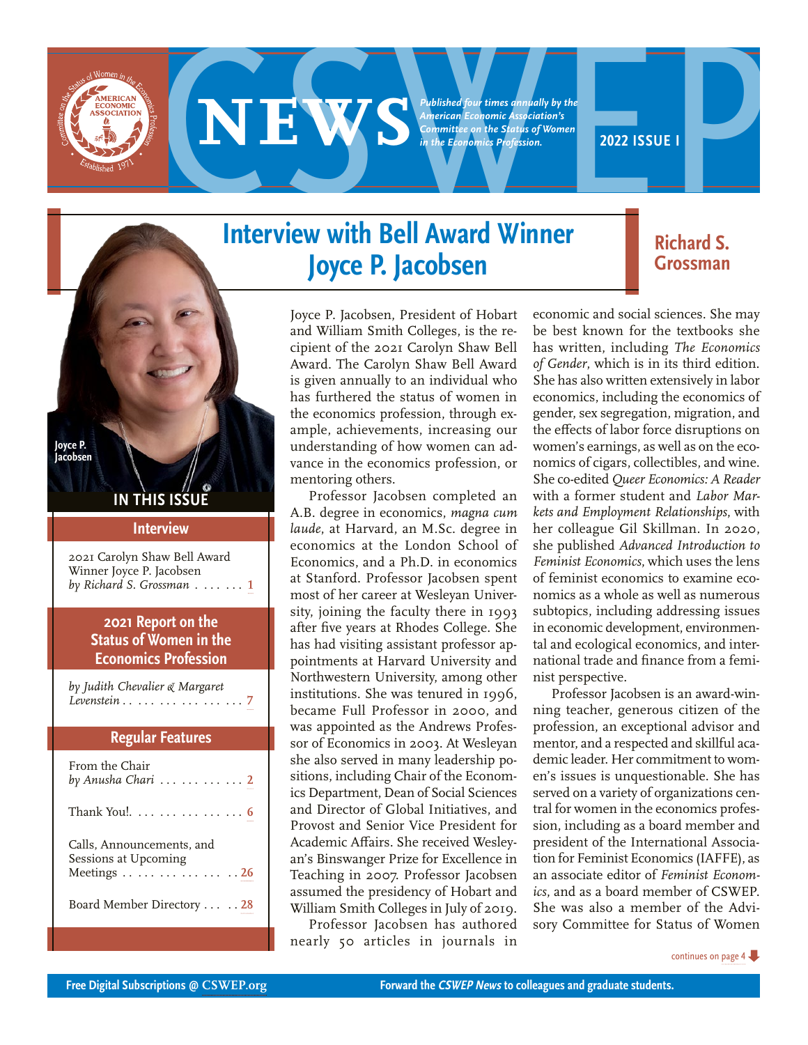# CSWEP NEWS

*Published four times annually by the American Economic Association's Committee on the Status of Women in the Economics Profession.*

**2022 ISSUE I**

## Interview with Bell Award Winner Joyce P. Jacobsen

**Richard S. Grossman**

Joyce P. Jacobsen

### IN THIS ISSUE

**Interview**

2021 Carolyn Shaw Bell Award Winner Joyce P. Jacobsen *by Richard S. Grossman* . . . . . . . 1

**2021 Report on the Status of Women in the Economics Profession**

*by Judith Chevalier & Margaret Levenstein* . . . . . . . . . . . . . . . 7

**Regular Features**

From the Chair *by Anusha Chari* . . . . . . . . . . . 2

Thank You!. . . . . . . . . . . . . . . 6

Calls, Announcements, and Sessions at Upcoming Meetings . . . . . . . . . . . . . . . 26

Board Member Directory . . . . . 28

Joyce P. Jacobsen, President of Hobart and William Smith Colleges, is the recipient of the 2021 Carolyn Shaw Bell Award. The Carolyn Shaw Bell Award is given annually to an individual who has furthered the status of women in the economics profession, through example, achievements, increasing our understanding of how women can advance in the economics profession, or mentoring others.

Professor Jacobsen completed an A.B. degree in economics, *magna cum laude*, at Harvard, an M.Sc. degree in economics at the London School of Economics, and a Ph.D. in economics at Stanford. Professor Jacobsen spent most of her career at Wesleyan University, joining the faculty there in 1993 after five years at Rhodes College. She has had visiting assistant professor appointments at Harvard University and Northwestern University, among other institutions. She was tenured in 1996, became Full Professor in 2000, and was appointed as the Andrews Professor of Economics in 2003. At Wesleyan she also served in many leadership positions, including Chair of the Economics Department, Dean of Social Sciences and Director of Global Initiatives, and Provost and Senior Vice President for Academic Affairs. She received Wesleyan's Binswanger Prize for Excellence in Teaching in 2007. Professor Jacobsen assumed the presidency of Hobart and William Smith Colleges in July of 2019.

Professor Jacobsen has authored nearly 50 articles in journals in economic and social sciences. She may be best known for the textbooks she has written, including *The Economics of Gender*, which is in its third edition. She has also written extensively in labor economics, including the economics of gender, sex segregation, migration, and the effects of labor force disruptions on women's earnings, as well as on the economics of cigars, collectibles, and wine. She co-edited *Queer Economics: A Reader* with a former student and *Labor Markets and Employment Relationships*, with her colleague Gil Skillman. In 2020, she published *Advanced Introduction to Feminist Economics*, which uses the lens of feminist economics to examine economics as a whole as well as numerous subtopics, including addressing issues in economic development, environmental and ecological economics, and international trade and finance from a feminist perspective.

Professor Jacobsen is an award-winning teacher, generous citizen of the profession, an exceptional advisor and mentor, and a respected and skillful academic leader. Her commitment to women's issues is unquestionable. She has served on a variety of organizations central for women in the economics profession, including as a board member and president of the International Association for Feminist Economics (IAFFE), as an associate editor of *Feminist Economics*, and as a board member of CSWEP. She was also a member of the Advisory Committee for Status of Women

continues on page 4

Free Digital Subscriptions @ CSWEP.org

Forward the *CSWEP News* to colleagues and graduate students.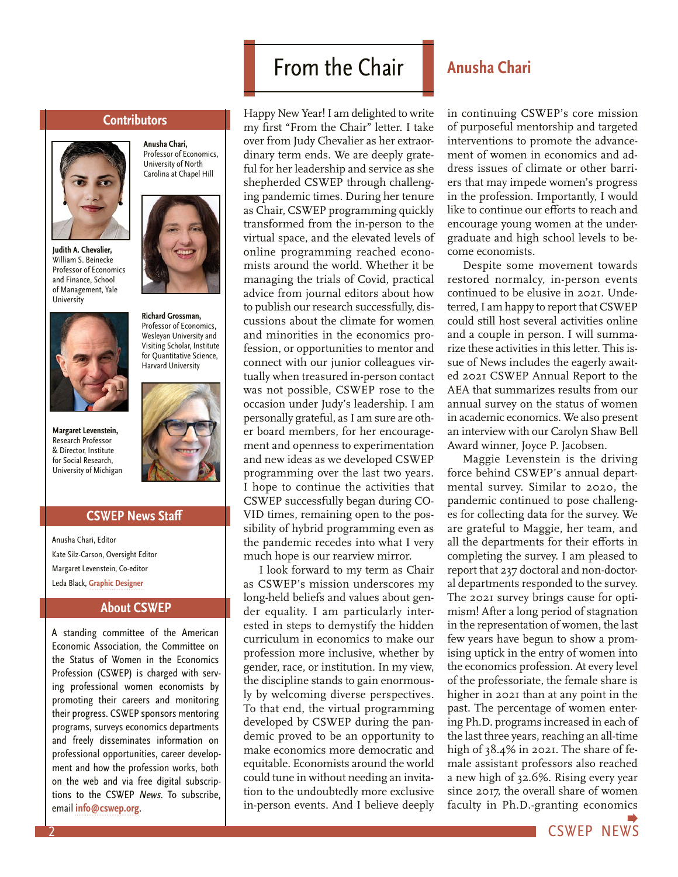# From the Chair

## Anusha Chari

Happy New Year! I am delighted to write my first "From the Chair" letter. I take over from Judy Chevalier as her extraordinary term ends. We are deeply grateful for her leadership and service as she shepherded CSWEP through challenging pandemic times. During her tenure as Chair, CSWEP programming quickly transformed from the in-person to the virtual space, and the elevated levels of online programming reached economists around the world. Whether it be managing the trials of Covid, practical advice from journal editors about how to publish our research successfully, discussions about the climate for women and minorities in the economics profession, or opportunities to mentor and connect with our junior colleagues virtually when treasured in-person contact was not possible, CSWEP rose to the occasion under Judy's leadership. I am personally grateful, as I am sure are other board members, for her encouragement and openness to experimentation and new ideas as we developed CSWEP programming over the last two years. I hope to continue the activities that CSWEP successfully began during COVID times, remaining open to the possibility of hybrid programming even as the pandemic recedes into what I very much hope is our rearview mirror.

I look forward to my term as Chair as CSWEP's mission underscores my long-held beliefs and values about gender equality. I am particularly interested in steps to demystify the hidden curriculum in economics to make our profession more inclusive, whether by gender, race, or institution. In my view, the discipline stands to gain enormously by welcoming diverse perspectives. To that end, the virtual programming developed by CSWEP during the pandemic proved to be an opportunity to make economics more democratic and equitable. Economists around the world could tune in without needing an invitation to the undoubtedly more exclusive in-person events. And I believe deeply in continuing CSWEP's core mission of purposeful mentorship and targeted interventions to promote the advancement of women in economics and address issues of climate or other barriers that may impede women's progress in the profession. Importantly, I would like to continue our efforts to reach and encourage young women at the undergraduate and high school levels to become economists.

Despite some movement towards restored normalcy, in-person events continued to be elusive in 2021. Undeterred, I am happy to report that CSWEP could still host several activities online and a couple in person. I will summarize these activities in this letter. This issue of News includes the eagerly awaited 2021 CSWEP Annual Report to the AEA that summarizes results from our annual survey on the status of women in academic economics. We also present an interview with our Carolyn Shaw Bell Award winner, Joyce P. Jacobsen.

Maggie Levenstein is the driving force behind CSWEP's annual departmental survey. Similar to 2020, the pandemic continued to pose challenges for collecting data for the survey. We are grateful to Maggie, her team, and all the departments for their efforts in completing the survey. I am pleased to report that 237 doctoral and non-doctoral departments responded to the survey. The 2021 survey brings cause for optimism! After a long period of stagnation in the representation of women, the last few years have begun to show a promising uptick in the entry of women into the economics profession. At every level of the professoriate, the female share is higher in 2021 than at any point in the past. The percentage of women entering Ph.D. programs increased in each of the last three years, reaching an all-time high of 38.4% in 2021. The share of female assistant professors also reached a new high of 32.6%. Rising every year since 2017, the overall share of women faculty in Ph.D.-granting economics

---

### Contributors

**Anusha Chari,** Professor of Economics, University of North Carolina at Chapel Hill

**Judith A. Chevalier,** William S. Beinecke Professor of Economics and Finance, School of Management, Yale University

**Richard Grossman,** Professor of Economics, Wesleyan University and Visiting Scholar, Institute for Quantitative Science, Harvard University

**Margaret Levenstein,** Research Professor & Director, Institute for Social Research, University of Michigan

### CSWEP News Staff

Anusha Chari, Editor
Kate Silz-Carson, Oversight Editor
Margaret Levenstein, Co-editor
Leda Black, **Graphic Designer**

### About CSWEP

A standing committee of the American Economic Association, the Committee on the Status of Women in the Economics Profession (CSWEP) is charged with serving professional women economists by promoting their careers and monitoring their progress. CSWEP sponsors mentoring programs, surveys economics departments and freely disseminates information on professional opportunities, career development and how the profession works, both on the web and via free digital subscriptions to the CSWEP *News*. To subscribe, email **info@cswep.org**.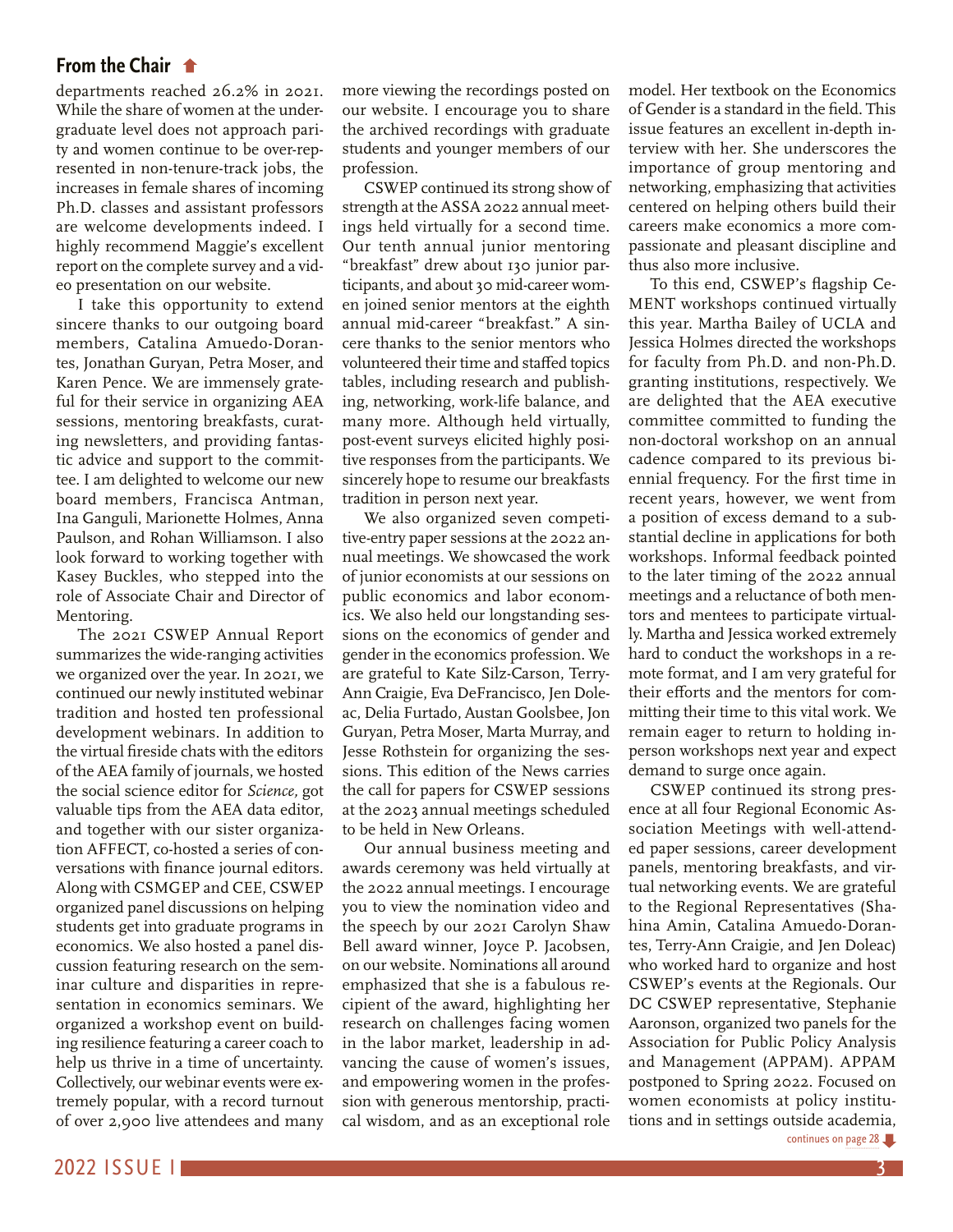## From the Chair

departments reached 26.2% in 2021. While the share of women at the undergraduate level does not approach parity and women continue to be over-represented in non-tenure-track jobs, the increases in female shares of incoming Ph.D. classes and assistant professors are welcome developments indeed. I highly recommend Maggie's excellent report on the complete survey and a video presentation on our website.

I take this opportunity to extend sincere thanks to our outgoing board members, Catalina Amuedo-Dorantes, Jonathan Guryan, Petra Moser, and Karen Pence. We are immensely grateful for their service in organizing AEA sessions, mentoring breakfasts, curating newsletters, and providing fantastic advice and support to the committee. I am delighted to welcome our new board members, Francisca Antman, Ina Ganguli, Marionette Holmes, Anna Paulson, and Rohan Williamson. I also look forward to working together with Kasey Buckles, who stepped into the role of Associate Chair and Director of Mentoring.

The 2021 CSWEP Annual Report summarizes the wide-ranging activities we organized over the year. In 2021, we continued our newly instituted webinar tradition and hosted ten professional development webinars. In addition to the virtual fireside chats with the editors of the AEA family of journals, we hosted the social science editor for *Science*, got valuable tips from the AEA data editor, and together with our sister organization AFFECT, co-hosted a series of conversations with finance journal editors. Along with CSMGEP and CEE, CSWEP organized panel discussions on helping students get into graduate programs in economics. We also hosted a panel discussion featuring research on the seminar culture and disparities in representation in economics seminars. We organized a workshop event on building resilience featuring a career coach to help us thrive in a time of uncertainty. Collectively, our webinar events were extremely popular, with a record turnout of over 2,900 live attendees and many more viewing the recordings posted on our website. I encourage you to share the archived recordings with graduate students and younger members of our profession.

CSWEP continued its strong show of strength at the ASSA 2022 annual meetings held virtually for a second time. Our tenth annual junior mentoring "breakfast" drew about 130 junior participants, and about 30 mid-career women joined senior mentors at the eighth annual mid-career "breakfast." A sincere thanks to the senior mentors who volunteered their time and staffed topics tables, including research and publishing, networking, work-life balance, and many more. Although held virtually, post-event surveys elicited highly positive responses from the participants. We sincerely hope to resume our breakfasts tradition in person next year.

We also organized seven competitive-entry paper sessions at the 2022 annual meetings. We showcased the work of junior economists at our sessions on public economics and labor economics. We also held our longstanding sessions on the economics of gender and gender in the economics profession. We are grateful to Kate Silz-Carson, Terry-Ann Craigie, Eva DeFrancisco, Jen Doleac, Delia Furtado, Austan Goolsbee, Jon Guryan, Petra Moser, Marta Murray, and Jesse Rothstein for organizing the sessions. This edition of the News carries the call for papers for CSWEP sessions at the 2023 annual meetings scheduled to be held in New Orleans.

Our annual business meeting and awards ceremony was held virtually at the 2022 annual meetings. I encourage you to view the nomination video and the speech by our 2021 Carolyn Shaw Bell award winner, Joyce P. Jacobsen, on our website. Nominations all around emphasized that she is a fabulous recipient of the award, highlighting her research on challenges facing women in the labor market, leadership in advancing the cause of women's issues, and empowering women in the profession with generous mentorship, practical wisdom, and as an exceptional role model. Her textbook on the Economics of Gender is a standard in the field. This issue features an excellent in-depth interview with her. She underscores the importance of group mentoring and networking, emphasizing that activities centered on helping others build their careers make economics a more compassionate and pleasant discipline and thus also more inclusive.

To this end, CSWEP's flagship CeMENT workshops continued virtually this year. Martha Bailey of UCLA and Jessica Holmes directed the workshops for faculty from Ph.D. and non-Ph.D. granting institutions, respectively. We are delighted that the AEA executive committee committed to funding the non-doctoral workshop on an annual cadence compared to its previous biennial frequency. For the first time in recent years, however, we went from a position of excess demand to a substantial decline in applications for both workshops. Informal feedback pointed to the later timing of the 2022 annual meetings and a reluctance of both mentors and mentees to participate virtually. Martha and Jessica worked extremely hard to conduct the workshops in a remote format, and I am very grateful for their efforts and the mentors for committing their time to this vital work. We remain eager to return to holding in-person workshops next year and expect demand to surge once again.

CSWEP continued its strong presence at all four Regional Economic Association Meetings with well-attended paper sessions, career development panels, mentoring breakfasts, and virtual networking events. We are grateful to the Regional Representatives (Shahina Amin, Catalina Amuedo-Dorantes, Terry-Ann Craigie, and Jen Doleac) who worked hard to organize and host CSWEP's events at the Regionals. Our DC CSWEP representative, Stephanie Aaronson, organized two panels for the Association for Public Policy Analysis and Management (APPAM). APPAM postponed to Spring 2022. Focused on women economists at policy institutions and in settings outside academia,

continues on page 28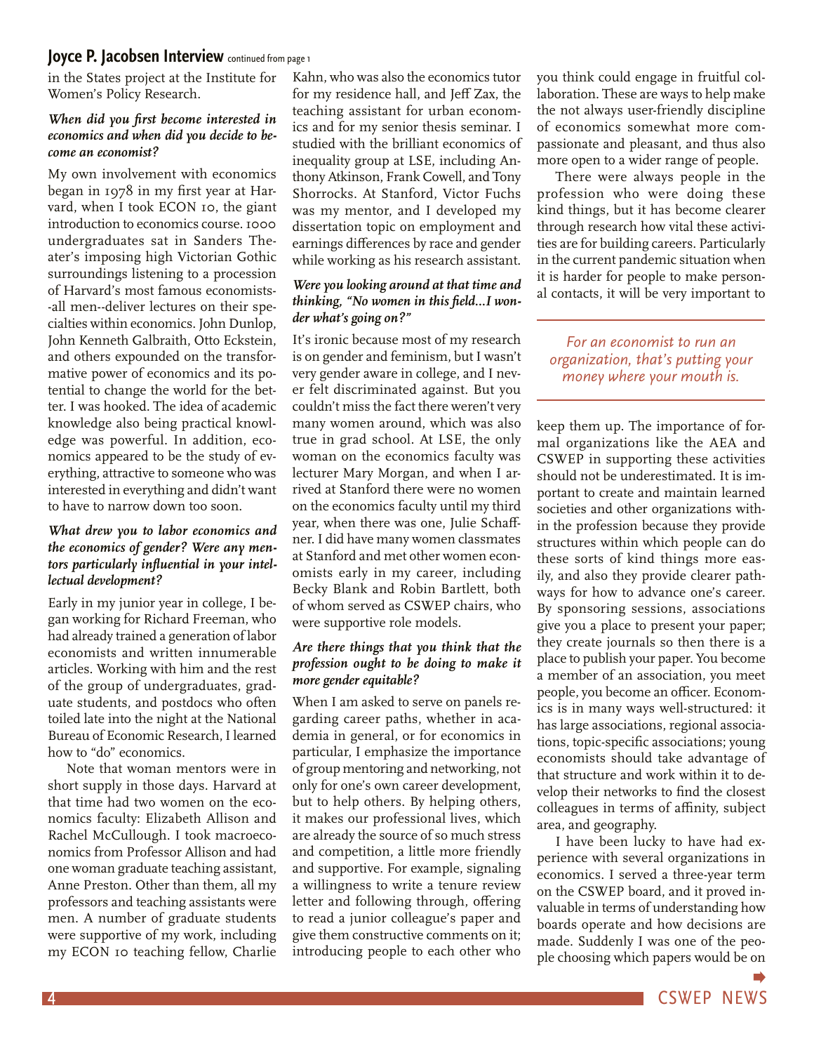## Joyce P. Jacobsen Interview continued from page 1

in the States project at the Institute for Women's Policy Research.

***When did you first become interested in economics and when did you decide to become an economist?***

My own involvement with economics began in 1978 in my first year at Harvard, when I took ECON 10, the giant introduction to economics course. 1000 undergraduates sat in Sanders Theater's imposing high Victorian Gothic surroundings listening to a procession of Harvard's most famous economists--all men--deliver lectures on their specialties within economics. John Dunlop, John Kenneth Galbraith, Otto Eckstein, and others expounded on the transformative power of economics and its potential to change the world for the better. I was hooked. The idea of academic knowledge also being practical knowledge was powerful. In addition, economics appeared to be the study of everything, attractive to someone who was interested in everything and didn't want to have to narrow down too soon.

***What drew you to labor economics and the economics of gender? Were any mentors particularly influential in your intellectual development?***

Early in my junior year in college, I began working for Richard Freeman, who had already trained a generation of labor economists and written innumerable articles. Working with him and the rest of the group of undergraduates, graduate students, and postdocs who often toiled late into the night at the National Bureau of Economic Research, I learned how to "do" economics.

Note that woman mentors were in short supply in those days. Harvard at that time had two women on the economics faculty: Elizabeth Allison and Rachel McCullough. I took macroeconomics from Professor Allison and had one woman graduate teaching assistant, Anne Preston. Other than them, all my professors and teaching assistants were men. A number of graduate students were supportive of my work, including my ECON 10 teaching fellow, Charlie Kahn, who was also the economics tutor for my residence hall, and Jeff Zax, the teaching assistant for urban economics and for my senior thesis seminar. I studied with the brilliant economics of inequality group at LSE, including Anthony Atkinson, Frank Cowell, and Tony Shorrocks. At Stanford, Victor Fuchs was my mentor, and I developed my dissertation topic on employment and earnings differences by race and gender while working as his research assistant.

***Were you looking around at that time and thinking, "No women in this field...I wonder what's going on?"***

It's ironic because most of my research is on gender and feminism, but I wasn't very gender aware in college, and I never felt discriminated against. But you couldn't miss the fact there weren't very many women around, which was also true in grad school. At LSE, the only woman on the economics faculty was lecturer Mary Morgan, and when I arrived at Stanford there were no women on the economics faculty until my third year, when there was one, Julie Schaffner. I did have many women classmates at Stanford and met other women economists early in my career, including Becky Blank and Robin Bartlett, both of whom served as CSWEP chairs, who were supportive role models.

***Are there things that you think that the profession ought to be doing to make it more gender equitable?***

When I am asked to serve on panels regarding career paths, whether in academia in general, or for economics in particular, I emphasize the importance of group mentoring and networking, not only for one's own career development, but to help others. By helping others, it makes our professional lives, which are already the source of so much stress and competition, a little more friendly and supportive. For example, signaling a willingness to write a tenure review letter and following through, offering to read a junior colleague's paper and give them constructive comments on it; introducing people to each other who you think could engage in fruitful collaboration. These are ways to help make the not always user-friendly discipline of economics somewhat more compassionate and pleasant, and thus also more open to a wider range of people.

There were always people in the profession who were doing these kind things, but it has become clearer through research how vital these activities are for building careers. Particularly in the current pandemic situation when it is harder for people to make personal contacts, it will be very important to keep them up. The importance of formal organizations like the AEA and CSWEP in supporting these activities should not be underestimated. It is important to create and maintain learned societies and other organizations within the profession because they provide structures within which people can do these sorts of kind things more easily, and also they provide clearer pathways for how to advance one's career. By sponsoring sessions, associations give you a place to present your paper; they create journals so then there is a place to publish your paper. You become a member of an association, you meet people, you become an officer. Economics is in many ways well-structured: it has large associations, regional associations, topic-specific associations; young economists should take advantage of that structure and work within it to develop their networks to find the closest colleagues in terms of affinity, subject area, and geography.

> *For an economist to run an organization, that's putting your money where your mouth is.*

I have been lucky to have had experience with several organizations in economics. I served a three-year term on the CSWEP board, and it proved invaluable in terms of understanding how boards operate and how decisions are made. Suddenly I was one of the people choosing which papers would be on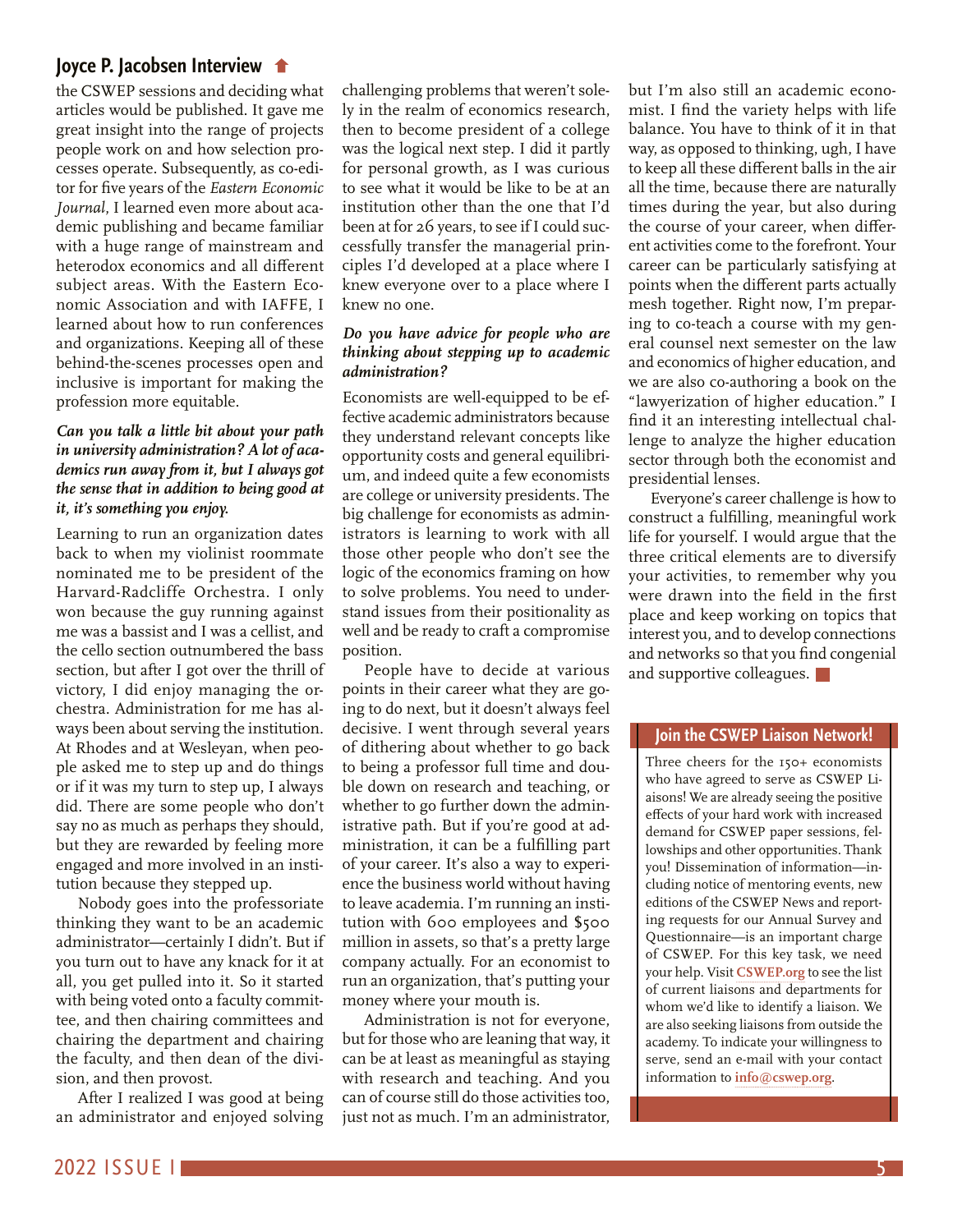## Joyce P. Jacobsen Interview

the CSWEP sessions and deciding what articles would be published. It gave me great insight into the range of projects people work on and how selection processes operate. Subsequently, as co-editor for five years of the *Eastern Economic Journal*, I learned even more about academic publishing and became familiar with a huge range of mainstream and heterodox economics and all different subject areas. With the Eastern Economic Association and with IAFFE, I learned about how to run conferences and organizations. Keeping all of these behind-the-scenes processes open and inclusive is important for making the profession more equitable.

***Can you talk a little bit about your path in university administration? A lot of academics run away from it, but I always got the sense that in addition to being good at it, it's something you enjoy.***

Learning to run an organization dates back to when my violinist roommate nominated me to be president of the Harvard-Radcliffe Orchestra. I only won because the guy running against me was a bassist and I was a cellist, and the cello section outnumbered the bass section, but after I got over the thrill of victory, I did enjoy managing the orchestra. Administration for me has always been about serving the institution. At Rhodes and at Wesleyan, when people asked me to step up and do things or if it was my turn to step up, I always did. There are some people who don't say no as much as perhaps they should, but they are rewarded by feeling more engaged and more involved in an institution because they stepped up.

Nobody goes into the professoriate thinking they want to be an academic administrator—certainly I didn't. But if you turn out to have any knack for it at all, you get pulled into it. So it started with being voted onto a faculty committee, and then chairing committees and chairing the department and chairing the faculty, and then dean of the division, and then provost.

After I realized I was good at being an administrator and enjoyed solving challenging problems that weren't solely in the realm of economics research, then to become president of a college was the logical next step. I did it partly for personal growth, as I was curious to see what it would be like to be at an institution other than the one that I'd been at for 26 years, to see if I could successfully transfer the managerial principles I'd developed at a place where I knew everyone over to a place where I knew no one.

***Do you have advice for people who are thinking about stepping up to academic administration?***

Economists are well-equipped to be effective academic administrators because they understand relevant concepts like opportunity costs and general equilibrium, and indeed quite a few economists are college or university presidents. The big challenge for economists as administrators is learning to work with all those other people who don't see the logic of the economics framing on how to solve problems. You need to understand issues from their positionality as well and be ready to craft a compromise position.

People have to decide at various points in their career what they are going to do next, but it doesn't always feel decisive. I went through several years of dithering about whether to go back to being a professor full time and double down on research and teaching, or whether to go further down the administrative path. But if you're good at administration, it can be a fulfilling part of your career. It's also a way to experience the business world without having to leave academia. I'm running an institution with 600 employees and $500 million in assets, so that's a pretty large company actually. For an economist to run an organization, that's putting your money where your mouth is.

Administration is not for everyone, but for those who are leaning that way, it can be at least as meaningful as staying with research and teaching. And you can of course still do those activities too, just not as much. I'm an administrator, but I'm also still an academic economist. I find the variety helps with life balance. You have to think of it in that way, as opposed to thinking, ugh, I have to keep all these different balls in the air all the time, because there are naturally times during the year, but also during the course of your career, when different activities come to the forefront. Your career can be particularly satisfying at points when the different parts actually mesh together. Right now, I'm preparing to co-teach a course with my general counsel next semester on the law and economics of higher education, and we are also co-authoring a book on the "lawyerization of higher education." I find it an interesting intellectual challenge to analyze the higher education sector through both the economist and presidential lenses.

Everyone's career challenge is how to construct a fulfilling, meaningful work life for yourself. I would argue that the three critical elements are to diversify your activities, to remember why you were drawn into the field in the first place and keep working on topics that interest you, and to develop connections and networks so that you find congenial and supportive colleagues.

### Join the CSWEP Liaison Network!

Three cheers for the 150+ economists who have agreed to serve as CSWEP Liaisons! We are already seeing the positive effects of your hard work with increased demand for CSWEP paper sessions, fellowships and other opportunities. Thank you! Dissemination of information—including notice of mentoring events, new editions of the CSWEP News and reporting requests for our Annual Survey and Questionnaire—is an important charge of CSWEP. For this key task, we need your help. Visit **CSWEP.org** to see the list of current liaisons and departments for whom we'd like to identify a liaison. We are also seeking liaisons from outside the academy. To indicate your willingness to serve, send an e-mail with your contact information to **info@cswep.org**.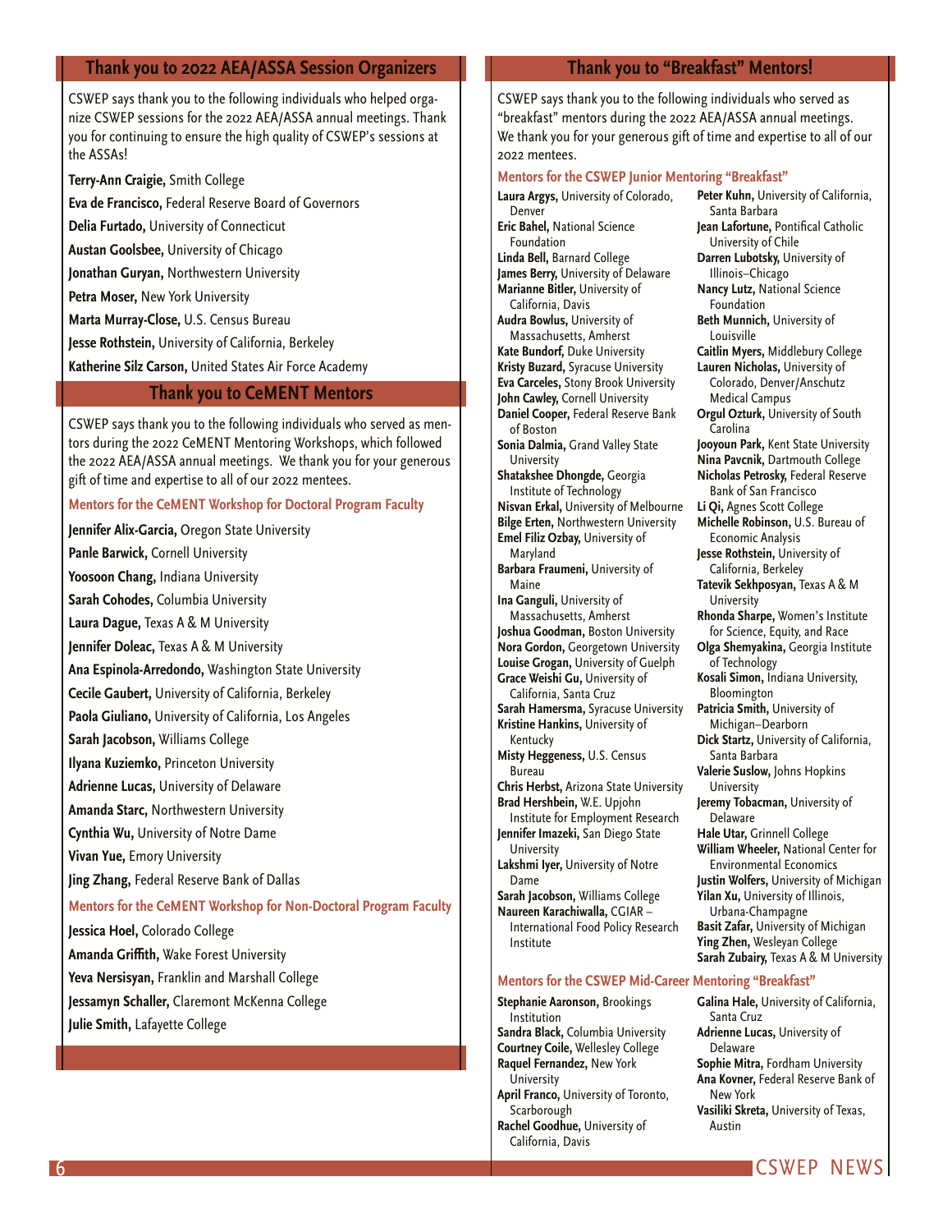## Thank you to 2022 AEA/ASSA Session Organizers

CSWEP says thank you to the following individuals who helped organize CSWEP sessions for the 2022 AEA/ASSA annual meetings. Thank you for continuing to ensure the high quality of CSWEP's sessions at the ASSAs!

**Terry-Ann Craigie,** Smith College

**Eva de Francisco,** Federal Reserve Board of Governors

**Delia Furtado,** University of Connecticut

**Austan Goolsbee,** University of Chicago

**Jonathan Guryan,** Northwestern University

**Petra Moser,** New York University

**Marta Murray-Close,** U.S. Census Bureau

**Jesse Rothstein,** University of California, Berkeley

**Katherine Silz Carson,** United States Air Force Academy

## Thank you to CeMENT Mentors

CSWEP says thank you to the following individuals who served as mentors during the 2022 CeMENT Mentoring Workshops, which followed the 2022 AEA/ASSA annual meetings. We thank you for your generous gift of time and expertise to all of our 2022 mentees.

### Mentors for the CeMENT Workshop for Doctoral Program Faculty

**Jennifer Alix-Garcia,** Oregon State University

**Panle Barwick,** Cornell University

**Yoosoon Chang,** Indiana University

**Sarah Cohodes,** Columbia University

**Laura Dague,** Texas A & M University

**Jennifer Doleac,** Texas A & M University

**Ana Espinola-Arredondo,** Washington State University

**Cecile Gaubert,** University of California, Berkeley

**Paola Giuliano,** University of California, Los Angeles

**Sarah Jacobson,** Williams College

**Ilyana Kuziemko,** Princeton University

**Adrienne Lucas,** University of Delaware

**Amanda Starc,** Northwestern University

**Cynthia Wu,** University of Notre Dame

**Vivan Yue,** Emory University

**Jing Zhang,** Federal Reserve Bank of Dallas

### Mentors for the CeMENT Workshop for Non-Doctoral Program Faculty

**Jessica Hoel,** Colorado College

**Amanda Griffith,** Wake Forest University

**Yeva Nersisyan,** Franklin and Marshall College

**Jessamyn Schaller,** Claremont McKenna College

**Julie Smith,** Lafayette College

## Thank you to "Breakfast" Mentors!

CSWEP says thank you to the following individuals who served as "breakfast" mentors during the 2022 AEA/ASSA annual meetings. We thank you for your generous gift of time and expertise to all of our 2022 mentees.

### Mentors for the CSWEP Junior Mentoring "Breakfast"

**Laura Argys,** University of Colorado, Denver

**Eric Bahel,** National Science Foundation

**Linda Bell,** Barnard College

**James Berry,** University of Delaware

**Marianne Bitler,** University of California, Davis

**Audra Bowlus,** University of Massachusetts, Amherst

**Kate Bundorf,** Duke University

**Kristy Buzard,** Syracuse University

**Eva Carceles,** Stony Brook University

**John Cawley,** Cornell University

**Daniel Cooper,** Federal Reserve Bank of Boston

**Sonia Dalmia,** Grand Valley State University

**Shatakshee Dhongde,** Georgia Institute of Technology

**Nisvan Erkal,** University of Melbourne

**Bilge Erten,** Northwestern University

**Emel Filiz Ozbay,** University of Maryland

**Barbara Fraumeni,** University of Maine

**Ina Ganguli,** University of Massachusetts, Amherst

**Joshua Goodman,** Boston University

**Nora Gordon,** Georgetown University

**Louise Grogan,** University of Guelph

**Grace Weishi Gu,** University of California, Santa Cruz

**Sarah Hamersma,** Syracuse University

**Kristine Hankins,** University of Kentucky

**Misty Heggeness,** U.S. Census Bureau

**Chris Herbst,** Arizona State University

**Brad Hershbein,** W.E. Upjohn Institute for Employment Research

**Jennifer Imazeki,** San Diego State University

**Lakshmi Iyer,** University of Notre Dame

**Sarah Jacobson,** Williams College

**Naureen Karachiwalla,** CGIAR – International Food Policy Research Institute

**Peter Kuhn,** University of California, Santa Barbara

**Jean Lafortune,** Pontifical Catholic University of Chile

**Darren Lubotsky,** University of Illinois–Chicago

**Nancy Lutz,** National Science Foundation

**Beth Munnich,** University of Louisville

**Caitlin Myers,** Middlebury College

**Lauren Nicholas,** University of Colorado, Denver/Anschutz Medical Campus

**Orgul Ozturk,** University of South Carolina

**Jooyoun Park,** Kent State University

**Nina Pavcnik,** Dartmouth College

**Nicholas Petrosky,** Federal Reserve Bank of San Francisco

**Li Qi,** Agnes Scott College

**Michelle Robinson,** U.S. Bureau of Economic Analysis

**Jesse Rothstein,** University of California, Berkeley

**Tatevik Sekhposyan,** Texas A & M University

**Rhonda Sharpe,** Women's Institute for Science, Equity, and Race

**Olga Shemyakina,** Georgia Institute of Technology

**Kosali Simon,** Indiana University, Bloomington

**Patricia Smith,** University of Michigan–Dearborn

**Dick Startz,** University of California, Santa Barbara

**Valerie Suslow,** Johns Hopkins University

**Jeremy Tobacman,** University of Delaware

**Hale Utar,** Grinnell College

**William Wheeler,** National Center for Environmental Economics

**Justin Wolfers,** University of Michigan

**Yilan Xu,** University of Illinois, Urbana-Champagne

**Basit Zafar,** University of Michigan

**Ying Zhen,** Wesleyan College

**Sarah Zubairy,** Texas A & M University

### Mentors for the CSWEP Mid-Career Mentoring "Breakfast"

**Stephanie Aaronson,** Brookings Institution

**Sandra Black,** Columbia University

**Courtney Coile,** Wellesley College

**Raquel Fernandez,** New York University

**April Franco,** University of Toronto, Scarborough

**Rachel Goodhue,** University of California, Davis

**Galina Hale,** University of California, Santa Cruz

**Adrienne Lucas,** University of Delaware

**Sophie Mitra,** Fordham University

**Ana Kovner,** Federal Reserve Bank of New York

**Vasiliki Skreta,** University of Texas, Austin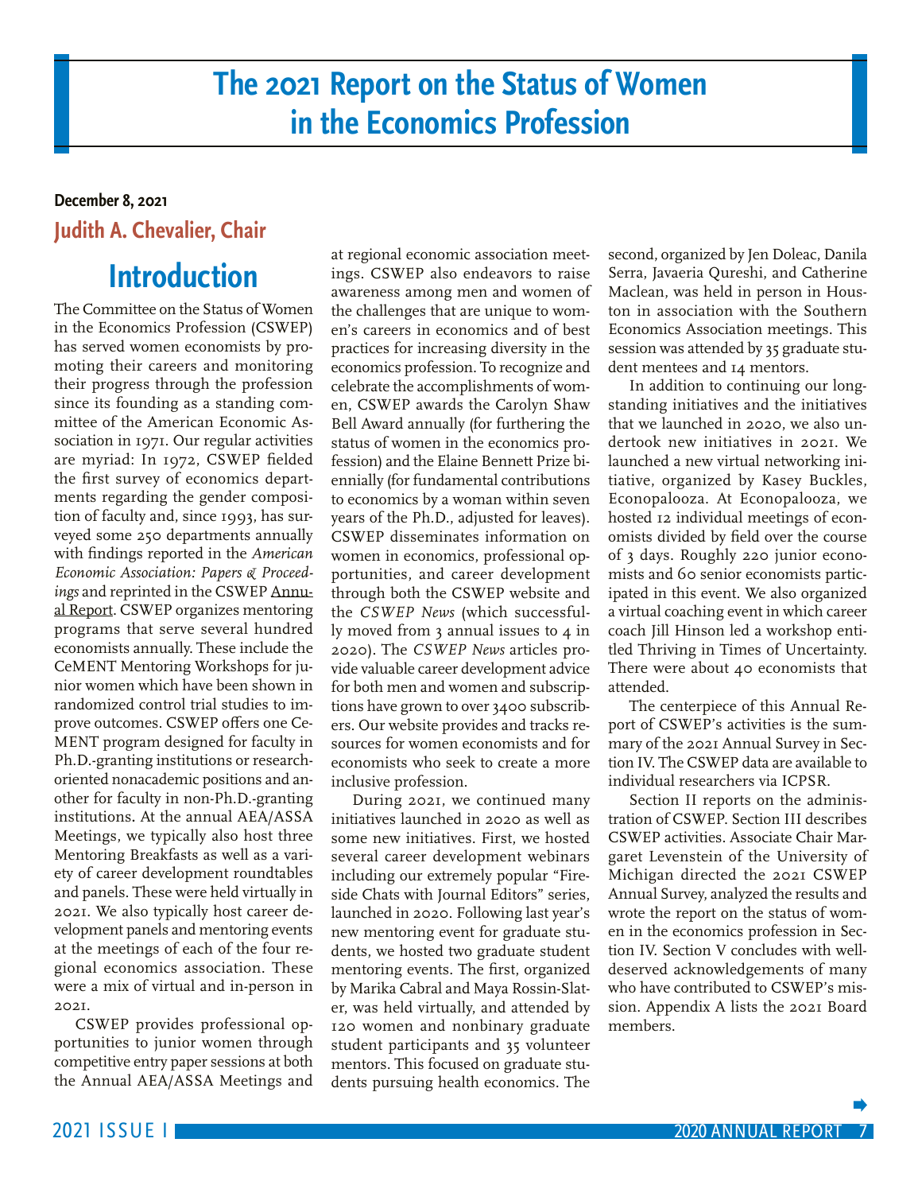# The 2021 Report on the Status of Women in the Economics Profession

**December 8, 2021**

## Judith A. Chevalier, Chair

## Introduction

The Committee on the Status of Women in the Economics Profession (CSWEP) has served women economists by promoting their careers and monitoring their progress through the profession since its founding as a standing committee of the American Economic Association in 1971. Our regular activities are myriad: In 1972, CSWEP fielded the first survey of economics departments regarding the gender composition of faculty and, since 1993, has surveyed some 250 departments annually with findings reported in the *American Economic Association: Papers & Proceedings* and reprinted in the CSWEP Annual Report. CSWEP organizes mentoring programs that serve several hundred economists annually. These include the CeMENT Mentoring Workshops for junior women which have been shown in randomized control trial studies to improve outcomes. CSWEP offers one CeMENT program designed for faculty in Ph.D.-granting institutions or research-oriented nonacademic positions and another for faculty in non-Ph.D.-granting institutions. At the annual AEA/ASSA Meetings, we typically also host three Mentoring Breakfasts as well as a variety of career development roundtables and panels. These were held virtually in 2021. We also typically host career development panels and mentoring events at the meetings of each of the four regional economics association. These were a mix of virtual and in-person in 2021.

CSWEP provides professional opportunities to junior women through competitive entry paper sessions at both the Annual AEA/ASSA Meetings and at regional economic association meetings. CSWEP also endeavors to raise awareness among men and women of the challenges that are unique to women's careers in economics and of best practices for increasing diversity in the economics profession. To recognize and celebrate the accomplishments of women, CSWEP awards the Carolyn Shaw Bell Award annually (for furthering the status of women in the economics profession) and the Elaine Bennett Prize biennially (for fundamental contributions to economics by a woman within seven years of the Ph.D., adjusted for leaves). CSWEP disseminates information on women in economics, professional opportunities, and career development through both the CSWEP website and the *CSWEP News* (which successfully moved from 3 annual issues to 4 in 2020). The *CSWEP News* articles provide valuable career development advice for both men and women and subscriptions have grown to over 3400 subscribers. Our website provides and tracks resources for women economists and for economists who seek to create a more inclusive profession.

During 2021, we continued many initiatives launched in 2020 as well as some new initiatives. First, we hosted several career development webinars including our extremely popular "Fireside Chats with Journal Editors" series, launched in 2020. Following last year's new mentoring event for graduate students, we hosted two graduate student mentoring events. The first, organized by Marika Cabral and Maya Rossin-Slater, was held virtually, and attended by 120 women and nonbinary graduate student participants and 35 volunteer mentors. This focused on graduate students pursuing health economics. The second, organized by Jen Doleac, Danila Serra, Javaeria Qureshi, and Catherine Maclean, was held in person in Houston in association with the Southern Economics Association meetings. This session was attended by 35 graduate student mentees and 14 mentors.

In addition to continuing our longstanding initiatives and the initiatives that we launched in 2020, we also undertook new initiatives in 2021. We launched a new virtual networking initiative, organized by Kasey Buckles, Econopalooza. At Econopalooza, we hosted 12 individual meetings of economists divided by field over the course of 3 days. Roughly 220 junior economists and 60 senior economists participated in this event. We also organized a virtual coaching event in which career coach Jill Hinson led a workshop entitled Thriving in Times of Uncertainty. There were about 40 economists that attended.

The centerpiece of this Annual Report of CSWEP's activities is the summary of the 2021 Annual Survey in Section IV. The CSWEP data are available to individual researchers via ICPSR.

Section II reports on the administration of CSWEP. Section III describes CSWEP activities. Associate Chair Margaret Levenstein of the University of Michigan directed the 2021 CSWEP Annual Survey, analyzed the results and wrote the report on the status of women in the economics profession in Section IV. Section V concludes with well-deserved acknowledgements of many who have contributed to CSWEP's mission. Appendix A lists the 2021 Board members.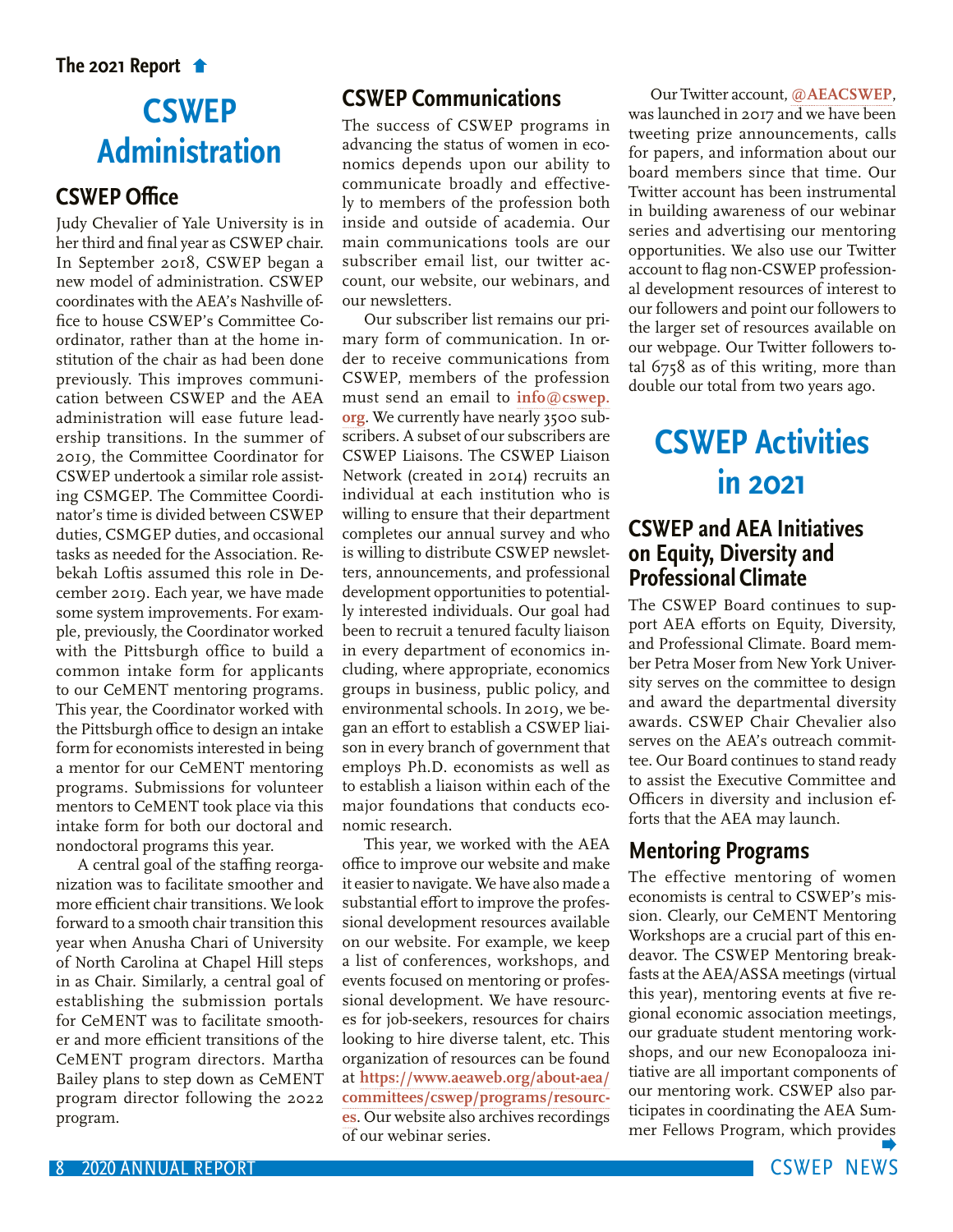# CSWEP Administration

## CSWEP Office

Judy Chevalier of Yale University is in her third and final year as CSWEP chair. In September 2018, CSWEP began a new model of administration. CSWEP coordinates with the AEA's Nashville office to house CSWEP's Committee Coordinator, rather than at the home institution of the chair as had been done previously. This improves communication between CSWEP and the AEA administration will ease future leadership transitions. In the summer of 2019, the Committee Coordinator for CSWEP undertook a similar role assisting CSMGEP. The Committee Coordinator's time is divided between CSWEP duties, CSMGEP duties, and occasional tasks as needed for the Association. Rebekah Loftis assumed this role in December 2019. Each year, we have made some system improvements. For example, previously, the Coordinator worked with the Pittsburgh office to build a common intake form for applicants to our CeMENT mentoring programs. This year, the Coordinator worked with the Pittsburgh office to design an intake form for economists interested in being a mentor for our CeMENT mentoring programs. Submissions for volunteer mentors to CeMENT took place via this intake form for both our doctoral and nondoctoral programs this year.

A central goal of the staffing reorganization was to facilitate smoother and more efficient chair transitions. We look forward to a smooth chair transition this year when Anusha Chari of University of North Carolina at Chapel Hill steps in as Chair. Similarly, a central goal of establishing the submission portals for CeMENT was to facilitate smoother and more efficient transitions of the CeMENT program directors. Martha Bailey plans to step down as CeMENT program director following the 2022 program.

## CSWEP Communications

The success of CSWEP programs in advancing the status of women in economics depends upon our ability to communicate broadly and effectively to members of the profession both inside and outside of academia. Our main communications tools are our subscriber email list, our twitter account, our website, our webinars, and our newsletters.

Our subscriber list remains our primary form of communication. In order to receive communications from CSWEP, members of the profession must send an email to **info@cswep.org**. We currently have nearly 3500 subscribers. A subset of our subscribers are CSWEP Liaisons. The CSWEP Liaison Network (created in 2014) recruits an individual at each institution who is willing to ensure that their department completes our annual survey and who is willing to distribute CSWEP newsletters, announcements, and professional development opportunities to potentially interested individuals. Our goal had been to recruit a tenured faculty liaison in every department of economics including, where appropriate, economics groups in business, public policy, and environmental schools. In 2019, we began an effort to establish a CSWEP liaison in every branch of government that employs Ph.D. economists as well as to establish a liaison within each of the major foundations that conducts economic research.

This year, we worked with the AEA office to improve our website and make it easier to navigate. We have also made a substantial effort to improve the professional development resources available on our website. For example, we keep a list of conferences, workshops, and events focused on mentoring or professional development. We have resources for job-seekers, resources for chairs looking to hire diverse talent, etc. This organization of resources can be found at **https://www.aeaweb.org/about-aea/committees/cswep/programs/resources**. Our website also archives recordings of our webinar series.

Our Twitter account, **@AEACSWEP**, was launched in 2017 and we have been tweeting prize announcements, calls for papers, and information about our board members since that time. Our Twitter account has been instrumental in building awareness of our webinar series and advertising our mentoring opportunities. We also use our Twitter account to flag non-CSWEP professional development resources of interest to our followers and point our followers to the larger set of resources available on our webpage. Our Twitter followers total 6758 as of this writing, more than double our total from two years ago.

# CSWEP Activities in 2021

## CSWEP and AEA Initiatives on Equity, Diversity and Professional Climate

The CSWEP Board continues to support AEA efforts on Equity, Diversity, and Professional Climate. Board member Petra Moser from New York University serves on the committee to design and award the departmental diversity awards. CSWEP Chair Chevalier also serves on the AEA's outreach committee. Our Board continues to stand ready to assist the Executive Committee and Officers in diversity and inclusion efforts that the AEA may launch.

## Mentoring Programs

The effective mentoring of women economists is central to CSWEP's mission. Clearly, our CeMENT Mentoring Workshops are a crucial part of this endeavor. The CSWEP Mentoring breakfasts at the AEA/ASSA meetings (virtual this year), mentoring events at five regional economic association meetings, our graduate student mentoring workshops, and our new Econopalooza initiative are all important components of our mentoring work. CSWEP also participates in coordinating the AEA Summer Fellows Program, which provides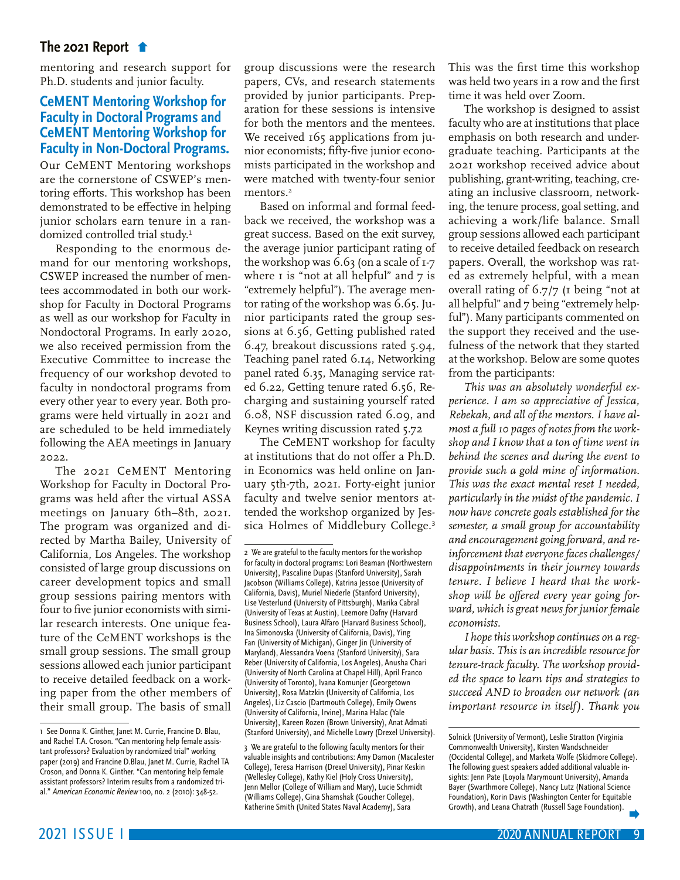mentoring and research support for Ph.D. students and junior faculty.

### CeMENT Mentoring Workshop for Faculty in Doctoral Programs and CeMENT Mentoring Workshop for Faculty in Non-Doctoral Programs.

Our CeMENT Mentoring workshops are the cornerstone of CSWEP's mentoring efforts. This workshop has been demonstrated to be effective in helping junior scholars earn tenure in a randomized controlled trial study.[1]

Responding to the enormous demand for our mentoring workshops, CSWEP increased the number of mentees accommodated in both our workshop for Faculty in Doctoral Programs as well as our workshop for Faculty in Nondoctoral Programs. In early 2020, we also received permission from the Executive Committee to increase the frequency of our workshop devoted to faculty in nondoctoral programs from every other year to every year. Both programs were held virtually in 2021 and are scheduled to be held immediately following the AEA meetings in January 2022.

The 2021 CeMENT Mentoring Workshop for Faculty in Doctoral Programs was held after the virtual ASSA meetings on January 6th–8th, 2021. The program was organized and directed by Martha Bailey, University of California, Los Angeles. The workshop consisted of large group discussions on career development topics and small group sessions pairing mentors with four to five junior economists with similar research interests. One unique feature of the CeMENT workshops is the small group sessions. The small group sessions allowed each junior participant to receive detailed feedback on a working paper from the other members of their small group. The basis of small group discussions were the research papers, CVs, and research statements provided by junior participants. Preparation for these sessions is intensive for both the mentors and the mentees. We received 165 applications from junior economists; fifty-five junior economists participated in the workshop and were matched with twenty-four senior mentors.[2]

Based on informal and formal feedback we received, the workshop was a great success. Based on the exit survey, the average junior participant rating of the workshop was 6.63 (on a scale of 1-7 where 1 is "not at all helpful" and 7 is "extremely helpful"). The average mentor rating of the workshop was 6.65. Junior participants rated the group sessions at 6.56, Getting published rated 6.47, breakout discussions rated 5.94, Teaching panel rated 6.14, Networking panel rated 6.35, Managing service rated 6.22, Getting tenure rated 6.56, Recharging and sustaining yourself rated 6.08, NSF discussion rated 6.09, and Keynes writing discussion rated 5.72

The CeMENT workshop for faculty at institutions that do not offer a Ph.D. in Economics was held online on January 5th-7th, 2021. Forty-eight junior faculty and twelve senior mentors attended the workshop organized by Jessica Holmes of Middlebury College.[3] This was the first time this workshop was held two years in a row and the first time it was held over Zoom.

The workshop is designed to assist faculty who are at institutions that place emphasis on both research and undergraduate teaching. Participants at the 2021 workshop received advice about publishing, grant-writing, teaching, creating an inclusive classroom, networking, the tenure process, goal setting, and achieving a work/life balance. Small group sessions allowed each participant to receive detailed feedback on research papers. Overall, the workshop was rated as extremely helpful, with a mean overall rating of 6.7/7 (1 being "not at all helpful" and 7 being "extremely helpful"). Many participants commented on the support they received and the usefulness of the network that they started at the workshop. Below are some quotes from the participants:

*This was an absolutely wonderful experience. I am so appreciative of Jessica, Rebekah, and all of the mentors. I have almost a full 10 pages of notes from the workshop and I know that a ton of time went in behind the scenes and during the event to provide such a gold mine of information. This was the exact mental reset I needed, particularly in the midst of the pandemic. I now have concrete goals established for the semester, a small group for accountability and encouragement going forward, and reinforcement that everyone faces challenges/disappointments in their journey towards tenure. I believe I heard that the workshop will be offered every year going forward, which is great news for junior female economists.*

*I hope this workshop continues on a regular basis. This is an incredible resource for tenure-track faculty. The workshop provided the space to learn tips and strategies to succeed AND to broaden our network (an important resource in itself). Thank you*

---

1 See Donna K. Ginther, Janet M. Currie, Francine D. Blau, and Rachel T.A. Croson. "Can mentoring help female assistant professors? Evaluation by randomized trial" working paper (2019) and Francine D.Blau, Janet M. Currie, Rachel TA Croson, and Donna K. Ginther. "Can mentoring help female assistant professors? Interim results from a randomized trial." *American Economic Review* 100, no. 2 (2010): 348-52.

2 We are grateful to the faculty mentors for the workshop for faculty in doctoral programs: Lori Beaman (Northwestern University), Pascaline Dupas (Stanford University), Sarah Jacobson (Williams College), Katrina Jessoe (University of California, Davis), Muriel Niederle (Stanford University), Lise Vesterlund (University of Pittsburgh), Marika Cabral (University of Texas at Austin), Leemore Dafny (Harvard Business School), Laura Alfaro (Harvard Business School), Ina Simonovska (University of California, Davis), Ying Fan (University of Michigan), Ginger Jin (University of Maryland), Alessandra Voena (Stanford University), Sara Reber (University of California, Los Angeles), Anusha Chari (University of North Carolina at Chapel Hill), April Franco (University of Toronto), Ivana Komunjer (Georgetown University), Rosa Matzkin (University of California, Los Angeles), Liz Cascio (Dartmouth College), Emily Owens (University of California, Irvine), Marina Halac (Yale University), Kareen Rozen (Brown University), Anat Admati (Stanford University), and Michelle Lowry (Drexel University).

3 We are grateful to the following faculty mentors for their valuable insights and contributions: Amy Damon (Macalester College), Teresa Harrison (Drexel University), Pinar Keskin (Wellesley College), Kathy Kiel (Holy Cross University), Jenn Mellor (College of William and Mary), Lucie Schmidt (Williams College), Gina Shamshak (Goucher College), Katherine Smith (United States Naval Academy), Sara Solnick (University of Vermont), Leslie Stratton (Virginia Commonwealth University), Kirsten Wandschneider (Occidental College), and Marketa Wolfe (Skidmore College). The following guest speakers added valuable insights: Jenn Pate (Loyola Marymount University), Amanda Bayer (Swarthmore College), Nancy Lutz (National Science Foundation), Korin Davis (Washington Center for Equitable Growth), and Leana Chatrath (Russell Sage Foundation).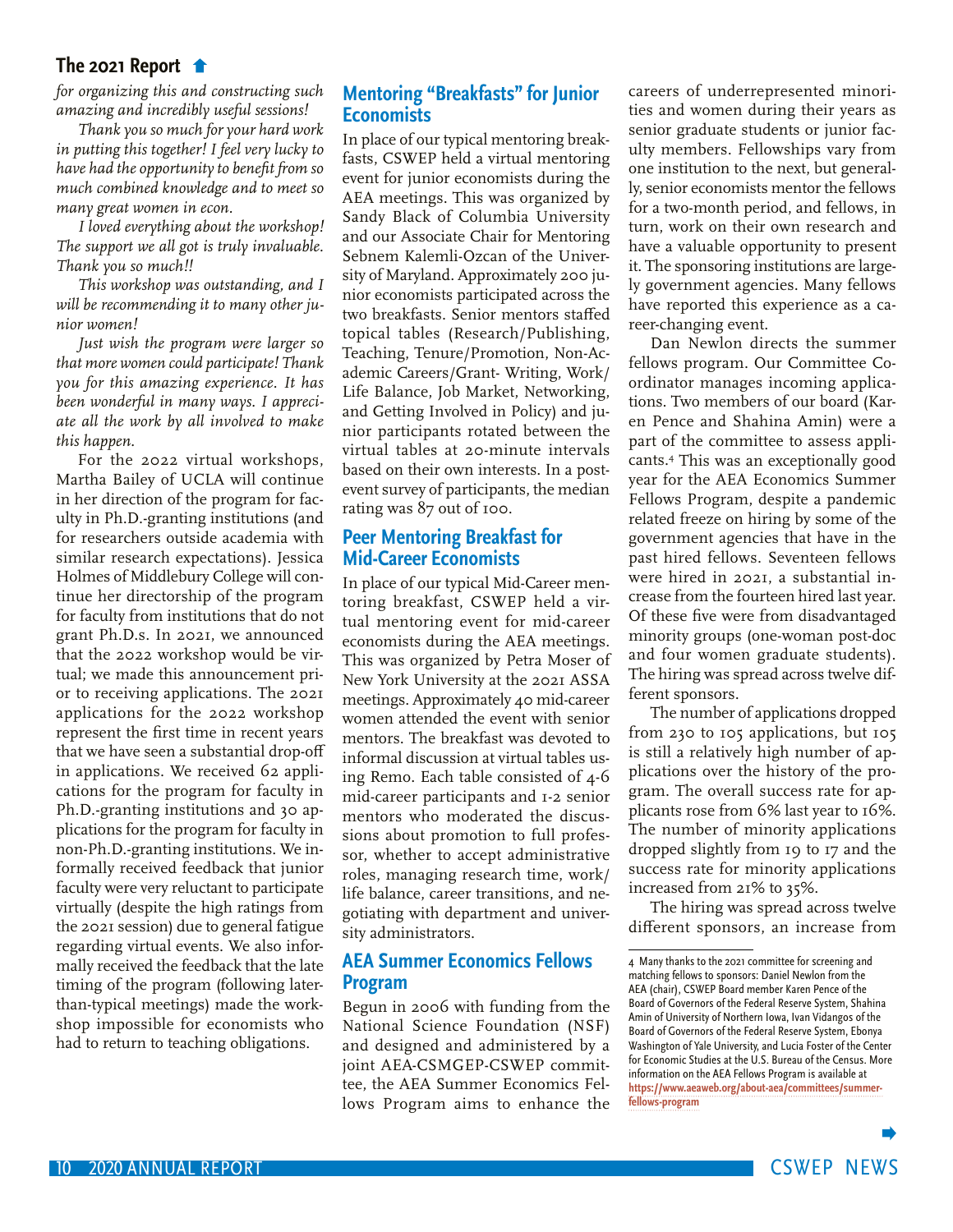## The 2021 Report

*for organizing this and constructing such amazing and incredibly useful sessions!*

*Thank you so much for your hard work in putting this together! I feel very lucky to have had the opportunity to benefit from so much combined knowledge and to meet so many great women in econ.*

*I loved everything about the workshop! The support we all got is truly invaluable. Thank you so much!!*

*This workshop was outstanding, and I will be recommending it to many other junior women!*

*Just wish the program were larger so that more women could participate! Thank you for this amazing experience. It has been wonderful in many ways. I appreciate all the work by all involved to make this happen.*

For the 2022 virtual workshops, Martha Bailey of UCLA will continue in her direction of the program for faculty in Ph.D.-granting institutions (and for researchers outside academia with similar research expectations). Jessica Holmes of Middlebury College will continue her directorship of the program for faculty from institutions that do not grant Ph.D.s. In 2021, we announced that the 2022 workshop would be virtual; we made this announcement prior to receiving applications. The 2021 applications for the 2022 workshop represent the first time in recent years that we have seen a substantial drop-off in applications. We received 62 applications for the program for faculty in Ph.D.-granting institutions and 30 applications for the program for faculty in non-Ph.D.-granting institutions. We informally received feedback that junior faculty were very reluctant to participate virtually (despite the high ratings from the 2021 session) due to general fatigue regarding virtual events. We also informally received the feedback that the late timing of the program (following later-than-typical meetings) made the workshop impossible for economists who had to return to teaching obligations.

### Mentoring "Breakfasts" for Junior Economists

In place of our typical mentoring breakfasts, CSWEP held a virtual mentoring event for junior economists during the AEA meetings. This was organized by Sandy Black of Columbia University and our Associate Chair for Mentoring Sebnem Kalemli-Ozcan of the University of Maryland. Approximately 200 junior economists participated across the two breakfasts. Senior mentors staffed topical tables (Research/Publishing, Teaching, Tenure/Promotion, Non-Academic Careers/Grant- Writing, Work/Life Balance, Job Market, Networking, and Getting Involved in Policy) and junior participants rotated between the virtual tables at 20-minute intervals based on their own interests. In a post-event survey of participants, the median rating was 87 out of 100.

### Peer Mentoring Breakfast for Mid-Career Economists

In place of our typical Mid-Career mentoring breakfast, CSWEP held a virtual mentoring event for mid-career economists during the AEA meetings. This was organized by Petra Moser of New York University at the 2021 ASSA meetings. Approximately 40 mid-career women attended the event with senior mentors. The breakfast was devoted to informal discussion at virtual tables using Remo. Each table consisted of 4-6 mid-career participants and 1-2 senior mentors who moderated the discussions about promotion to full professor, whether to accept administrative roles, managing research time, work/life balance, career transitions, and negotiating with department and university administrators.

### AEA Summer Economics Fellows Program

Begun in 2006 with funding from the National Science Foundation (NSF) and designed and administered by a joint AEA-CSMGEP-CSWEP committee, the AEA Summer Economics Fellows Program aims to enhance the careers of underrepresented minorities and women during their years as senior graduate students or junior faculty members. Fellowships vary from one institution to the next, but generally, senior economists mentor the fellows for a two-month period, and fellows, in turn, work on their own research and have a valuable opportunity to present it. The sponsoring institutions are largely government agencies. Many fellows have reported this experience as a career-changing event.

Dan Newlon directs the summer fellows program. Our Committee Coordinator manages incoming applications. Two members of our board (Karen Pence and Shahina Amin) were a part of the committee to assess applicants.[4] This was an exceptionally good year for the AEA Economics Summer Fellows Program, despite a pandemic related freeze on hiring by some of the government agencies that have in the past hired fellows. Seventeen fellows were hired in 2021, a substantial increase from the fourteen hired last year. Of these five were from disadvantaged minority groups (one-woman post-doc and four women graduate students). The hiring was spread across twelve different sponsors.

The number of applications dropped from 230 to 105 applications, but 105 is still a relatively high number of applications over the history of the program. The overall success rate for applicants rose from 6% last year to 16%. The number of minority applications dropped slightly from 19 to 17 and the success rate for minority applications increased from 21% to 35%.

The hiring was spread across twelve different sponsors, an increase from

[4] Many thanks to the 2021 committee for screening and matching fellows to sponsors: Daniel Newlon from the AEA (chair), CSWEP Board member Karen Pence of the Board of Governors of the Federal Reserve System, Shahina Amin of University of Northern Iowa, Ivan Vidangos of the Board of Governors of the Federal Reserve System, Ebonya Washington of Yale University, and Lucia Foster of the Center for Economic Studies at the U.S. Bureau of the Census. More information on the AEA Fellows Program is available at **https://www.aeaweb.org/about-aea/committees/summer-fellows-program**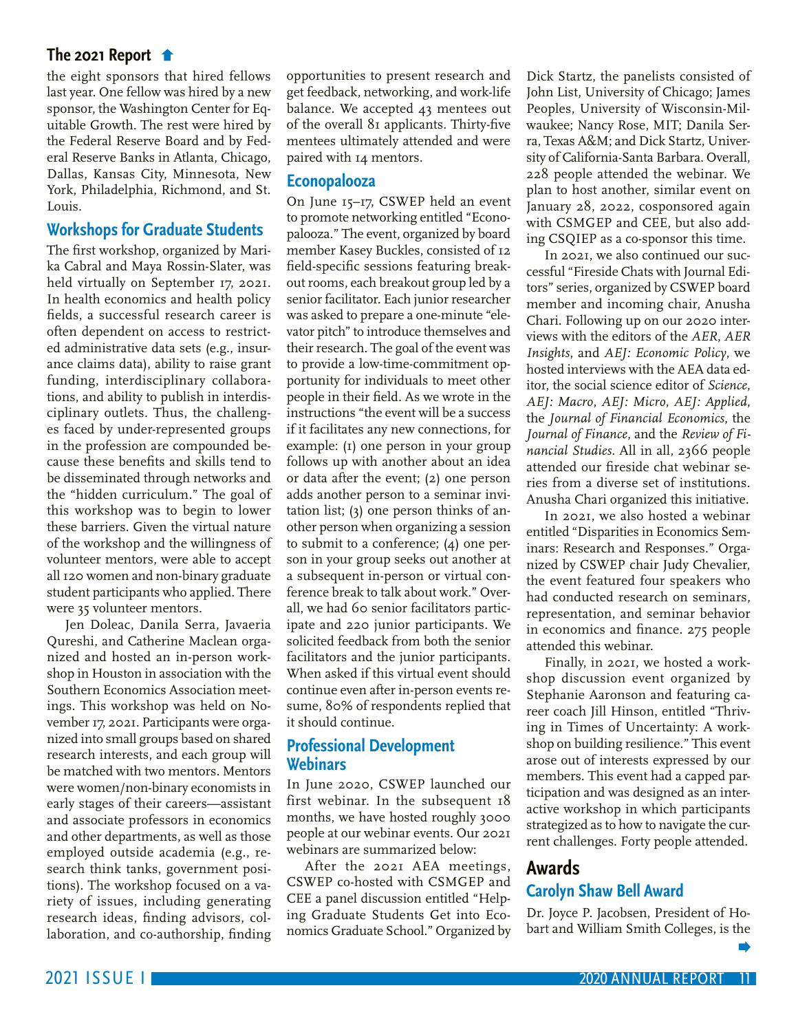the eight sponsors that hired fellows last year. One fellow was hired by a new sponsor, the Washington Center for Equitable Growth. The rest were hired by the Federal Reserve Board and by Federal Reserve Banks in Atlanta, Chicago, Dallas, Kansas City, Minnesota, New York, Philadelphia, Richmond, and St. Louis.

## Workshops for Graduate Students

The first workshop, organized by Marika Cabral and Maya Rossin-Slater, was held virtually on September 17, 2021. In health economics and health policy fields, a successful research career is often dependent on access to restricted administrative data sets (e.g., insurance claims data), ability to raise grant funding, interdisciplinary collaborations, and ability to publish in interdisciplinary outlets. Thus, the challenges faced by under-represented groups in the profession are compounded because these benefits and skills tend to be disseminated through networks and the "hidden curriculum." The goal of this workshop was to begin to lower these barriers. Given the virtual nature of the workshop and the willingness of volunteer mentors, were able to accept all 120 women and non-binary graduate student participants who applied. There were 35 volunteer mentors.

Jen Doleac, Danila Serra, Javaeria Qureshi, and Catherine Maclean organized and hosted an in-person workshop in Houston in association with the Southern Economics Association meetings. This workshop was held on November 17, 2021. Participants were organized into small groups based on shared research interests, and each group will be matched with two mentors. Mentors were women/non-binary economists in early stages of their careers—assistant and associate professors in economics and other departments, as well as those employed outside academia (e.g., research think tanks, government positions). The workshop focused on a variety of issues, including generating research ideas, finding advisors, collaboration, and co-authorship, finding opportunities to present research and get feedback, networking, and work-life balance. We accepted 43 mentees out of the overall 81 applicants. Thirty-five mentees ultimately attended and were paired with 14 mentors.

## Econopalooza

On June 15–17, CSWEP held an event to promote networking entitled "Econopalooza." The event, organized by board member Kasey Buckles, consisted of 12 field-specific sessions featuring breakout rooms, each breakout group led by a senior facilitator. Each junior researcher was asked to prepare a one-minute "elevator pitch" to introduce themselves and their research. The goal of the event was to provide a low-time-commitment opportunity for individuals to meet other people in their field. As we wrote in the instructions "the event will be a success if it facilitates any new connections, for example: (1) one person in your group follows up with another about an idea or data after the event; (2) one person adds another person to a seminar invitation list; (3) one person thinks of another person when organizing a session to submit to a conference; (4) one person in your group seeks out another at a subsequent in-person or virtual conference break to talk about work." Overall, we had 60 senior facilitators participate and 220 junior participants. We solicited feedback from both the senior facilitators and the junior participants. When asked if this virtual event should continue even after in-person events resume, 80% of respondents replied that it should continue.

## Professional Development Webinars

In June 2020, CSWEP launched our first webinar. In the subsequent 18 months, we have hosted roughly 3000 people at our webinar events. Our 2021 webinars are summarized below:

After the 2021 AEA meetings, CSWEP co-hosted with CSMGEP and CEE a panel discussion entitled "Helping Graduate Students Get into Economics Graduate School." Organized by Dick Startz, the panelists consisted of John List, University of Chicago; James Peoples, University of Wisconsin-Milwaukee; Nancy Rose, MIT; Danila Serra, Texas A&M; and Dick Startz, University of California-Santa Barbara. Overall, 228 people attended the webinar. We plan to host another, similar event on January 28, 2022, cosponsored again with CSMGEP and CEE, but also adding CSQIEP as a co-sponsor this time.

In 2021, we also continued our successful "Fireside Chats with Journal Editors" series, organized by CSWEP board member and incoming chair, Anusha Chari. Following up on our 2020 interviews with the editors of the *AER*, *AER Insights*, and *AEJ: Economic Policy*, we hosted interviews with the AEA data editor, the social science editor of *Science*, *AEJ: Macro*, *AEJ: Micro*, *AEJ: Applied*, the *Journal of Financial Economics*, the *Journal of Finance*, and the *Review of Financial Studies*. All in all, 2366 people attended our fireside chat webinar series from a diverse set of institutions. Anusha Chari organized this initiative.

In 2021, we also hosted a webinar entitled "Disparities in Economics Seminars: Research and Responses." Organized by CSWEP chair Judy Chevalier, the event featured four speakers who had conducted research on seminars, representation, and seminar behavior in economics and finance. 275 people attended this webinar.

Finally, in 2021, we hosted a workshop discussion event organized by Stephanie Aaronson and featuring career coach Jill Hinson, entitled "Thriving in Times of Uncertainty: A workshop on building resilience." This event arose out of interests expressed by our members. This event had a capped participation and was designed as an interactive workshop in which participants strategized as to how to navigate the current challenges. Forty people attended.

# Awards

## Carolyn Shaw Bell Award

Dr. Joyce P. Jacobsen, President of Hobart and William Smith Colleges, is the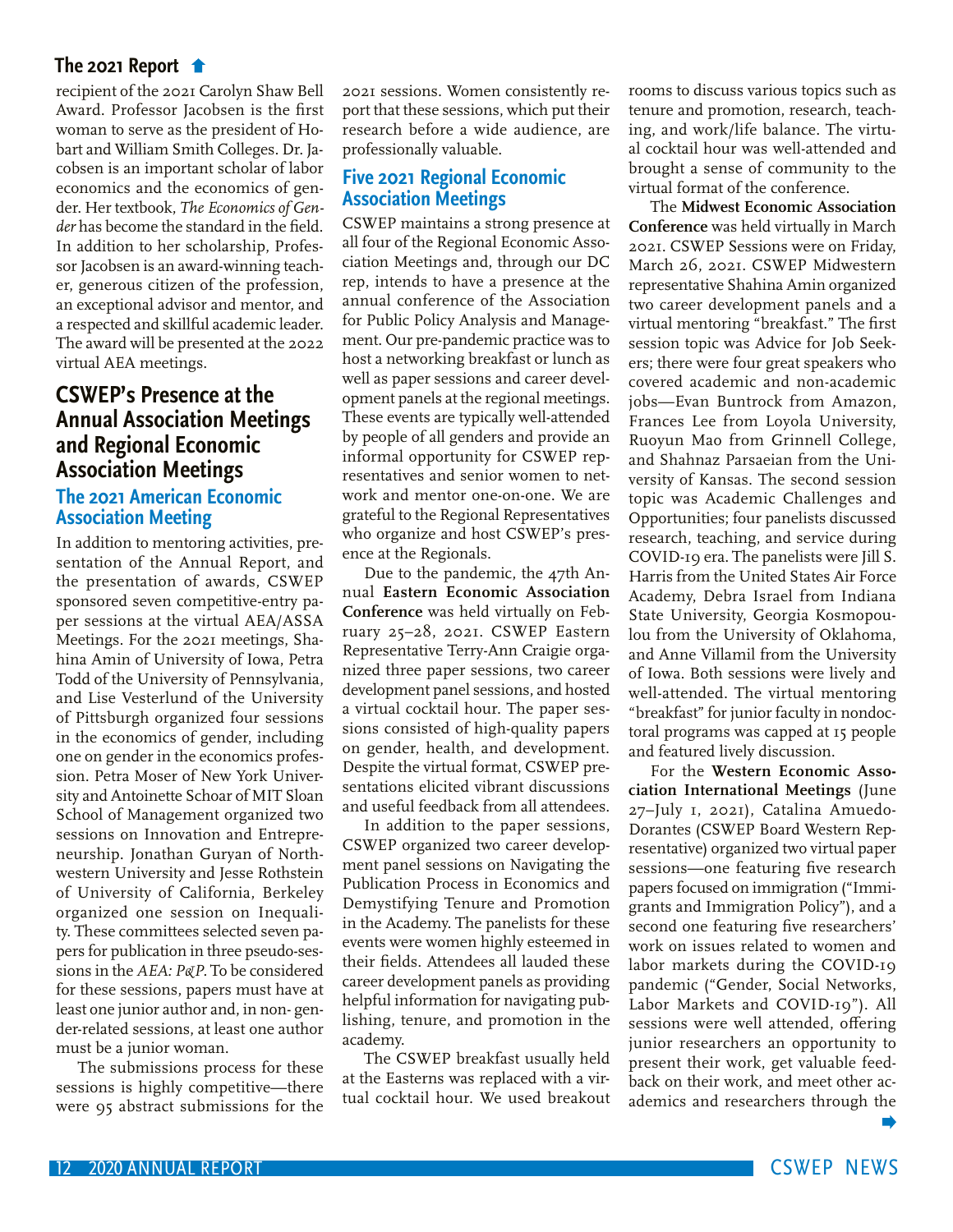recipient of the 2021 Carolyn Shaw Bell Award. Professor Jacobsen is the first woman to serve as the president of Hobart and William Smith Colleges. Dr. Jacobsen is an important scholar of labor economics and the economics of gender. Her textbook, *The Economics of Gender* has become the standard in the field. In addition to her scholarship, Professor Jacobsen is an award-winning teacher, generous citizen of the profession, an exceptional advisor and mentor, and a respected and skillful academic leader. The award will be presented at the 2022 virtual AEA meetings.

## CSWEP's Presence at the Annual Association Meetings and Regional Economic Association Meetings

### The 2021 American Economic Association Meeting

In addition to mentoring activities, presentation of the Annual Report, and the presentation of awards, CSWEP sponsored seven competitive-entry paper sessions at the virtual AEA/ASSA Meetings. For the 2021 meetings, Shahina Amin of University of Iowa, Petra Todd of the University of Pennsylvania, and Lise Vesterlund of the University of Pittsburgh organized four sessions in the economics of gender, including one on gender in the economics profession. Petra Moser of New York University and Antoinette Schoar of MIT Sloan School of Management organized two sessions on Innovation and Entrepreneurship. Jonathan Guryan of Northwestern University and Jesse Rothstein of University of California, Berkeley organized one session on Inequality. These committees selected seven papers for publication in three pseudo-sessions in the *AEA: P&P*. To be considered for these sessions, papers must have at least one junior author and, in non-gender-related sessions, at least one author must be a junior woman.

The submissions process for these sessions is highly competitive—there were 95 abstract submissions for the 2021 sessions. Women consistently report that these sessions, which put their research before a wide audience, are professionally valuable.

### Five 2021 Regional Economic Association Meetings

CSWEP maintains a strong presence at all four of the Regional Economic Association Meetings and, through our DC rep, intends to have a presence at the annual conference of the Association for Public Policy Analysis and Management. Our pre-pandemic practice was to host a networking breakfast or lunch as well as paper sessions and career development panels at the regional meetings. These events are typically well-attended by people of all genders and provide an informal opportunity for CSWEP representatives and senior women to network and mentor one-on-one. We are grateful to the Regional Representatives who organize and host CSWEP's presence at the Regionals.

Due to the pandemic, the 47th Annual **Eastern Economic Association Conference** was held virtually on February 25–28, 2021. CSWEP Eastern Representative Terry-Ann Craigie organized three paper sessions, two career development panel sessions, and hosted a virtual cocktail hour. The paper sessions consisted of high-quality papers on gender, health, and development. Despite the virtual format, CSWEP presentations elicited vibrant discussions and useful feedback from all attendees.

In addition to the paper sessions, CSWEP organized two career development panel sessions on Navigating the Publication Process in Economics and Demystifying Tenure and Promotion in the Academy. The panelists for these events were women highly esteemed in their fields. Attendees all lauded these career development panels as providing helpful information for navigating publishing, tenure, and promotion in the academy.

The CSWEP breakfast usually held at the Easterns was replaced with a virtual cocktail hour. We used breakout rooms to discuss various topics such as tenure and promotion, research, teaching, and work/life balance. The virtual cocktail hour was well-attended and brought a sense of community to the virtual format of the conference.

The **Midwest Economic Association Conference** was held virtually in March 2021. CSWEP Sessions were on Friday, March 26, 2021. CSWEP Midwestern representative Shahina Amin organized two career development panels and a virtual mentoring "breakfast." The first session topic was Advice for Job Seekers; there were four great speakers who covered academic and non-academic jobs—Evan Buntrock from Amazon, Frances Lee from Loyola University, Ruoyun Mao from Grinnell College, and Shahnaz Parsaeian from the University of Kansas. The second session topic was Academic Challenges and Opportunities; four panelists discussed research, teaching, and service during COVID-19 era. The panelists were Jill S. Harris from the United States Air Force Academy, Debra Israel from Indiana State University, Georgia Kosmopoulou from the University of Oklahoma, and Anne Villamil from the University of Iowa. Both sessions were lively and well-attended. The virtual mentoring "breakfast" for junior faculty in nondoctoral programs was capped at 15 people and featured lively discussion.

For the **Western Economic Association International Meetings** (June 27–July 1, 2021), Catalina Amuedo-Dorantes (CSWEP Board Western Representative) organized two virtual paper sessions—one featuring five research papers focused on immigration ("Immigrants and Immigration Policy"), and a second one featuring five researchers' work on issues related to women and labor markets during the COVID-19 pandemic ("Gender, Social Networks, Labor Markets and COVID-19"). All sessions were well attended, offering junior researchers an opportunity to present their work, get valuable feedback on their work, and meet other academics and researchers through the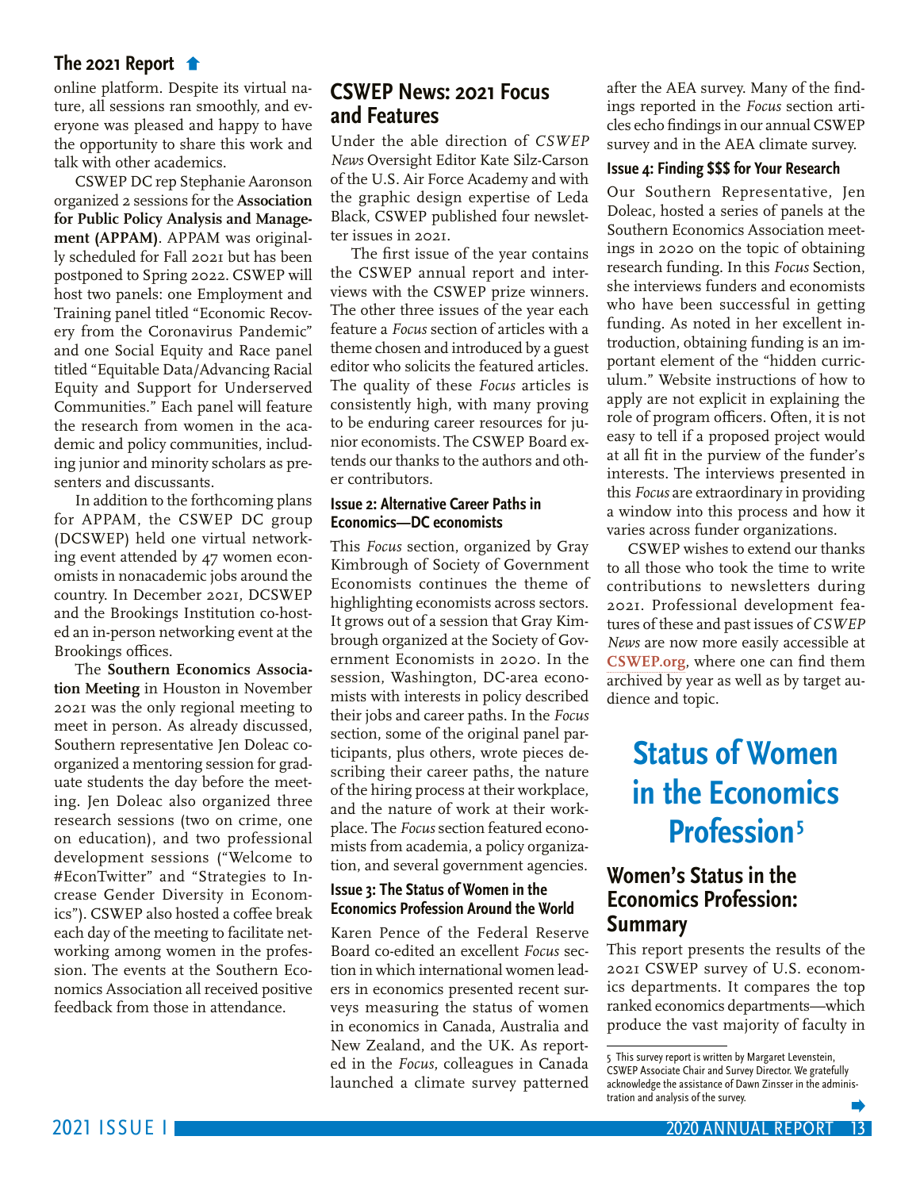online platform. Despite its virtual nature, all sessions ran smoothly, and everyone was pleased and happy to have the opportunity to share this work and talk with other academics.

CSWEP DC rep Stephanie Aaronson organized 2 sessions for the **Association for Public Policy Analysis and Management (APPAM)**. APPAM was originally scheduled for Fall 2021 but has been postponed to Spring 2022. CSWEP will host two panels: one Employment and Training panel titled "Economic Recovery from the Coronavirus Pandemic" and one Social Equity and Race panel titled "Equitable Data/Advancing Racial Equity and Support for Underserved Communities." Each panel will feature the research from women in the academic and policy communities, including junior and minority scholars as presenters and discussants.

In addition to the forthcoming plans for APPAM, the CSWEP DC group (DCSWEP) held one virtual networking event attended by 47 women economists in nonacademic jobs around the country. In December 2021, DCSWEP and the Brookings Institution co-hosted an in-person networking event at the Brookings offices.

The **Southern Economics Association Meeting** in Houston in November 2021 was the only regional meeting to meet in person. As already discussed, Southern representative Jen Doleac co-organized a mentoring session for graduate students the day before the meeting. Jen Doleac also organized three research sessions (two on crime, one on education), and two professional development sessions ("Welcome to #EconTwitter" and "Strategies to Increase Gender Diversity in Economics"). CSWEP also hosted a coffee break each day of the meeting to facilitate networking among women in the profession. The events at the Southern Economics Association all received positive feedback from those in attendance.

## CSWEP News: 2021 Focus and Features

Under the able direction of *CSWEP News* Oversight Editor Kate Silz-Carson of the U.S. Air Force Academy and with the graphic design expertise of Leda Black, CSWEP published four newsletter issues in 2021.

The first issue of the year contains the CSWEP annual report and interviews with the CSWEP prize winners. The other three issues of the year each feature a *Focus* section of articles with a theme chosen and introduced by a guest editor who solicits the featured articles. The quality of these *Focus* articles is consistently high, with many proving to be enduring career resources for junior economists. The CSWEP Board extends our thanks to the authors and other contributors.

#### Issue 2: Alternative Career Paths in Economics—DC economists

This *Focus* section, organized by Gray Kimbrough of Society of Government Economists continues the theme of highlighting economists across sectors. It grows out of a session that Gray Kimbrough organized at the Society of Government Economists in 2020. In the session, Washington, DC-area economists with interests in policy described their jobs and career paths. In the *Focus* section, some of the original panel participants, plus others, wrote pieces describing their career paths, the nature of the hiring process at their workplace, and the nature of work at their workplace. The *Focus* section featured economists from academia, a policy organization, and several government agencies.

#### Issue 3: The Status of Women in the Economics Profession Around the World

Karen Pence of the Federal Reserve Board co-edited an excellent *Focus* section in which international women leaders in economics presented recent surveys measuring the status of women in economics in Canada, Australia and New Zealand, and the UK. As reported in the *Focus*, colleagues in Canada launched a climate survey patterned after the AEA survey. Many of the findings reported in the *Focus* section articles echo findings in our annual CSWEP survey and in the AEA climate survey.

#### Issue 4: Finding $$$ for Your Research

Our Southern Representative, Jen Doleac, hosted a series of panels at the Southern Economics Association meetings in 2020 on the topic of obtaining research funding. In this *Focus* Section, she interviews funders and economists who have been successful in getting funding. As noted in her excellent introduction, obtaining funding is an important element of the "hidden curriculum." Website instructions of how to apply are not explicit in explaining the role of program officers. Often, it is not easy to tell if a proposed project would at all fit in the purview of the funder's interests. The interviews presented in this *Focus* are extraordinary in providing a window into this process and how it varies across funder organizations.

CSWEP wishes to extend our thanks to all those who took the time to write contributions to newsletters during 2021. Professional development features of these and past issues of *CSWEP News* are now more easily accessible at **CSWEP.org**, where one can find them archived by year as well as by target audience and topic.

# Status of Women in the Economics Profession[5]

## Women's Status in the Economics Profession: Summary

This report presents the results of the 2021 CSWEP survey of U.S. economics departments. It compares the top ranked economics departments—which produce the vast majority of faculty in

5 This survey report is written by Margaret Levenstein, CSWEP Associate Chair and Survey Director. We gratefully acknowledge the assistance of Dawn Zinsser in the administration and analysis of the survey.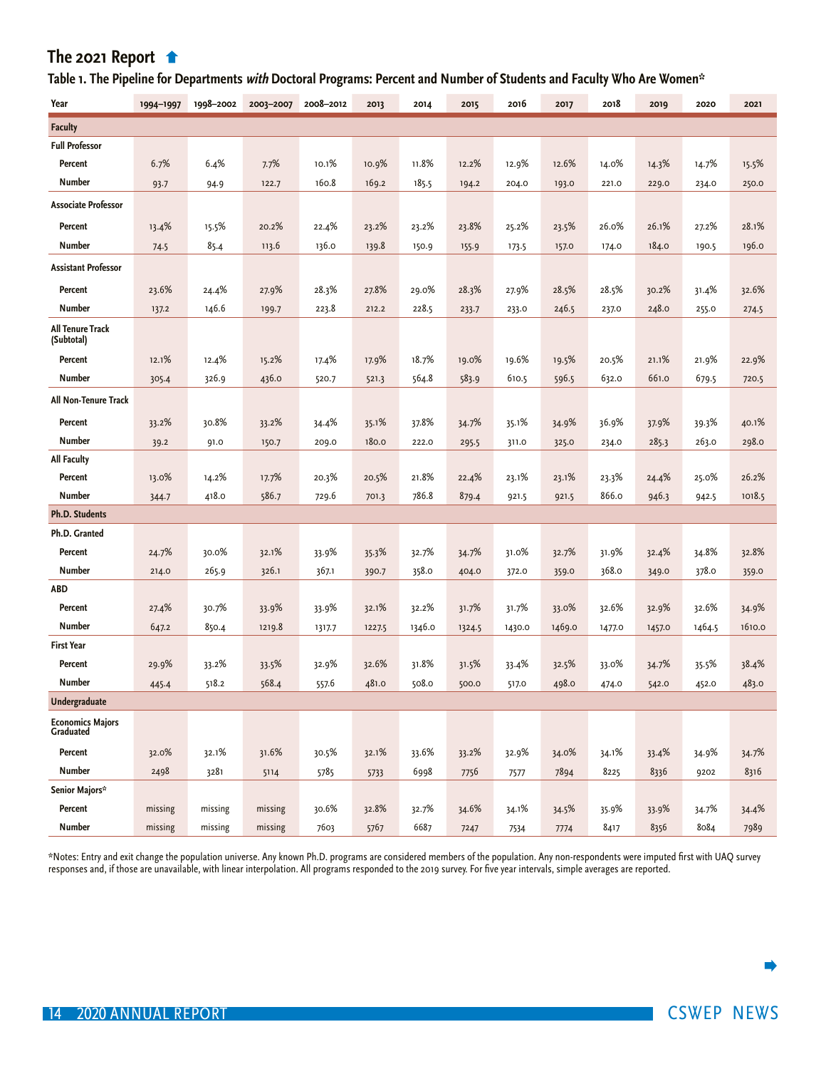## The 2021 Report

**Table 1. The Pipeline for Departments *with* Doctoral Programs: Percent and Number of Students and Faculty Who Are Women***

| Year | 1994–1997 | 1998–2002 | 2003–2007 | 2008–2012 | 2013 | 2014 | 2015 | 2016 | 2017 | 2018 | 2019 | 2020 | 2021 |
|---|---|---|---|---|---|---|---|---|---|---|---|---|---|
| **Faculty** | | | | | | | | | | | | | |
| **Full Professor** | | | | | | | | | | | | | |
| Percent | 6.7% | 6.4% | 7.7% | 10.1% | 10.9% | 11.8% | 12.2% | 12.9% | 12.6% | 14.0% | 14.3% | 14.7% | 15.5% |
| Number | 93.7 | 94.9 | 122.7 | 160.8 | 169.2 | 185.5 | 194.2 | 204.0 | 193.0 | 221.0 | 229.0 | 234.0 | 250.0 |
| **Associate Professor** | | | | | | | | | | | | | |
| Percent | 13.4% | 15.5% | 20.2% | 22.4% | 23.2% | 23.2% | 23.8% | 25.2% | 23.5% | 26.0% | 26.1% | 27.2% | 28.1% |
| Number | 74.5 | 85.4 | 113.6 | 136.0 | 139.8 | 150.9 | 155.9 | 173.5 | 157.0 | 174.0 | 184.0 | 190.5 | 196.0 |
| **Assistant Professor** | | | | | | | | | | | | | |
| Percent | 23.6% | 24.4% | 27.9% | 28.3% | 27.8% | 29.0% | 28.3% | 27.9% | 28.5% | 28.5% | 30.2% | 31.4% | 32.6% |
| Number | 137.2 | 146.6 | 199.7 | 223.8 | 212.2 | 228.5 | 233.7 | 233.0 | 246.5 | 237.0 | 248.0 | 255.0 | 274.5 |
| **All Tenure Track (Subtotal)** | | | | | | | | | | | | | |
| Percent | 12.1% | 12.4% | 15.2% | 17.4% | 17.9% | 18.7% | 19.0% | 19.6% | 19.5% | 20.5% | 21.1% | 21.9% | 22.9% |
| Number | 305.4 | 326.9 | 436.0 | 520.7 | 521.3 | 564.8 | 583.9 | 610.5 | 596.5 | 632.0 | 661.0 | 679.5 | 720.5 |
| **All Non-Tenure Track** | | | | | | | | | | | | | |
| Percent | 33.2% | 30.8% | 33.2% | 34.4% | 35.1% | 37.8% | 34.7% | 35.1% | 34.9% | 36.9% | 37.9% | 39.3% | 40.1% |
| Number | 39.2 | 91.0 | 150.7 | 209.0 | 180.0 | 222.0 | 295.5 | 311.0 | 325.0 | 234.0 | 285.3 | 263.0 | 298.0 |
| **All Faculty** | | | | | | | | | | | | | |
| Percent | 13.0% | 14.2% | 17.7% | 20.3% | 20.5% | 21.8% | 22.4% | 23.1% | 23.1% | 23.3% | 24.4% | 25.0% | 26.2% |
| Number | 344.7 | 418.0 | 586.7 | 729.6 | 701.3 | 786.8 | 879.4 | 921.5 | 921.5 | 866.0 | 946.3 | 942.5 | 1018.5 |
| **Ph.D. Students** | | | | | | | | | | | | | |
| **Ph.D. Granted** | | | | | | | | | | | | | |
| Percent | 24.7% | 30.0% | 32.1% | 33.9% | 35.3% | 32.7% | 34.7% | 31.0% | 32.7% | 31.9% | 32.4% | 34.8% | 32.8% |
| Number | 214.0 | 265.9 | 326.1 | 367.1 | 390.7 | 358.0 | 404.0 | 372.0 | 359.0 | 368.0 | 349.0 | 378.0 | 359.0 |
| **ABD** | | | | | | | | | | | | | |
| Percent | 27.4% | 30.7% | 33.9% | 33.9% | 32.1% | 32.2% | 31.7% | 31.7% | 33.0% | 32.6% | 32.9% | 32.6% | 34.9% |
| Number | 647.2 | 850.4 | 1219.8 | 1317.7 | 1227.5 | 1346.0 | 1324.5 | 1430.0 | 1469.0 | 1477.0 | 1457.0 | 1464.5 | 1610.0 |
| **First Year** | | | | | | | | | | | | | |
| Percent | 29.9% | 33.2% | 33.5% | 32.9% | 32.6% | 31.8% | 31.5% | 33.4% | 32.5% | 33.0% | 34.7% | 35.5% | 38.4% |
| Number | 445.4 | 518.2 | 568.4 | 557.6 | 481.0 | 508.0 | 500.0 | 517.0 | 498.0 | 474.0 | 542.0 | 452.0 | 483.0 |
| **Undergraduate** | | | | | | | | | | | | | |
| **Economics Majors Graduated** | | | | | | | | | | | | | |
| Percent | 32.0% | 32.1% | 31.6% | 30.5% | 32.1% | 33.6% | 33.2% | 32.9% | 34.0% | 34.1% | 33.4% | 34.9% | 34.7% |
| Number | 2498 | 3281 | 5114 | 5785 | 5733 | 6998 | 7756 | 7577 | 7894 | 8225 | 8336 | 9202 | 8316 |
| **Senior Majors*** | | | | | | | | | | | | | |
| Percent | missing | missing | missing | 30.6% | 32.8% | 32.7% | 34.6% | 34.1% | 34.5% | 35.9% | 33.9% | 34.7% | 34.4% |
| Number | missing | missing | missing | 7603 | 5767 | 6687 | 7247 | 7534 | 7774 | 8417 | 8356 | 8084 | 7989 |

*Notes: Entry and exit change the population universe. Any known Ph.D. programs are considered members of the population. Any non-respondents were imputed first with UAQ survey responses and, if those are unavailable, with linear interpolation. All programs responded to the 2019 survey. For five year intervals, simple averages are reported.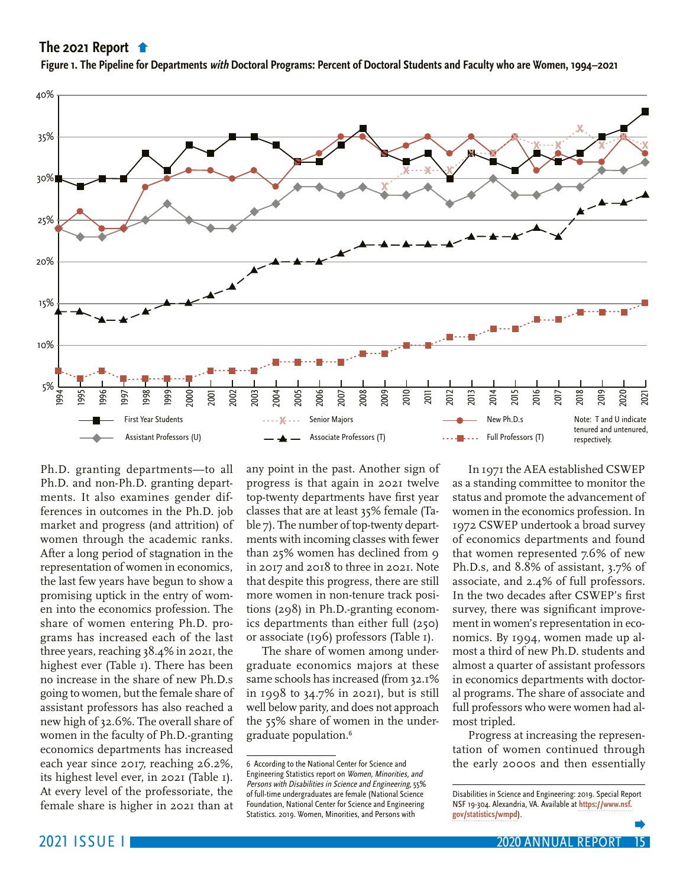## The 2021 Report

**Figure 1. The Pipeline for Departments *with* Doctoral Programs: Percent of Doctoral Students and Faculty who are Women, 1994–2021**

Legend: First Year Students; Senior Majors; New Ph.D.s; Assistant Professors (U); Associate Professors (T); Full Professors (T)

Note: T and U indicate tenured and untenured, respectively.

Ph.D. granting departments—to all Ph.D. and non-Ph.D. granting departments. It also examines gender differences in outcomes in the Ph.D. job market and progress (and attrition) of women through the academic ranks. After a long period of stagnation in the representation of women in economics, the last few years have begun to show a promising uptick in the entry of women into the economics profession. The share of women entering Ph.D. programs has increased each of the last three years, reaching 38.4% in 2021, the highest ever (Table 1). There has been no increase in the share of new Ph.D.s going to women, but the female share of assistant professors has also reached a new high of 32.6%. The overall share of women in the faculty of Ph.D.-granting economics departments has increased each year since 2017, reaching 26.2%, its highest level ever, in 2021 (Table 1). At every level of the professoriate, the female share is higher in 2021 than at any point in the past. Another sign of progress is that again in 2021 twelve top-twenty departments have first year classes that are at least 35% female (Table 7). The number of top-twenty departments with incoming classes with fewer than 25% women has declined from 9 in 2017 and 2018 to three in 2021. Note that despite this progress, there are still more women in non-tenure track positions (298) in Ph.D.-granting economics departments than either full (250) or associate (196) professors (Table 1).

The share of women among undergraduate economics majors at these same schools has increased (from 32.1% in 1998 to 34.7% in 2021), but is still well below parity, and does not approach the 55% share of women in the undergraduate population.[6]

In 1971 the AEA established CSWEP as a standing committee to monitor the status and promote the advancement of women in the economics profession. In 1972 CSWEP undertook a broad survey of economics departments and found that women represented 7.6% of new Ph.D.s, and 8.8% of assistant, 3.7% of associate, and 2.4% of full professors. In the two decades after CSWEP's first survey, there was significant improvement in women's representation in economics. By 1994, women made up almost a third of new Ph.D. students and almost a quarter of assistant professors in economics departments with doctoral programs. The share of associate and full professors who were women had almost tripled.

Progress at increasing the representation of women continued through the early 2000s and then essentially

6 According to the National Center for Science and Engineering Statistics report on *Women, Minorities, and Persons with Disabilities in Science and Engineering,* 55% of full-time undergraduates are female (National Science Foundation, National Center for Science and Engineering Statistics. 2019. Women, Minorities, and Persons with Disabilities in Science and Engineering: 2019. Special Report NSF 19-304. Alexandria, VA. Available at **https://www.nsf.gov/statistics/wmpd**).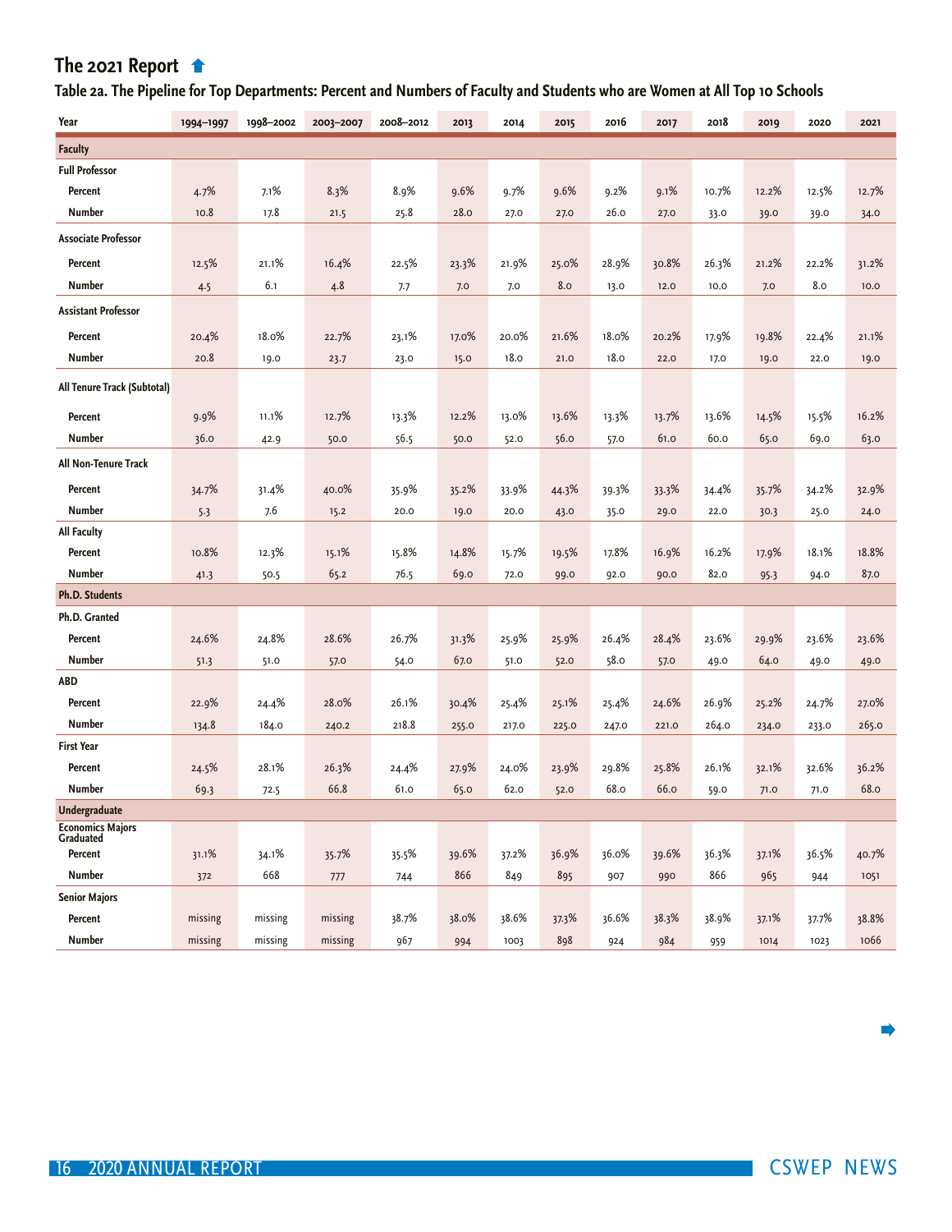## The 2021 Report

### Table 2a. The Pipeline for Top Departments: Percent and Numbers of Faculty and Students who are Women at All Top 10 Schools

| Year | 1994–1997 | 1998–2002 | 2003–2007 | 2008–2012 | 2013 | 2014 | 2015 | 2016 | 2017 | 2018 | 2019 | 2020 | 2021 |
|---|---|---|---|---|---|---|---|---|---|---|---|---|---|
| **Faculty** | | | | | | | | | | | | | |
| **Full Professor** | | | | | | | | | | | | | |
| Percent | 4.7% | 7.1% | 8.3% | 8.9% | 9.6% | 9.7% | 9.6% | 9.2% | 9.1% | 10.7% | 12.2% | 12.5% | 12.7% |
| Number | 10.8 | 17.8 | 21.5 | 25.8 | 28.0 | 27.0 | 27.0 | 26.0 | 27.0 | 33.0 | 39.0 | 39.0 | 34.0 |
| **Associate Professor** | | | | | | | | | | | | | |
| Percent | 12.5% | 21.1% | 16.4% | 22.5% | 23.3% | 21.9% | 25.0% | 28.9% | 30.8% | 26.3% | 21.2% | 22.2% | 31.2% |
| Number | 4.5 | 6.1 | 4.8 | 7.7 | 7.0 | 7.0 | 8.0 | 13.0 | 12.0 | 10.0 | 7.0 | 8.0 | 10.0 |
| **Assistant Professor** | | | | | | | | | | | | | |
| Percent | 20.4% | 18.0% | 22.7% | 23.1% | 17.0% | 20.0% | 21.6% | 18.0% | 20.2% | 17.9% | 19.8% | 22.4% | 21.1% |
| Number | 20.8 | 19.0 | 23.7 | 23.0 | 15.0 | 18.0 | 21.0 | 18.0 | 22.0 | 17.0 | 19.0 | 22.0 | 19.0 |
| **All Tenure Track (Subtotal)** | | | | | | | | | | | | | |
| Percent | 9.9% | 11.1% | 12.7% | 13.3% | 12.2% | 13.0% | 13.6% | 13.3% | 13.7% | 13.6% | 14.5% | 15.5% | 16.2% |
| Number | 36.0 | 42.9 | 50.0 | 56.5 | 50.0 | 52.0 | 56.0 | 57.0 | 61.0 | 60.0 | 65.0 | 69.0 | 63.0 |
| **All Non-Tenure Track** | | | | | | | | | | | | | |
| Percent | 34.7% | 31.4% | 40.0% | 35.9% | 35.2% | 33.9% | 44.3% | 39.3% | 33.3% | 34.4% | 35.7% | 34.2% | 32.9% |
| Number | 5.3 | 7.6 | 15.2 | 20.0 | 19.0 | 20.0 | 43.0 | 35.0 | 29.0 | 22.0 | 30.3 | 25.0 | 24.0 |
| **All Faculty** | | | | | | | | | | | | | |
| Percent | 10.8% | 12.3% | 15.1% | 15.8% | 14.8% | 15.7% | 19.5% | 17.8% | 16.9% | 16.2% | 17.9% | 18.1% | 18.8% |
| Number | 41.3 | 50.5 | 65.2 | 76.5 | 69.0 | 72.0 | 99.0 | 92.0 | 90.0 | 82.0 | 95.3 | 94.0 | 87.0 |
| **Ph.D. Students** | | | | | | | | | | | | | |
| **Ph.D. Granted** | | | | | | | | | | | | | |
| Percent | 24.6% | 24.8% | 28.6% | 26.7% | 31.3% | 25.9% | 25.9% | 26.4% | 28.4% | 23.6% | 29.9% | 23.6% | 23.6% |
| Number | 51.3 | 51.0 | 57.0 | 54.0 | 67.0 | 51.0 | 52.0 | 58.0 | 57.0 | 49.0 | 64.0 | 49.0 | 49.0 |
| **ABD** | | | | | | | | | | | | | |
| Percent | 22.9% | 24.4% | 28.0% | 26.1% | 30.4% | 25.4% | 25.1% | 25.4% | 24.6% | 26.9% | 25.2% | 24.7% | 27.0% |
| Number | 134.8 | 184.0 | 240.2 | 218.8 | 255.0 | 217.0 | 225.0 | 247.0 | 221.0 | 264.0 | 234.0 | 233.0 | 265.0 |
| **First Year** | | | | | | | | | | | | | |
| Percent | 24.5% | 28.1% | 26.3% | 24.4% | 27.9% | 24.0% | 23.9% | 29.8% | 25.8% | 26.1% | 32.1% | 32.6% | 36.2% |
| Number | 69.3 | 72.5 | 66.8 | 61.0 | 65.0 | 62.0 | 52.0 | 68.0 | 66.0 | 59.0 | 71.0 | 71.0 | 68.0 |
| **Undergraduate** | | | | | | | | | | | | | |
| **Economics Majors Graduated** | | | | | | | | | | | | | |
| Percent | 31.1% | 34.1% | 35.7% | 35.5% | 39.6% | 37.2% | 36.9% | 36.0% | 39.6% | 36.3% | 37.1% | 36.5% | 40.7% |
| Number | 372 | 668 | 777 | 744 | 866 | 849 | 895 | 907 | 990 | 866 | 965 | 944 | 1051 |
| **Senior Majors** | | | | | | | | | | | | | |
| Percent | missing | missing | missing | 38.7% | 38.0% | 38.6% | 37.3% | 36.6% | 38.3% | 38.9% | 37.1% | 37.7% | 38.8% |
| Number | missing | missing | missing | 967 | 994 | 1003 | 898 | 924 | 984 | 959 | 1014 | 1023 | 1066 |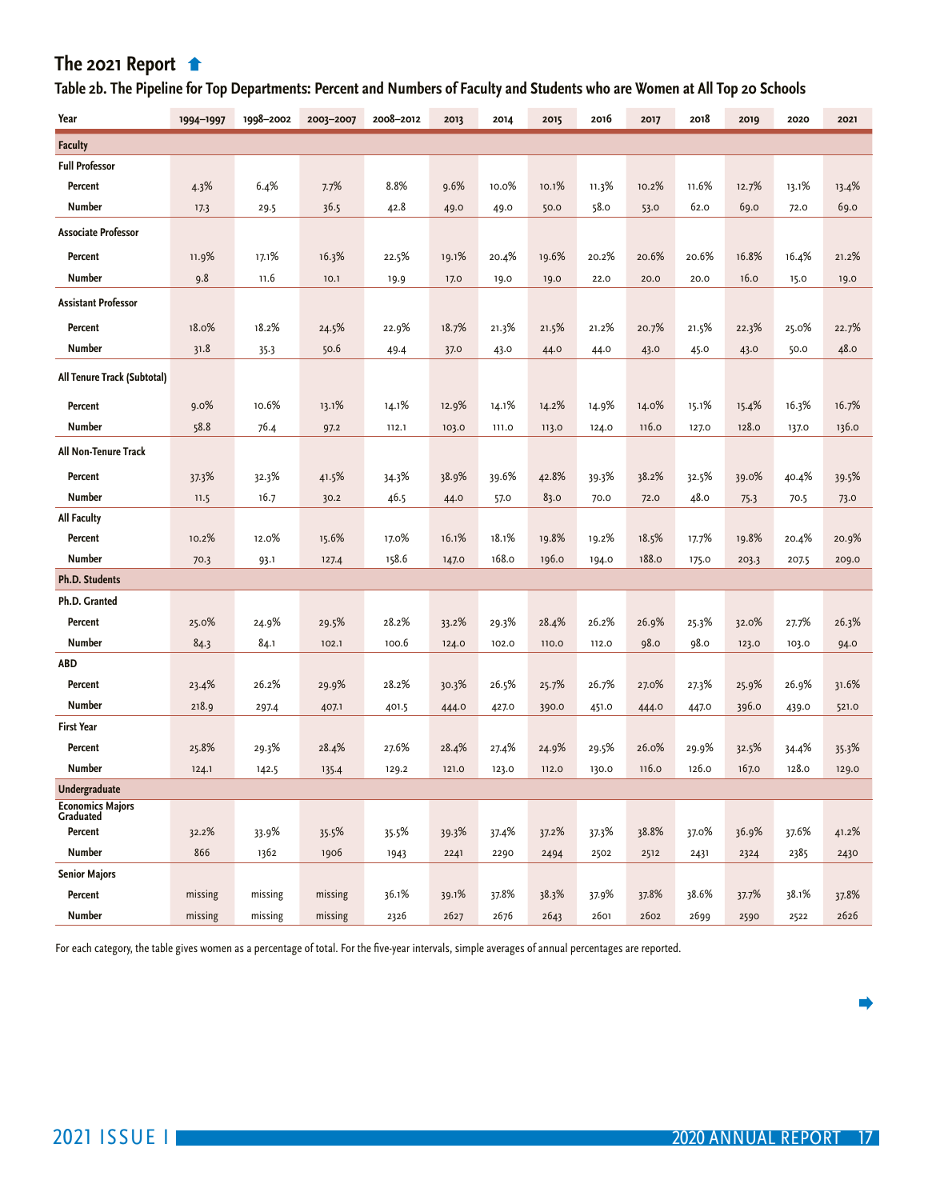## The 2021 Report

### Table 2b. The Pipeline for Top Departments: Percent and Numbers of Faculty and Students who are Women at All Top 20 Schools

| Year | 1994–1997 | 1998–2002 | 2003–2007 | 2008–2012 | 2013 | 2014 | 2015 | 2016 | 2017 | 2018 | 2019 | 2020 | 2021 |
|---|---|---|---|---|---|---|---|---|---|---|---|---|---|
| **Faculty** | | | | | | | | | | | | | |
| **Full Professor** | | | | | | | | | | | | | |
| Percent | 4.3% | 6.4% | 7.7% | 8.8% | 9.6% | 10.0% | 10.1% | 11.3% | 10.2% | 11.6% | 12.7% | 13.1% | 13.4% |
| Number | 17.3 | 29.5 | 36.5 | 42.8 | 49.0 | 49.0 | 50.0 | 58.0 | 53.0 | 62.0 | 69.0 | 72.0 | 69.0 |
| **Associate Professor** | | | | | | | | | | | | | |
| Percent | 11.9% | 17.1% | 16.3% | 22.5% | 19.1% | 20.4% | 19.6% | 20.2% | 20.6% | 20.6% | 16.8% | 16.4% | 21.2% |
| Number | 9.8 | 11.6 | 10.1 | 19.9 | 17.0 | 19.0 | 19.0 | 22.0 | 20.0 | 20.0 | 16.0 | 15.0 | 19.0 |
| **Assistant Professor** | | | | | | | | | | | | | |
| Percent | 18.0% | 18.2% | 24.5% | 22.9% | 18.7% | 21.3% | 21.5% | 21.2% | 20.7% | 21.5% | 22.3% | 25.0% | 22.7% |
| Number | 31.8 | 35.3 | 50.6 | 49.4 | 37.0 | 43.0 | 44.0 | 44.0 | 43.0 | 45.0 | 43.0 | 50.0 | 48.0 |
| **All Tenure Track (Subtotal)** | | | | | | | | | | | | | |
| Percent | 9.0% | 10.6% | 13.1% | 14.1% | 12.9% | 14.1% | 14.2% | 14.9% | 14.0% | 15.1% | 15.4% | 16.3% | 16.7% |
| Number | 58.8 | 76.4 | 97.2 | 112.1 | 103.0 | 111.0 | 113.0 | 124.0 | 116.0 | 127.0 | 128.0 | 137.0 | 136.0 |
| **All Non-Tenure Track** | | | | | | | | | | | | | |
| Percent | 37.3% | 32.3% | 41.5% | 34.3% | 38.9% | 39.6% | 42.8% | 39.3% | 38.2% | 32.5% | 39.0% | 40.4% | 39.5% |
| Number | 11.5 | 16.7 | 30.2 | 46.5 | 44.0 | 57.0 | 83.0 | 70.0 | 72.0 | 48.0 | 75.3 | 70.5 | 73.0 |
| **All Faculty** | | | | | | | | | | | | | |
| Percent | 10.2% | 12.0% | 15.6% | 17.0% | 16.1% | 18.1% | 19.8% | 19.2% | 18.5% | 17.7% | 19.8% | 20.4% | 20.9% |
| Number | 70.3 | 93.1 | 127.4 | 158.6 | 147.0 | 168.0 | 196.0 | 194.0 | 188.0 | 175.0 | 203.3 | 207.5 | 209.0 |
| **Ph.D. Students** | | | | | | | | | | | | | |
| **Ph.D. Granted** | | | | | | | | | | | | | |
| Percent | 25.0% | 24.9% | 29.5% | 28.2% | 33.2% | 29.3% | 28.4% | 26.2% | 26.9% | 25.3% | 32.0% | 27.7% | 26.3% |
| Number | 84.3 | 84.1 | 102.1 | 100.6 | 124.0 | 102.0 | 110.0 | 112.0 | 98.0 | 98.0 | 123.0 | 103.0 | 94.0 |
| **ABD** | | | | | | | | | | | | | |
| Percent | 23.4% | 26.2% | 29.9% | 28.2% | 30.3% | 26.5% | 25.7% | 26.7% | 27.0% | 27.3% | 25.9% | 26.9% | 31.6% |
| Number | 218.9 | 297.4 | 407.1 | 401.5 | 444.0 | 427.0 | 390.0 | 451.0 | 444.0 | 447.0 | 396.0 | 439.0 | 521.0 |
| **First Year** | | | | | | | | | | | | | |
| Percent | 25.8% | 29.3% | 28.4% | 27.6% | 28.4% | 27.4% | 24.9% | 29.5% | 26.0% | 29.9% | 32.5% | 34.4% | 35.3% |
| Number | 124.1 | 142.5 | 135.4 | 129.2 | 121.0 | 123.0 | 112.0 | 130.0 | 116.0 | 126.0 | 167.0 | 128.0 | 129.0 |
| **Undergraduate** | | | | | | | | | | | | | |
| **Economics Majors Graduated** | | | | | | | | | | | | | |
| Percent | 32.2% | 33.9% | 35.5% | 35.5% | 39.3% | 37.4% | 37.2% | 37.3% | 38.8% | 37.0% | 36.9% | 37.6% | 41.2% |
| Number | 866 | 1362 | 1906 | 1943 | 2241 | 2290 | 2494 | 2502 | 2512 | 2431 | 2324 | 2385 | 2430 |
| **Senior Majors** | | | | | | | | | | | | | |
| Percent | missing | missing | missing | 36.1% | 39.1% | 37.8% | 38.3% | 37.9% | 37.8% | 38.6% | 37.7% | 38.1% | 37.8% |
| Number | missing | missing | missing | 2326 | 2627 | 2676 | 2643 | 2601 | 2602 | 2699 | 2590 | 2522 | 2626 |

For each category, the table gives women as a percentage of total. For the five-year intervals, simple averages of annual percentages are reported.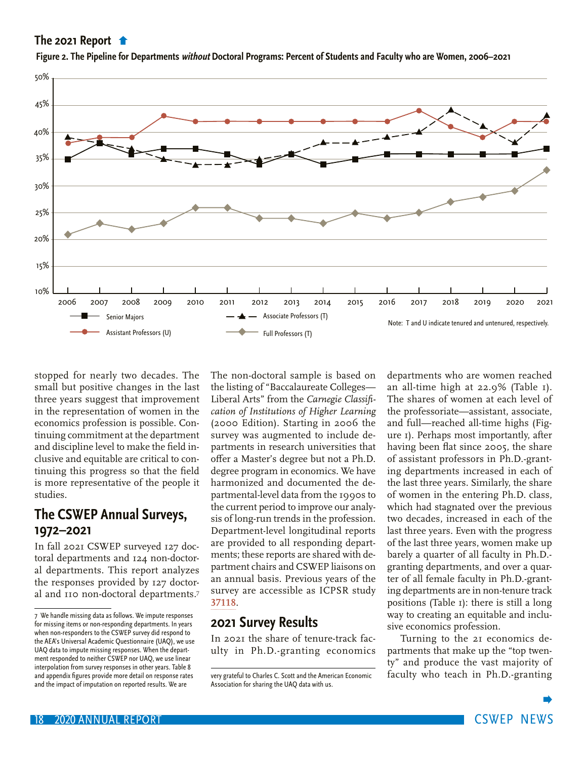## The 2021 Report

**Figure 2. The Pipeline for Departments *without* Doctoral Programs: Percent of Students and Faculty who are Women, 2006–2021**

| Year | Senior Majors | Assistant Professors (U) | Associate Professors (T) | Full Professors (T) |
|---|---|---|---|---|
| 2006 | 35% | 38% | 39% | 21% |
| 2007 | 38% | 39% | 38% | 23% |
| 2008 | 36% | 39% | 37% | 22% |
| 2009 | 37% | 43% | 35% | 23% |
| 2010 | 37% | 42% | 34% | 26% |
| 2011 | 36% | 42% | 34% | 26% |
| 2012 | 34% | 42% | 35% | 24% |
| 2013 | 36% | 42% | 36% | 24% |
| 2014 | 34% | 42% | 38% | 23% |
| 2015 | 35% | 42% | 38% | 25% |
| 2016 | 36% | 42% | 39% | 24% |
| 2017 | 36% | 44% | 40% | 25% |
| 2018 | 36% | 41% | 44% | 27% |
| 2019 | 36% | 39% | 41% | 28% |
| 2020 | 36% | 42% | 38% | 29% |
| 2021 | 37% | 42% | 43% | 33% |

Note: T and U indicate tenured and untenured, respectively.

stopped for nearly two decades. The small but positive changes in the last three years suggest that improvement in the representation of women in the economics profession is possible. Continuing commitment at the department and discipline level to make the field inclusive and equitable are critical to continuing this progress so that the field is more representative of the people it studies.

## The CSWEP Annual Surveys, 1972–2021

In fall 2021 CSWEP surveyed 127 doctoral departments and 124 non-doctoral departments. This report analyzes the responses provided by 127 doctoral and 110 non-doctoral departments.[7] The non-doctoral sample is based on the listing of "Baccalaureate Colleges—Liberal Arts" from the *Carnegie Classification of Institutions of Higher Learning* (2000 Edition). Starting in 2006 the survey was augmented to include departments in research universities that offer a Master's degree but not a Ph.D. degree program in economics. We have harmonized and documented the departmental-level data from the 1990s to the current period to improve our analysis of long-run trends in the profession. Department-level longitudinal reports are provided to all responding departments; these reports are shared with department chairs and CSWEP liaisons on an annual basis. Previous years of the survey are accessible as ICPSR study 37118.

## 2021 Survey Results

In 2021 the share of tenure-track faculty in Ph.D.-granting economics departments who are women reached an all-time high at 22.9% (Table 1). The shares of women at each level of the professoriate—assistant, associate, and full—reached all-time highs (Figure 1). Perhaps most importantly, after having been flat since 2005, the share of assistant professors in Ph.D.-granting departments increased in each of the last three years. Similarly, the share of women in the entering Ph.D. class, which had stagnated over the previous two decades, increased in each of the last three years. Even with the progress of the last three years, women make up barely a quarter of all faculty in Ph.D.-granting departments, and over a quarter of all female faculty in Ph.D.-granting departments are in non-tenure track positions (Table 1): there is still a long way to creating an equitable and inclusive economics profession.

Turning to the 21 economics departments that make up the "top twenty" and produce the vast majority of faculty who teach in Ph.D.-granting

---

[7] We handle missing data as follows. We impute responses for missing items or non-responding departments. In years when non-responders to the CSWEP survey did respond to the AEA's Universal Academic Questionnaire (UAQ), we use UAQ data to impute missing responses. When the department responded to neither CSWEP nor UAQ, we use linear interpolation from survey responses in other years. Table 8 and appendix figures provide more detail on response rates and the impact of imputation on reported results. We are very grateful to Charles C. Scott and the American Economic Association for sharing the UAQ data with us.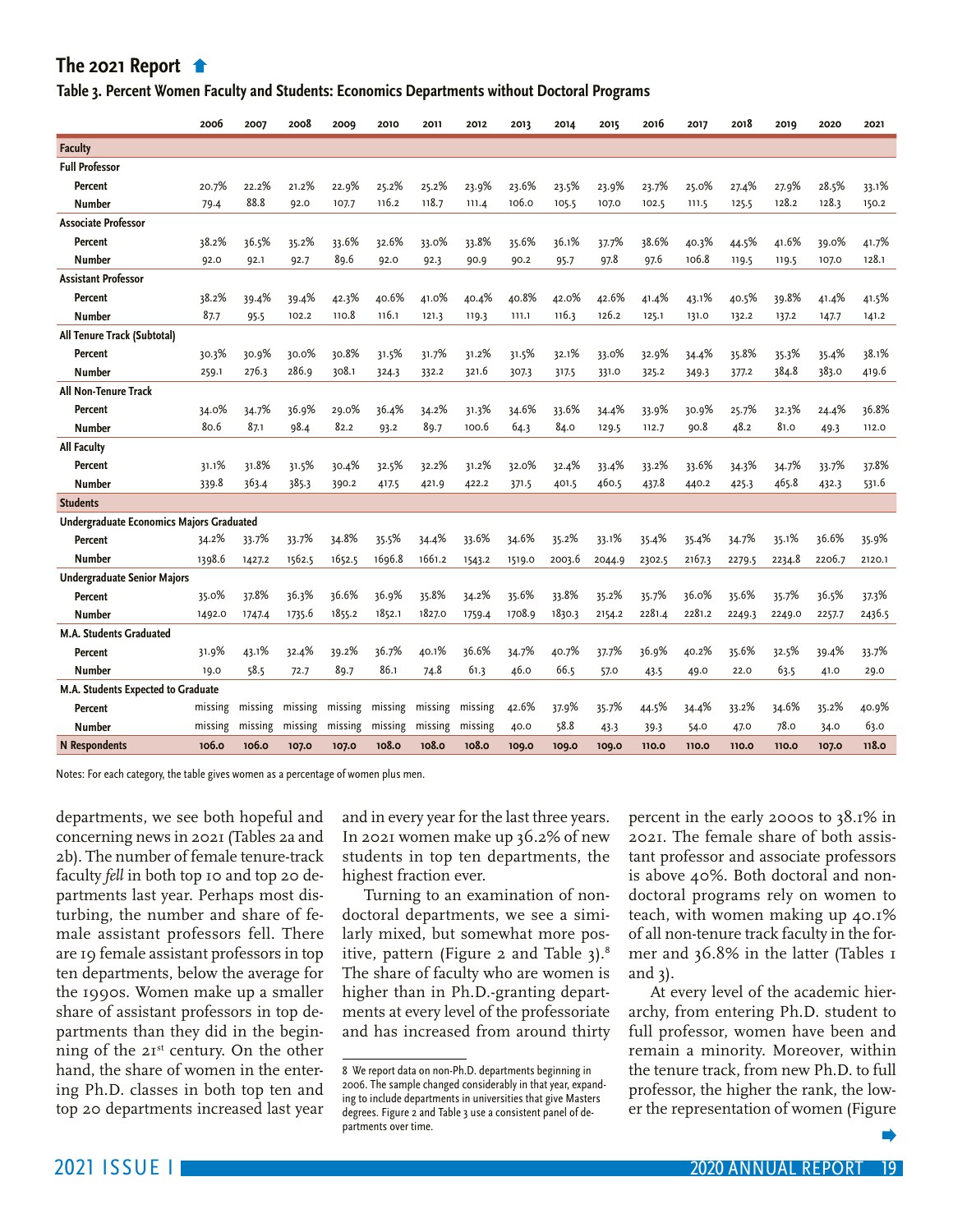## The 2021 Report

**Table 3. Percent Women Faculty and Students: Economics Departments without Doctoral Programs**

| | 2006 | 2007 | 2008 | 2009 | 2010 | 2011 | 2012 | 2013 | 2014 | 2015 | 2016 | 2017 | 2018 | 2019 | 2020 | 2021 |
|---|---|---|---|---|---|---|---|---|---|---|---|---|---|---|---|---|
| **Faculty** | | | | | | | | | | | | | | | | |
| **Full Professor** | | | | | | | | | | | | | | | | |
| Percent | 20.7% | 22.2% | 21.2% | 22.9% | 25.2% | 25.2% | 23.9% | 23.6% | 23.5% | 23.9% | 23.7% | 25.0% | 27.4% | 27.9% | 28.5% | 33.1% |
| Number | 79.4 | 88.8 | 92.0 | 107.7 | 116.2 | 118.7 | 111.4 | 106.0 | 105.5 | 107.0 | 102.5 | 111.5 | 125.5 | 128.2 | 128.3 | 150.2 |
| **Associate Professor** | | | | | | | | | | | | | | | | |
| Percent | 38.2% | 36.5% | 35.2% | 33.6% | 32.6% | 33.0% | 33.8% | 35.6% | 36.1% | 37.7% | 38.6% | 40.3% | 44.5% | 41.6% | 39.0% | 41.7% |
| Number | 92.0 | 92.1 | 92.7 | 89.6 | 92.0 | 92.3 | 90.9 | 90.2 | 95.7 | 97.8 | 97.6 | 106.8 | 119.5 | 119.5 | 107.0 | 128.1 |
| **Assistant Professor** | | | | | | | | | | | | | | | | |
| Percent | 38.2% | 39.4% | 39.4% | 42.3% | 40.6% | 41.0% | 40.4% | 40.8% | 42.0% | 42.6% | 41.4% | 43.1% | 40.5% | 39.8% | 41.4% | 41.5% |
| Number | 87.7 | 95.5 | 102.2 | 110.8 | 116.1 | 121.3 | 119.3 | 111.1 | 116.3 | 126.2 | 125.1 | 131.0 | 132.2 | 137.2 | 147.7 | 141.2 |
| **All Tenure Track (Subtotal)** | | | | | | | | | | | | | | | | |
| Percent | 30.3% | 30.9% | 30.0% | 30.8% | 31.5% | 31.7% | 31.2% | 31.5% | 32.1% | 33.0% | 32.9% | 34.4% | 35.8% | 35.3% | 35.4% | 38.1% |
| Number | 259.1 | 276.3 | 286.9 | 308.1 | 324.3 | 332.2 | 321.6 | 307.3 | 317.5 | 331.0 | 325.2 | 349.3 | 377.2 | 384.8 | 383.0 | 419.6 |
| **All Non-Tenure Track** | | | | | | | | | | | | | | | | |
| Percent | 34.0% | 34.7% | 36.9% | 29.0% | 36.4% | 34.2% | 31.3% | 34.6% | 33.6% | 34.4% | 33.9% | 30.9% | 25.7% | 32.3% | 24.4% | 36.8% |
| Number | 80.6 | 87.1 | 98.4 | 82.2 | 93.2 | 89.7 | 100.6 | 64.3 | 84.0 | 129.5 | 112.7 | 90.8 | 48.2 | 81.0 | 49.3 | 112.0 |
| **All Faculty** | | | | | | | | | | | | | | | | |
| Percent | 31.1% | 31.8% | 31.5% | 30.4% | 32.5% | 32.2% | 31.2% | 32.0% | 32.4% | 33.4% | 33.2% | 33.6% | 34.3% | 34.7% | 33.7% | 37.8% |
| Number | 339.8 | 363.4 | 385.3 | 390.2 | 417.5 | 421.9 | 422.2 | 371.5 | 401.5 | 460.5 | 437.8 | 440.2 | 425.3 | 465.8 | 432.3 | 531.6 |
| **Students** | | | | | | | | | | | | | | | | |
| **Undergraduate Economics Majors Graduated** | | | | | | | | | | | | | | | | |
| Percent | 34.2% | 33.7% | 33.7% | 34.8% | 35.5% | 34.4% | 33.6% | 34.6% | 35.2% | 33.1% | 35.4% | 35.4% | 34.7% | 35.1% | 36.6% | 35.9% |
| Number | 1398.6 | 1427.2 | 1562.5 | 1652.5 | 1696.8 | 1661.2 | 1543.2 | 1519.0 | 2003.6 | 2044.9 | 2302.5 | 2167.3 | 2279.5 | 2234.8 | 2206.7 | 2120.1 |
| **Undergraduate Senior Majors** | | | | | | | | | | | | | | | | |
| Percent | 35.0% | 37.8% | 36.3% | 36.6% | 36.9% | 35.8% | 34.2% | 35.6% | 33.8% | 35.2% | 35.7% | 36.0% | 35.6% | 35.7% | 36.5% | 37.3% |
| Number | 1492.0 | 1747.4 | 1735.6 | 1855.2 | 1852.1 | 1827.0 | 1759.4 | 1708.9 | 1830.3 | 2154.2 | 2281.4 | 2281.2 | 2249.3 | 2249.0 | 2257.7 | 2436.5 |
| **M.A. Students Graduated** | | | | | | | | | | | | | | | | |
| Percent | 31.9% | 43.1% | 32.4% | 39.2% | 36.7% | 40.1% | 36.6% | 34.7% | 40.7% | 37.7% | 36.9% | 40.2% | 35.6% | 32.5% | 39.4% | 33.7% |
| Number | 19.0 | 58.5 | 72.7 | 89.7 | 86.1 | 74.8 | 61.3 | 46.0 | 66.5 | 57.0 | 43.5 | 49.0 | 22.0 | 63.5 | 41.0 | 29.0 |
| **M.A. Students Expected to Graduate** | | | | | | | | | | | | | | | | |
| Percent | missing | missing | missing | missing | missing | missing | missing | 42.6% | 37.9% | 35.7% | 44.5% | 34.4% | 33.2% | 34.6% | 35.2% | 40.9% |
| Number | missing | missing | missing | missing | missing | missing | missing | 40.0 | 58.8 | 43.3 | 39.3 | 54.0 | 47.0 | 78.0 | 34.0 | 63.0 |
| **N Respondents** | **106.0** | **106.0** | **107.0** | **107.0** | **108.0** | **108.0** | **108.0** | **109.0** | **109.0** | **109.0** | **110.0** | **110.0** | **110.0** | **110.0** | **107.0** | **118.0** |

Notes: For each category, the table gives women as a percentage of women plus men.

departments, we see both hopeful and concerning news in 2021 (Tables 2a and 2b). The number of female tenure-track faculty *fell* in both top 10 and top 20 departments last year. Perhaps most disturbing, the number and share of female assistant professors fell. There are 19 female assistant professors in top ten departments, below the average for the 1990s. Women make up a smaller share of assistant professors in top departments than they did in the beginning of the 21st century. On the other hand, the share of women in the entering Ph.D. classes in both top ten and top 20 departments increased last year and in every year for the last three years. In 2021 women make up 36.2% of new students in top ten departments, the highest fraction ever.

Turning to an examination of non-doctoral departments, we see a similarly mixed, but somewhat more positive, pattern (Figure 2 and Table 3).[8] The share of faculty who are women is higher than in Ph.D.-granting departments at every level of the professoriate and has increased from around thirty percent in the early 2000s to 38.1% in 2021. The female share of both assistant professor and associate professors is above 40%. Both doctoral and non-doctoral programs rely on women to teach, with women making up 40.1% of all non-tenure track faculty in the former and 36.8% in the latter (Tables 1 and 3).

At every level of the academic hierarchy, from entering Ph.D. student to full professor, women have been and remain a minority. Moreover, within the tenure track, from new Ph.D. to full professor, the higher the rank, the lower the representation of women (Figure

8 We report data on non-Ph.D. departments beginning in 2006. The sample changed considerably in that year, expanding to include departments in universities that give Masters degrees. Figure 2 and Table 3 use a consistent panel of departments over time.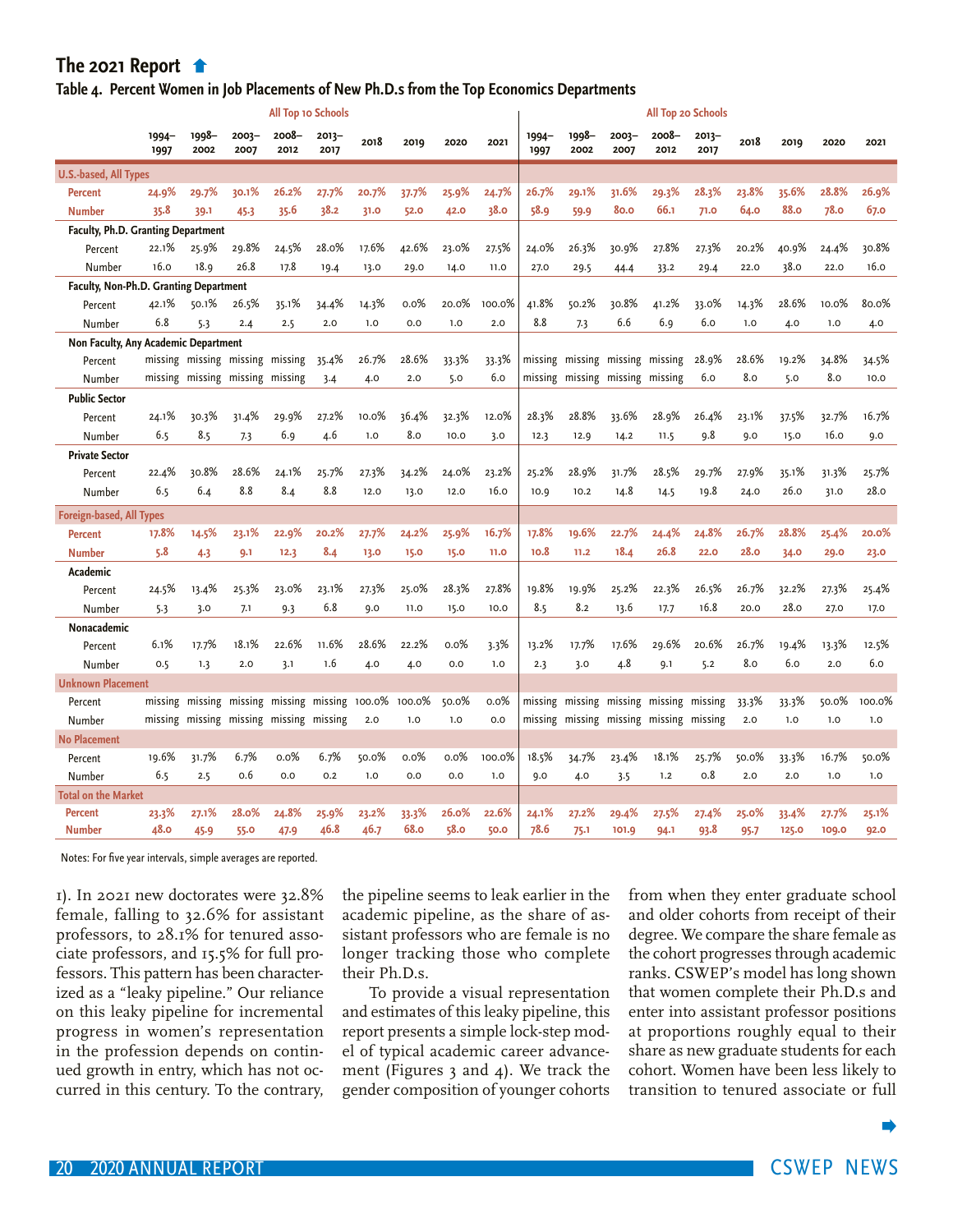## The 2021 Report

### Table 4. Percent Women in Job Placements of New Ph.D.s from the Top Economics Departments

| | All Top 10 Schools | | | | | | | | | All Top 20 Schools | | | | | | | | |
|---|---|---|---|---|---|---|---|---|---|---|---|---|---|---|---|---|---|---|
| | 1994–1997 | 1998–2002 | 2003–2007 | 2008–2012 | 2013–2017 | 2018 | 2019 | 2020 | 2021 | 1994–1997 | 1998–2002 | 2003–2007 | 2008–2012 | 2013–2017 | 2018 | 2019 | 2020 | 2021 |
| **U.S.-based, All Types** | | | | | | | | | | | | | | | | | | |
| **Percent** | **24.9%** | **29.7%** | **30.1%** | **26.2%** | **27.7%** | **20.7%** | **37.7%** | **25.9%** | **24.7%** | **26.7%** | **29.1%** | **31.6%** | **29.3%** | **28.3%** | **23.8%** | **35.6%** | **28.8%** | **26.9%** |
| **Number** | **35.8** | **39.1** | **45.3** | **35.6** | **38.2** | **31.0** | **52.0** | **42.0** | **38.0** | **58.9** | **59.9** | **80.0** | **66.1** | **71.0** | **64.0** | **88.0** | **78.0** | **67.0** |
| **Faculty, Ph.D. Granting Department** | | | | | | | | | | | | | | | | | | |
| Percent | 22.1% | 25.9% | 29.8% | 24.5% | 28.0% | 17.6% | 42.6% | 23.0% | 27.5% | 24.0% | 26.3% | 30.9% | 27.8% | 27.3% | 20.2% | 40.9% | 24.4% | 30.8% |
| Number | 16.0 | 18.9 | 26.8 | 17.8 | 19.4 | 13.0 | 29.0 | 14.0 | 11.0 | 27.0 | 29.5 | 44.4 | 33.2 | 29.4 | 22.0 | 38.0 | 22.0 | 16.0 |
| **Faculty, Non-Ph.D. Granting Department** | | | | | | | | | | | | | | | | | | |
| Percent | 42.1% | 50.1% | 26.5% | 35.1% | 34.4% | 14.3% | 0.0% | 20.0% | 100.0% | 41.8% | 50.2% | 30.8% | 41.2% | 33.0% | 14.3% | 28.6% | 10.0% | 80.0% |
| Number | 6.8 | 5.3 | 2.4 | 2.5 | 2.0 | 1.0 | 0.0 | 1.0 | 2.0 | 8.8 | 7.3 | 6.6 | 6.9 | 6.0 | 1.0 | 4.0 | 1.0 | 4.0 |
| **Non Faculty, Any Academic Department** | | | | | | | | | | | | | | | | | | |
| Percent | missing | missing | missing | missing | 35.4% | 26.7% | 28.6% | 33.3% | 33.3% | missing | missing | missing | missing | 28.9% | 28.6% | 19.2% | 34.8% | 34.5% |
| Number | missing | missing | missing | missing | 3.4 | 4.0 | 2.0 | 5.0 | 6.0 | missing | missing | missing | missing | 6.0 | 8.0 | 5.0 | 8.0 | 10.0 |
| **Public Sector** | | | | | | | | | | | | | | | | | | |
| Percent | 24.1% | 30.3% | 31.4% | 29.9% | 27.2% | 10.0% | 36.4% | 32.3% | 12.0% | 28.3% | 28.8% | 33.6% | 28.9% | 26.4% | 23.1% | 37.5% | 32.7% | 16.7% |
| Number | 6.5 | 8.5 | 7.3 | 6.9 | 4.6 | 1.0 | 8.0 | 10.0 | 3.0 | 12.3 | 12.9 | 14.2 | 11.5 | 9.8 | 9.0 | 15.0 | 16.0 | 9.0 |
| **Private Sector** | | | | | | | | | | | | | | | | | | |
| Percent | 22.4% | 30.8% | 28.6% | 24.1% | 25.7% | 27.3% | 34.2% | 24.0% | 23.2% | 25.2% | 28.9% | 31.7% | 28.5% | 29.7% | 27.9% | 35.1% | 31.3% | 25.7% |
| Number | 6.5 | 6.4 | 8.8 | 8.4 | 8.8 | 12.0 | 13.0 | 12.0 | 16.0 | 10.9 | 10.2 | 14.8 | 14.5 | 19.8 | 24.0 | 26.0 | 31.0 | 28.0 |
| **Foreign-based, All Types** | | | | | | | | | | | | | | | | | | |
| **Percent** | **17.8%** | **14.5%** | **23.1%** | **22.9%** | **20.2%** | **27.7%** | **24.2%** | **25.9%** | **16.7%** | **17.8%** | **19.6%** | **22.7%** | **24.4%** | **24.8%** | **26.7%** | **28.8%** | **25.4%** | **20.0%** |
| **Number** | **5.8** | **4.3** | **9.1** | **12.3** | **8.4** | **13.0** | **15.0** | **15.0** | **11.0** | **10.8** | **11.2** | **18.4** | **26.8** | **22.0** | **28.0** | **34.0** | **29.0** | **23.0** |
| **Academic** | | | | | | | | | | | | | | | | | | |
| Percent | 24.5% | 13.4% | 25.3% | 23.0% | 23.1% | 27.3% | 25.0% | 28.3% | 27.8% | 19.8% | 19.9% | 25.2% | 22.3% | 26.5% | 26.7% | 32.2% | 27.3% | 25.4% |
| Number | 5.3 | 3.0 | 7.1 | 9.3 | 6.8 | 9.0 | 11.0 | 15.0 | 10.0 | 8.5 | 8.2 | 13.6 | 17.7 | 16.8 | 20.0 | 28.0 | 27.0 | 17.0 |
| **Nonacademic** | | | | | | | | | | | | | | | | | | |
| Percent | 6.1% | 17.7% | 18.1% | 22.6% | 11.6% | 28.6% | 22.2% | 0.0% | 3.3% | 13.2% | 17.7% | 17.6% | 29.6% | 20.6% | 26.7% | 19.4% | 13.3% | 12.5% |
| Number | 0.5 | 1.3 | 2.0 | 3.1 | 1.6 | 4.0 | 4.0 | 0.0 | 1.0 | 2.3 | 3.0 | 4.8 | 9.1 | 5.2 | 8.0 | 6.0 | 2.0 | 6.0 |
| **Unknown Placement** | | | | | | | | | | | | | | | | | | |
| Percent | missing | missing | missing | missing | missing | 100.0% | 100.0% | 50.0% | 0.0% | missing | missing | missing | missing | missing | 33.3% | 33.3% | 50.0% | 100.0% |
| Number | missing | missing | missing | missing | missing | 2.0 | 1.0 | 1.0 | 0.0 | missing | missing | missing | missing | missing | 2.0 | 1.0 | 1.0 | 1.0 |
| **No Placement** | | | | | | | | | | | | | | | | | | |
| Percent | 19.6% | 31.7% | 6.7% | 0.0% | 6.7% | 50.0% | 0.0% | 0.0% | 100.0% | 18.5% | 34.7% | 23.4% | 18.1% | 25.7% | 50.0% | 33.3% | 16.7% | 50.0% |
| Number | 6.5 | 2.5 | 0.6 | 0.0 | 0.2 | 1.0 | 0.0 | 0.0 | 1.0 | 9.0 | 4.0 | 3.5 | 1.2 | 0.8 | 2.0 | 2.0 | 1.0 | 1.0 |
| **Total on the Market** | | | | | | | | | | | | | | | | | | |
| **Percent** | **23.3%** | **27.1%** | **28.0%** | **24.8%** | **25.9%** | **23.2%** | **33.3%** | **26.0%** | **22.6%** | **24.1%** | **27.2%** | **29.4%** | **27.5%** | **27.4%** | **25.0%** | **33.4%** | **27.7%** | **25.1%** |
| **Number** | **48.0** | **45.9** | **55.0** | **47.9** | **46.8** | **46.7** | **68.0** | **58.0** | **50.0** | **78.6** | **75.1** | **101.9** | **94.1** | **93.8** | **95.7** | **125.0** | **109.0** | **92.0** |

Notes: For five year intervals, simple averages are reported.

1). In 2021 new doctorates were 32.8% female, falling to 32.6% for assistant professors, to 28.1% for tenured associate professors, and 15.5% for full professors. This pattern has been characterized as a "leaky pipeline." Our reliance on this leaky pipeline for incremental progress in women's representation in the profession depends on continued growth in entry, which has not occurred in this century. To the contrary, the pipeline seems to leak earlier in the academic pipeline, as the share of assistant professors who are female is no longer tracking those who complete their Ph.D.s.

To provide a visual representation and estimates of this leaky pipeline, this report presents a simple lock-step model of typical academic career advancement (Figures 3 and 4). We track the gender composition of younger cohorts from when they enter graduate school and older cohorts from receipt of their degree. We compare the share female as the cohort progresses through academic ranks. CSWEP's model has long shown that women complete their Ph.D.s and enter into assistant professor positions at proportions roughly equal to their share as new graduate students for each cohort. Women have been less likely to transition to tenured associate or full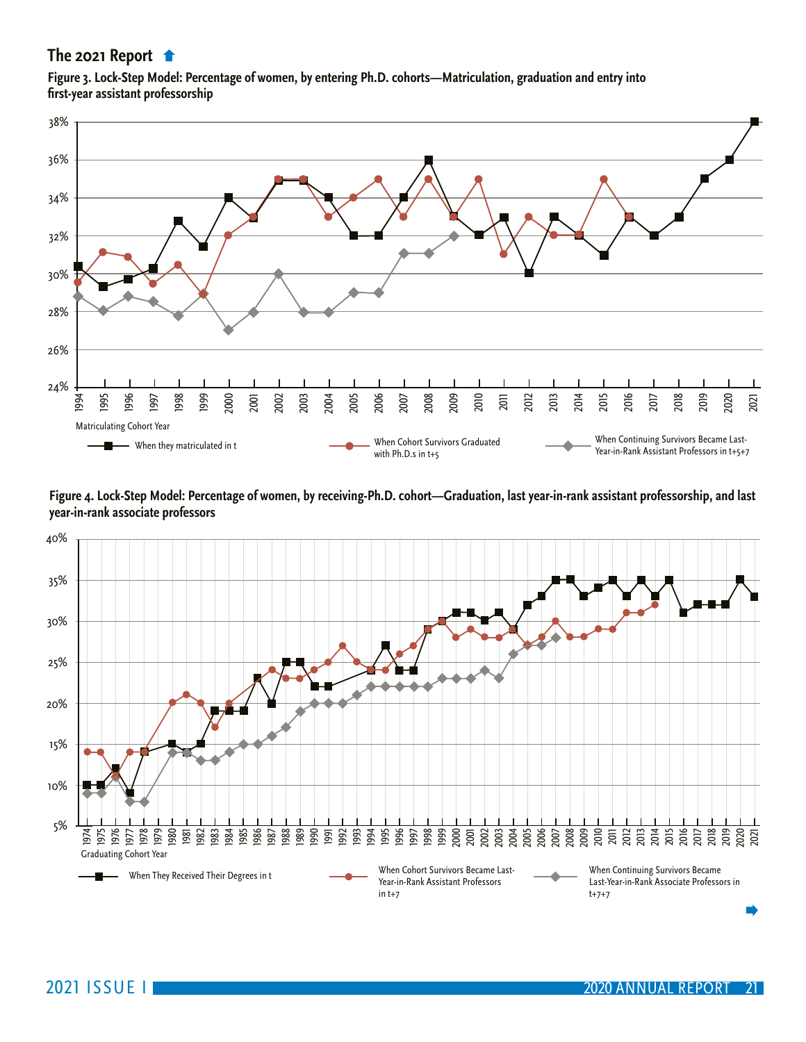## The 2021 Report

**Figure 3. Lock-Step Model: Percentage of women, by entering Ph.D. cohorts—Matriculation, graduation and entry into first-year assistant professorship**

38%
36%
34%
32%
30%
28%
26%
24%

1994 1995 1996 1997 1998 1999 2000 2001 2002 2003 2004 2005 2006 2007 2008 2009 2010 2011 2012 2013 2014 2015 2016 2017 2018 2019 2020 2021

Matriculating Cohort Year

When they matriculated in t — When Cohort Survivors Graduated with Ph.D.s in t+5 — When Continuing Survivors Became Last-Year-in-Rank Assistant Professors in t+5+7

**Figure 4. Lock-Step Model: Percentage of women, by receiving-Ph.D. cohort—Graduation, last year-in-rank assistant professorship, and last year-in-rank associate professors**

40%
35%
30%
25%
20%
15%
10%
5%

1974 1975 1976 1977 1978 1979 1980 1981 1982 1983 1984 1985 1986 1987 1988 1989 1990 1991 1992 1993 1994 1995 1996 1997 1998 1999 2000 2001 2002 2003 2004 2005 2006 2007 2008 2009 2010 2011 2012 2013 2014 2015 2016 2017 2018 2019 2020 2021

Graduating Cohort Year

When They Received Their Degrees in t — When Cohort Survivors Became Last-Year-in-Rank Assistant Professors in t+7 — When Continuing Survivors Became Last-Year-in-Rank Associate Professors in t+7+7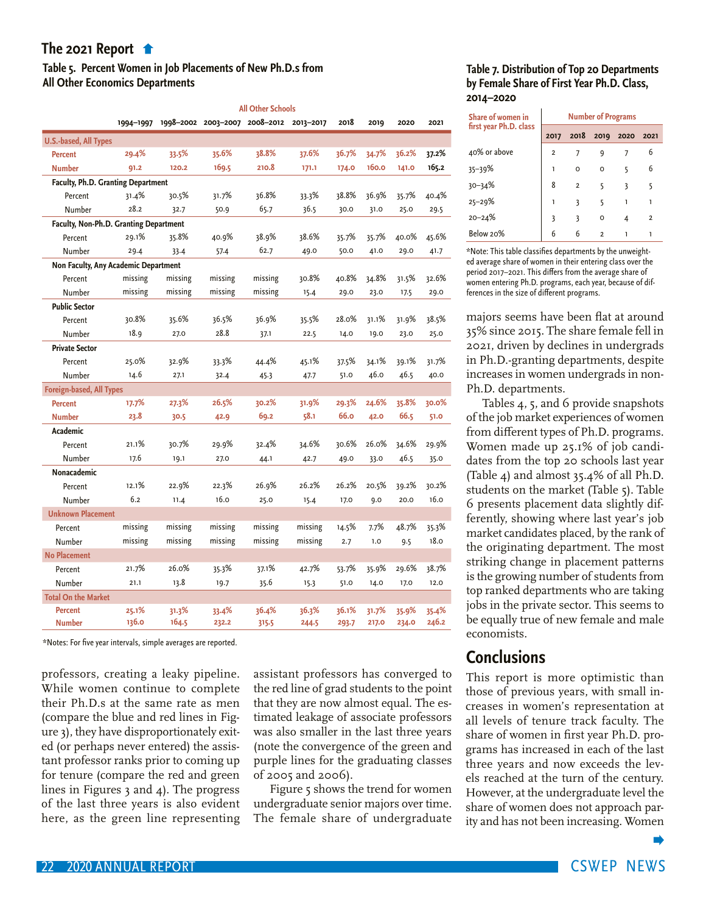## The 2021 Report

### Table 5. Percent Women in Job Placements of New Ph.D.s from All Other Economics Departments

| | All Other Schools | | | | | | | | |
|---|---|---|---|---|---|---|---|---|---|
| | 1994–1997 | 1998–2002 | 2003–2007 | 2008–2012 | 2013–2017 | 2018 | 2019 | 2020 | 2021 |
| **U.S.-based, All Types** | | | | | | | | | |
| **Percent** | **29.4%** | **33.5%** | **35.6%** | **38.8%** | **37.6%** | **36.7%** | **34.7%** | **36.2%** | **37.2%** |
| **Number** | **91.2** | **120.2** | **169.5** | **210.8** | **171.1** | **174.0** | **160.0** | **141.0** | **165.2** |
| Faculty, Ph.D. Granting Department | | | | | | | | | |
| Percent | 31.4% | 30.5% | 31.7% | 36.8% | 33.3% | 38.8% | 36.9% | 35.7% | 40.4% |
| Number | 28.2 | 32.7 | 50.9 | 65.7 | 36.5 | 30.0 | 31.0 | 25.0 | 29.5 |
| Faculty, Non-Ph.D. Granting Department | | | | | | | | | |
| Percent | 29.1% | 35.8% | 40.9% | 38.9% | 38.6% | 35.7% | 35.7% | 40.0% | 45.6% |
| Number | 29.4 | 33.4 | 57.4 | 62.7 | 49.0 | 50.0 | 41.0 | 29.0 | 41.7 |
| Non Faculty, Any Academic Department | | | | | | | | | |
| Percent | missing | missing | missing | missing | 30.8% | 40.8% | 34.8% | 31.5% | 32.6% |
| Number | missing | missing | missing | missing | 15.4 | 29.0 | 23.0 | 17.5 | 29.0 |
| Public Sector | | | | | | | | | |
| Percent | 30.8% | 35.6% | 36.5% | 36.9% | 35.5% | 28.0% | 31.1% | 31.9% | 38.5% |
| Number | 18.9 | 27.0 | 28.8 | 37.1 | 22.5 | 14.0 | 19.0 | 23.0 | 25.0 |
| Private Sector | | | | | | | | | |
| Percent | 25.0% | 32.9% | 33.3% | 44.4% | 45.1% | 37.5% | 34.1% | 39.1% | 31.7% |
| Number | 14.6 | 27.1 | 32.4 | 45.3 | 47.7 | 51.0 | 46.0 | 46.5 | 40.0 |
| **Foreign-based, All Types** | | | | | | | | | |
| **Percent** | **17.7%** | **27.3%** | **26.5%** | **30.2%** | **31.9%** | **29.3%** | **24.6%** | **35.8%** | **30.0%** |
| **Number** | **23.8** | **30.5** | **42.9** | **69.2** | **58.1** | **66.0** | **42.0** | **66.5** | **51.0** |
| Academic | | | | | | | | | |
| Percent | 21.1% | 30.7% | 29.9% | 32.4% | 34.6% | 30.6% | 26.0% | 34.6% | 29.9% |
| Number | 17.6 | 19.1 | 27.0 | 44.1 | 42.7 | 49.0 | 33.0 | 46.5 | 35.0 |
| Nonacademic | | | | | | | | | |
| Percent | 12.1% | 22.9% | 22.3% | 26.9% | 26.2% | 26.2% | 20.5% | 39.2% | 30.2% |
| Number | 6.2 | 11.4 | 16.0 | 25.0 | 15.4 | 17.0 | 9.0 | 20.0 | 16.0 |
| **Unknown Placement** | | | | | | | | | |
| Percent | missing | missing | missing | missing | missing | 14.5% | 7.7% | 48.7% | 35.3% |
| Number | missing | missing | missing | missing | missing | 2.7 | 1.0 | 9.5 | 18.0 |
| **No Placement** | | | | | | | | | |
| Percent | 21.7% | 26.0% | 35.3% | 37.1% | 42.7% | 53.7% | 35.9% | 29.6% | 38.7% |
| Number | 21.1 | 13.8 | 19.7 | 35.6 | 15.3 | 51.0 | 14.0 | 17.0 | 12.0 |
| **Total On the Market** | | | | | | | | | |
| **Percent** | **25.1%** | **31.3%** | **33.4%** | **36.4%** | **36.3%** | **36.1%** | **31.7%** | **35.9%** | **35.4%** |
| **Number** | **136.0** | **164.5** | **232.2** | **315.5** | **244.5** | **293.7** | **217.0** | **234.0** | **246.2** |

*Notes: For five year intervals, simple averages are reported.

professors, creating a leaky pipeline. While women continue to complete their Ph.D.s at the same rate as men (compare the blue and red lines in Figure 3), they have disproportionately exited (or perhaps never entered) the assistant professor ranks prior to coming up for tenure (compare the red and green lines in Figures 3 and 4). The progress of the last three years is also evident here, as the green line representing assistant professors has converged to the red line of grad students to the point that they are now almost equal. The estimated leakage of associate professors was also smaller in the last three years (note the convergence of the green and purple lines for the graduating classes of 2005 and 2006).

Figure 5 shows the trend for women undergraduate senior majors over time. The female share of undergraduate majors seems have been flat at around 35% since 2015. The share female fell in 2021, driven by declines in undergrads in Ph.D.-granting departments, despite increases in women undergrads in non-Ph.D. departments.

Tables 4, 5, and 6 provide snapshots of the job market experiences of women from different types of Ph.D. programs. Women made up 25.1% of job candidates from the top 20 schools last year (Table 4) and almost 35.4% of all Ph.D. students on the market (Table 5). Table 6 presents placement data slightly differently, showing where last year's job market candidates placed, by the rank of the originating department. The most striking change in placement patterns is the growing number of students from top ranked departments who are taking jobs in the private sector. This seems to be equally true of new female and male economists.

### Table 7. Distribution of Top 20 Departments by Female Share of First Year Ph.D. Class, 2014–2020

| Share of women in first year Ph.D. class | Number of Programs | | | | |
|---|---|---|---|---|---|
| | 2017 | 2018 | 2019 | 2020 | 2021 |
| 40% or above | 2 | 7 | 9 | 7 | 6 |
| 35–39% | 1 | 0 | 0 | 5 | 6 |
| 30–34% | 8 | 2 | 5 | 3 | 5 |
| 25–29% | 1 | 3 | 5 | 1 | 1 |
| 20–24% | 3 | 3 | 0 | 4 | 2 |
| Below 20% | 6 | 6 | 2 | 1 | 1 |

*Note: This table classifies departments by the unweighted average share of women in their entering class over the period 2017–2021. This differs from the average share of women entering Ph.D. programs, each year, because of differences in the size of different programs.

## Conclusions

This report is more optimistic than those of previous years, with small increases in women's representation at all levels of tenure track faculty. The share of women in first year Ph.D. programs has increased in each of the last three years and now exceeds the levels reached at the turn of the century. However, at the undergraduate level the share of women does not approach parity and has not been increasing. Women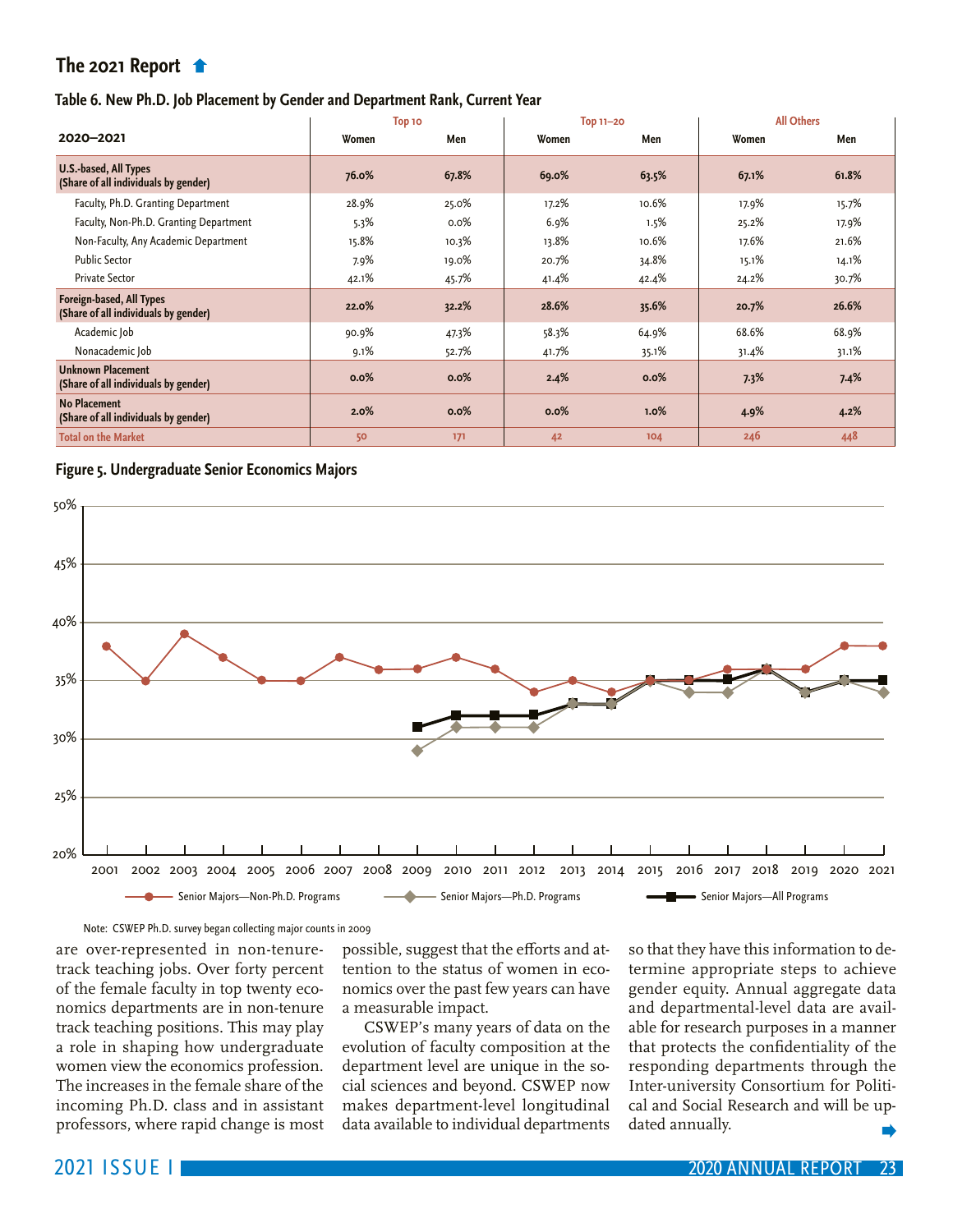## The 2021 Report

**Table 6. New Ph.D. Job Placement by Gender and Department Rank, Current Year**

| 2020–2021 | Top 10 | | Top 11–20 | | All Others | |
|---|---|---|---|---|---|---|
| | Women | Men | Women | Men | Women | Men |
| **U.S.-based, All Types (Share of all individuals by gender)** | **76.0%** | **67.8%** | **69.0%** | **63.5%** | **67.1%** | **61.8%** |
| Faculty, Ph.D. Granting Department | 28.9% | 25.0% | 17.2% | 10.6% | 17.9% | 15.7% |
| Faculty, Non-Ph.D. Granting Department | 5.3% | 0.0% | 6.9% | 1.5% | 25.2% | 17.9% |
| Non-Faculty, Any Academic Department | 15.8% | 10.3% | 13.8% | 10.6% | 17.6% | 21.6% |
| Public Sector | 7.9% | 19.0% | 20.7% | 34.8% | 15.1% | 14.1% |
| Private Sector | 42.1% | 45.7% | 41.4% | 42.4% | 24.2% | 30.7% |
| **Foreign-based, All Types (Share of all individuals by gender)** | **22.0%** | **32.2%** | **28.6%** | **35.6%** | **20.7%** | **26.6%** |
| Academic Job | 90.9% | 47.3% | 58.3% | 64.9% | 68.6% | 68.9% |
| Nonacademic Job | 9.1% | 52.7% | 41.7% | 35.1% | 31.4% | 31.1% |
| **Unknown Placement (Share of all individuals by gender)** | **0.0%** | **0.0%** | **2.4%** | **0.0%** | **7.3%** | **7.4%** |
| **No Placement (Share of all individuals by gender)** | **2.0%** | **0.0%** | **0.0%** | **1.0%** | **4.9%** | **4.2%** |
| Total on the Market | 50 | 171 | 42 | 104 | 246 | 448 |

**Figure 5. Undergraduate Senior Economics Majors**

| Year | Senior Majors—Non-Ph.D. Programs | Senior Majors—Ph.D. Programs | Senior Majors—All Programs |
|---|---|---|---|
| 2001 | 38% | | |
| 2002 | 35% | | |
| 2003 | 39% | | |
| 2004 | 37% | | |
| 2005 | 35% | | |
| 2006 | 35% | | |
| 2007 | 37% | | |
| 2008 | 36% | | |
| 2009 | 36% | 29% | 31% |
| 2010 | 37% | 31% | 32% |
| 2011 | 36% | 31% | 32% |
| 2012 | 34% | 31% | 32% |
| 2013 | 35% | 33% | 33% |
| 2014 | 34% | 33% | 33% |
| 2015 | 35% | 35% | 35% |
| 2016 | 35% | 34% | 35% |
| 2017 | 36% | 34% | 35% |
| 2018 | 36% | 36% | 36% |
| 2019 | 36% | 34% | 34% |
| 2020 | 38% | 35% | 35% |
| 2021 | 38% | 34% | 35% |

Note: CSWEP Ph.D. survey began collecting major counts in 2009

are over-represented in non-tenure-track teaching jobs. Over forty percent of the female faculty in top twenty economics departments are in non-tenure track teaching positions. This may play a role in shaping how undergraduate women view the economics profession. The increases in the female share of the incoming Ph.D. class and in assistant professors, where rapid change is most possible, suggest that the efforts and attention to the status of women in economics over the past few years can have a measurable impact.

CSWEP's many years of data on the evolution of faculty composition at the department level are unique in the social sciences and beyond. CSWEP now makes department-level longitudinal data available to individual departments so that they have this information to determine appropriate steps to achieve gender equity. Annual aggregate data and departmental-level data are available for research purposes in a manner that protects the confidentiality of the responding departments through the Inter-university Consortium for Political and Social Research and will be updated annually.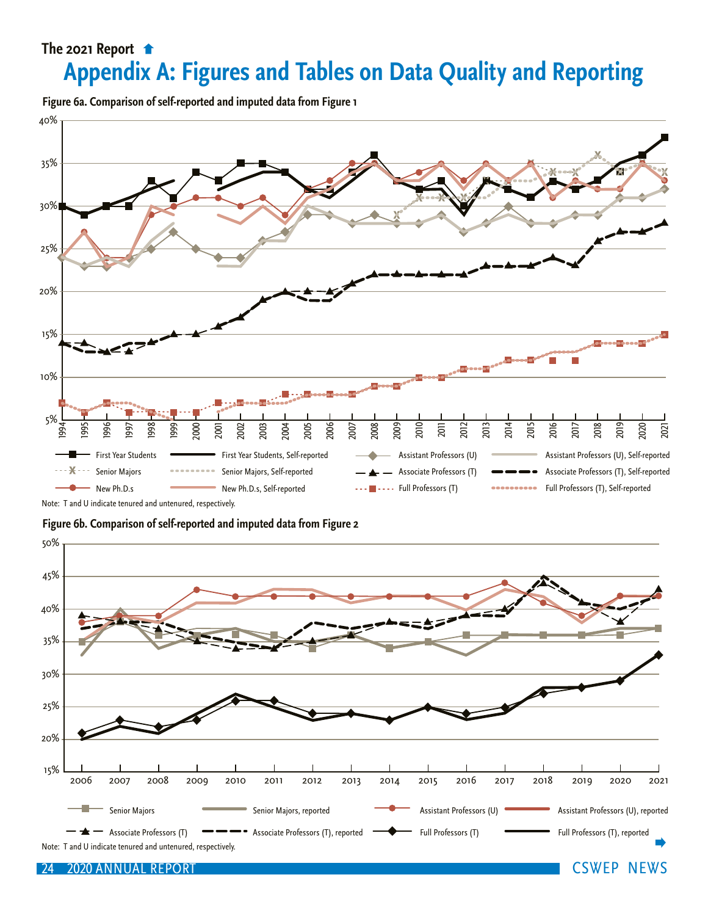The 2021 Report

# Appendix A: Figures and Tables on Data Quality and Reporting

**Figure 6a. Comparison of self-reported and imputed data from Figure 1**

Note: T and U indicate tenured and untenured, respectively.

**Figure 6b. Comparison of self-reported and imputed data from Figure 2**

Note: T and U indicate tenured and untenured, respectively.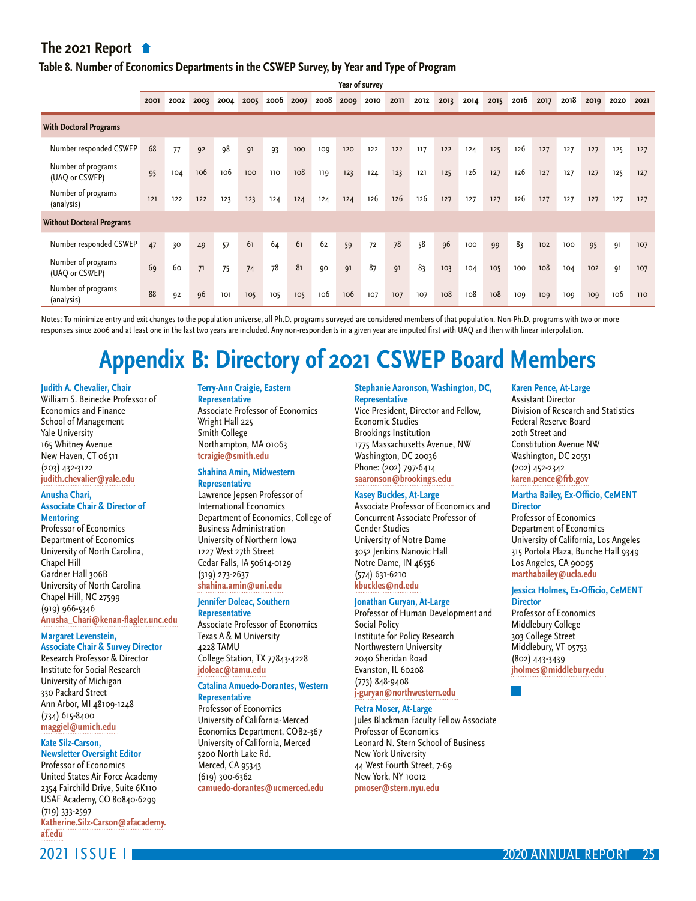## The 2021 Report

**Table 8. Number of Economics Departments in the CSWEP Survey, by Year and Type of Program**

| | Year of survey | | | | | | | | | | | | | | | | | | | | |
|---|---|---|---|---|---|---|---|---|---|---|---|---|---|---|---|---|---|---|---|---|---|
| | 2001 | 2002 | 2003 | 2004 | 2005 | 2006 | 2007 | 2008 | 2009 | 2010 | 2011 | 2012 | 2013 | 2014 | 2015 | 2016 | 2017 | 2018 | 2019 | 2020 | 2021 |
| **With Doctoral Programs** | | | | | | | | | | | | | | | | | | | | | |
| Number responded CSWEP | 68 | 77 | 92 | 98 | 91 | 93 | 100 | 109 | 120 | 122 | 122 | 117 | 122 | 124 | 125 | 126 | 127 | 127 | 127 | 125 | 127 |
| Number of programs (UAQ or CSWEP) | 95 | 104 | 106 | 106 | 100 | 110 | 108 | 119 | 123 | 124 | 123 | 121 | 125 | 126 | 127 | 126 | 127 | 127 | 127 | 125 | 127 |
| Number of programs (analysis) | 121 | 122 | 122 | 123 | 123 | 124 | 124 | 124 | 124 | 126 | 126 | 126 | 127 | 127 | 127 | 126 | 127 | 127 | 127 | 127 | 127 |
| **Without Doctoral Programs** | | | | | | | | | | | | | | | | | | | | | |
| Number responded CSWEP | 47 | 30 | 49 | 57 | 61 | 64 | 61 | 62 | 59 | 72 | 78 | 58 | 96 | 100 | 99 | 83 | 102 | 100 | 95 | 91 | 107 |
| Number of programs (UAQ or CSWEP) | 69 | 60 | 71 | 75 | 74 | 78 | 81 | 90 | 91 | 87 | 91 | 83 | 103 | 104 | 105 | 100 | 108 | 104 | 102 | 91 | 107 |
| Number of programs (analysis) | 88 | 92 | 96 | 101 | 105 | 105 | 105 | 106 | 106 | 107 | 107 | 107 | 108 | 108 | 108 | 109 | 109 | 109 | 109 | 106 | 110 |

Notes: To minimize entry and exit changes to the population universe, all Ph.D. programs surveyed are considered members of that population. Non-Ph.D. programs with two or more responses since 2006 and at least one in the last two years are included. Any non-respondents in a given year are imputed first with UAQ and then with linear interpolation.

# Appendix B: Directory of 2021 CSWEP Board Members

**Judith A. Chevalier, Chair**
William S. Beinecke Professor of Economics and Finance
School of Management
Yale University
165 Whitney Avenue
New Haven, CT 06511
(203) 432-3122
judith.chevalier@yale.edu

**Anusha Chari, Associate Chair & Director of Mentoring**
Professor of Economics
Department of Economics
University of North Carolina, Chapel Hill
Gardner Hall 306B
University of North Carolina
Chapel Hill, NC 27599
(919) 966-5346
Anusha_Chari@kenan-flagler.unc.edu

**Margaret Levenstein, Associate Chair & Survey Director**
Research Professor & Director
Institute for Social Research
University of Michigan
330 Packard Street
Ann Arbor, MI 48109-1248
(734) 615-8400
maggiel@umich.edu

**Kate Silz-Carson, Newsletter Oversight Editor**
Professor of Economics
United States Air Force Academy
2354 Fairchild Drive, Suite 6K110
USAF Academy, CO 80840-6299
(719) 333-2597
Katherine.Silz-Carson@afacademy.af.edu

**Terry-Ann Craigie, Eastern Representative**
Associate Professor of Economics
Wright Hall 225
Smith College
Northampton, MA 01063
tcraigie@smith.edu

**Shahina Amin, Midwestern Representative**
Lawrence Jepsen Professor of International Economics
Department of Economics, College of Business Administration
University of Northern Iowa
1227 West 27th Street
Cedar Falls, IA 50614-0129
(319) 273-2637
shahina.amin@uni.edu

**Jennifer Doleac, Southern Representative**
Associate Professor of Economics
Texas A & M University
4228 TAMU
College Station, TX 77843-4228
jdoleac@tamu.edu

**Catalina Amuedo-Dorantes, Western Representative**
Professor of Economics
University of California-Merced
Economics Department, COB2-367
University of California, Merced
5200 North Lake Rd.
Merced, CA 95343
(619) 300-6362
camuedo-dorantes@ucmerced.edu

**Stephanie Aaronson, Washington, DC, Representative**
Vice President, Director and Fellow, Economic Studies
Brookings Institution
1775 Massachusetts Avenue, NW
Washington, DC 20036
Phone: (202) 797-6414
saaronson@brookings.edu

**Kasey Buckles, At-Large**
Associate Professor of Economics and Concurrent Associate Professor of Gender Studies
University of Notre Dame
3052 Jenkins Nanovic Hall
Notre Dame, IN 46556
(574) 631-6210
kbuckles@nd.edu

**Jonathan Guryan, At-Large**
Professor of Human Development and Social Policy
Institute for Policy Research
Northwestern University
2040 Sheridan Road
Evanston, IL 60208
(773) 848-9408
j-guryan@northwestern.edu

**Petra Moser, At-Large**
Jules Blackman Faculty Fellow Associate Professor of Economics
Leonard N. Stern School of Business
New York University
44 West Fourth Street, 7-69
New York, NY 10012
pmoser@stern.nyu.edu

**Karen Pence, At-Large**
Assistant Director
Division of Research and Statistics
Federal Reserve Board
20th Street and Constitution Avenue NW
Washington, DC 20551
(202) 452-2342
karen.pence@frb.gov

**Martha Bailey, Ex-Officio, CeMENT Director**
Professor of Economics
Department of Economics
University of California, Los Angeles
315 Portola Plaza, Bunche Hall 9349
Los Angeles, CA 90095
marthabailey@ucla.edu

**Jessica Holmes, Ex-Officio, CeMENT Director**
Professor of Economics
Middlebury College
303 College Street
Middlebury, VT 05753
(802) 443-3439
jholmes@middlebury.edu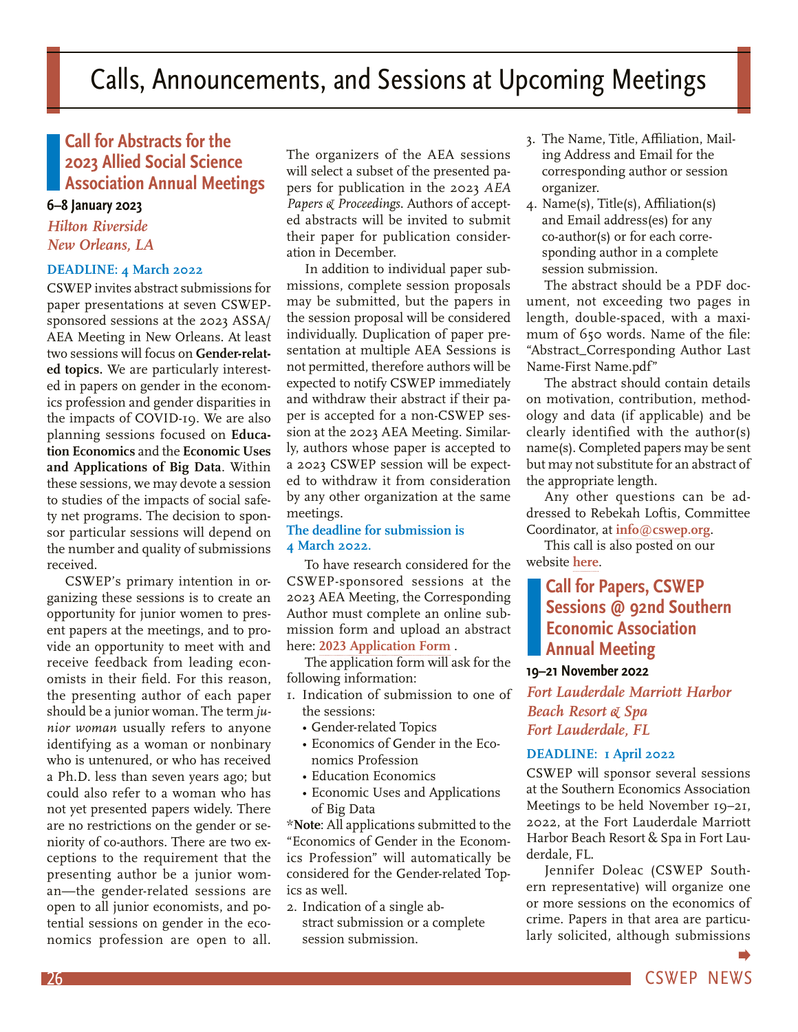# Calls, Announcements, and Sessions at Upcoming Meetings

## Call for Abstracts for the 2023 Allied Social Science Association Annual Meetings

**6–8 January 2023**

*Hilton Riverside*
*New Orleans, LA*

**DEADLINE: 4 March 2022**

CSWEP invites abstract submissions for paper presentations at seven CSWEP-sponsored sessions at the 2023 ASSA/AEA Meeting in New Orleans. At least two sessions will focus on **Gender-related topics.** We are particularly interested in papers on gender in the economics profession and gender disparities in the impacts of COVID-19. We are also planning sessions focused on **Education Economics** and the **Economic Uses and Applications of Big Data**. Within these sessions, we may devote a session to studies of the impacts of social safety net programs. The decision to sponsor particular sessions will depend on the number and quality of submissions received.

CSWEP's primary intention in organizing these sessions is to create an opportunity for junior women to present papers at the meetings, and to provide an opportunity to meet with and receive feedback from leading economists in their field. For this reason, the presenting author of each paper should be a junior woman. The term *junior woman* usually refers to anyone identifying as a woman or nonbinary who is untenured, or who has received a Ph.D. less than seven years ago; but could also refer to a woman who has not yet presented papers widely. There are no restrictions on the gender or seniority of co-authors. There are two exceptions to the requirement that the presenting author be a junior woman—the gender-related sessions are open to all junior economists, and potential sessions on gender in the economics profession are open to all.

The organizers of the AEA sessions will select a subset of the presented papers for publication in the 2023 *AEA Papers & Proceedings*. Authors of accepted abstracts will be invited to submit their paper for publication consideration in December.

In addition to individual paper submissions, complete session proposals may be submitted, but the papers in the session proposal will be considered individually. Duplication of paper presentation at multiple AEA Sessions is not permitted, therefore authors will be expected to notify CSWEP immediately and withdraw their abstract if their paper is accepted for a non-CSWEP session at the 2023 AEA Meeting. Similarly, authors whose paper is accepted to a 2023 CSWEP session will be expected to withdraw it from consideration by any other organization at the same meetings.

**The deadline for submission is 4 March 2022.**

To have research considered for the CSWEP-sponsored sessions at the 2023 AEA Meeting, the Corresponding Author must complete an online submission form and upload an abstract here: **2023 Application Form** .

The application form will ask for the following information:

1. Indication of submission to one of the sessions:
   - Gender-related Topics
   - Economics of Gender in the Economics Profession
   - Education Economics
   - Economic Uses and Applications of Big Data

*__Note__: All applications submitted to the "Economics of Gender in the Economics Profession" will automatically be considered for the Gender-related Topics as well.

2. Indication of a single abstract submission or a complete session submission.
3. The Name, Title, Affiliation, Mailing Address and Email for the corresponding author or session organizer.
4. Name(s), Title(s), Affiliation(s) and Email address(es) for any co-author(s) or for each corresponding author in a complete session submission.

The abstract should be a PDF document, not exceeding two pages in length, double-spaced, with a maximum of 650 words. Name of the file: "Abstract_Corresponding Author Last Name-First Name.pdf"

The abstract should contain details on motivation, contribution, methodology and data (if applicable) and be clearly identified with the author(s) name(s). Completed papers may be sent but may not substitute for an abstract of the appropriate length.

Any other questions can be addressed to Rebekah Loftis, Committee Coordinator, at **info@cswep.org**.

This call is also posted on our website **here**.

## Call for Papers, CSWEP Sessions @ 92nd Southern Economic Association Annual Meeting

**19–21 November 2022**

*Fort Lauderdale Marriott Harbor Beach Resort & Spa*
*Fort Lauderdale, FL*

**DEADLINE: 1 April 2022**

CSWEP will sponsor several sessions at the Southern Economics Association Meetings to be held November 19–21, 2022, at the Fort Lauderdale Marriott Harbor Beach Resort & Spa in Fort Lauderdale, FL.

Jennifer Doleac (CSWEP Southern representative) will organize one or more sessions on the economics of crime. Papers in that area are particularly solicited, although submissions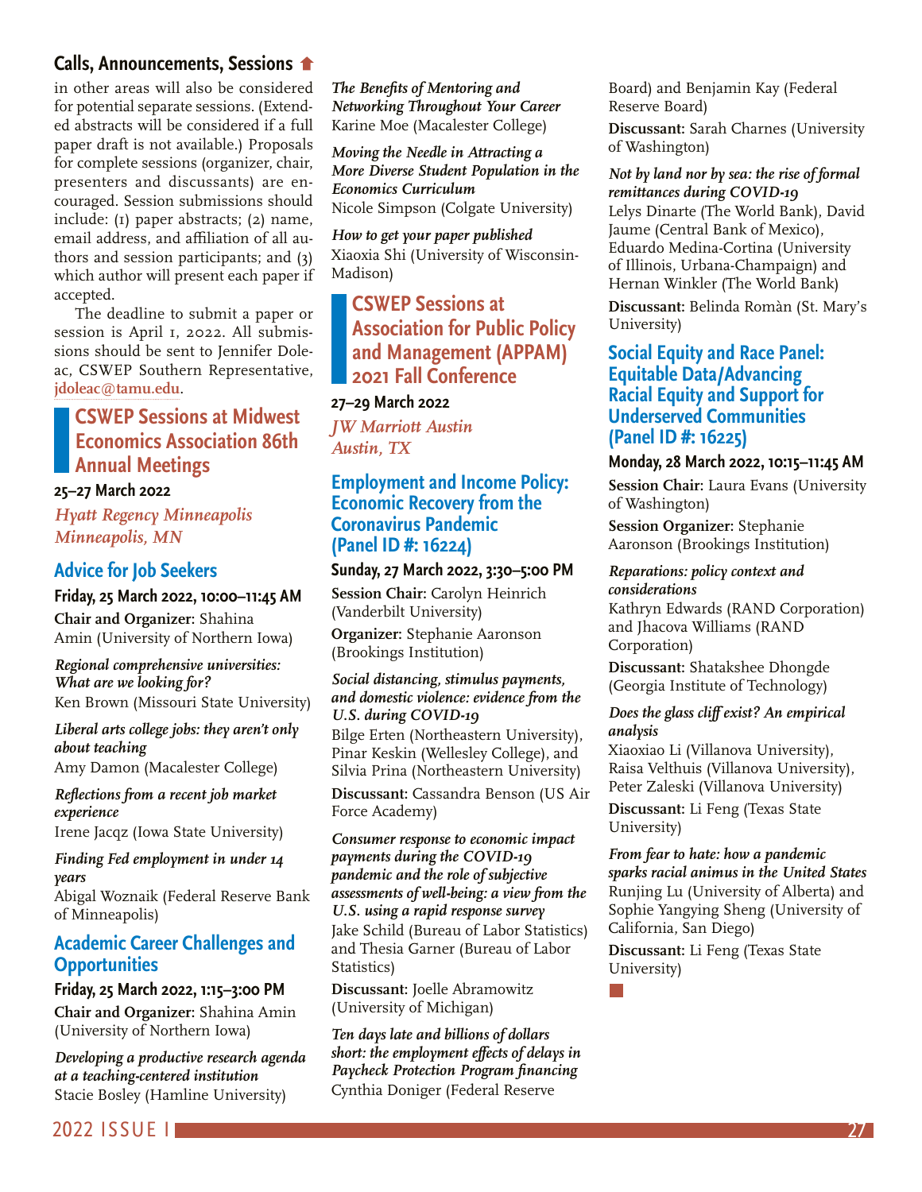in other areas will also be considered for potential separate sessions. (Extended abstracts will be considered if a full paper draft is not available.) Proposals for complete sessions (organizer, chair, presenters and discussants) are encouraged. Session submissions should include: (1) paper abstracts; (2) name, email address, and affiliation of all authors and session participants; and (3) which author will present each paper if accepted.

The deadline to submit a paper or session is April 1, 2022. All submissions should be sent to Jennifer Doleac, CSWEP Southern Representative, jdoleac@tamu.edu.

## CSWEP Sessions at Midwest Economics Association 86th Annual Meetings

**25–27 March 2022**

*Hyatt Regency Minneapolis*
*Minneapolis, MN*

### Advice for Job Seekers

**Friday, 25 March 2022, 10:00–11:45 AM**

**Chair and Organizer**: Shahina Amin (University of Northern Iowa)

*Regional comprehensive universities: What are we looking for?*
Ken Brown (Missouri State University)

*Liberal arts college jobs: they aren't only about teaching*
Amy Damon (Macalester College)

*Reflections from a recent job market experience*
Irene Jacqz (Iowa State University)

*Finding Fed employment in under 14 years*
Abigal Woznaik (Federal Reserve Bank of Minneapolis)

### Academic Career Challenges and Opportunities

**Friday, 25 March 2022, 1:15–3:00 PM**

**Chair and Organizer**: Shahina Amin (University of Northern Iowa)

*Developing a productive research agenda at a teaching-centered institution*
Stacie Bosley (Hamline University)

*The Benefits of Mentoring and Networking Throughout Your Career*
Karine Moe (Macalester College)

*Moving the Needle in Attracting a More Diverse Student Population in the Economics Curriculum*
Nicole Simpson (Colgate University)

*How to get your paper published*
Xiaoxia Shi (University of Wisconsin-Madison)

## CSWEP Sessions at Association for Public Policy and Management (APPAM) 2021 Fall Conference

**27–29 March 2022**

*JW Marriott Austin*
*Austin, TX*

### Employment and Income Policy: Economic Recovery from the Coronavirus Pandemic (Panel ID #: 16224)

**Sunday, 27 March 2022, 3:30–5:00 PM**

**Session Chair:** Carolyn Heinrich (Vanderbilt University)

**Organizer:** Stephanie Aaronson (Brookings Institution)

*Social distancing, stimulus payments, and domestic violence: evidence from the U.S. during COVID-19*
Bilge Erten (Northeastern University), Pinar Keskin (Wellesley College), and Silvia Prina (Northeastern University)

**Discussant**: Cassandra Benson (US Air Force Academy)

*Consumer response to economic impact payments during the COVID-19 pandemic and the role of subjective assessments of well-being: a view from the U.S. using a rapid response survey*
Jake Schild (Bureau of Labor Statistics) and Thesia Garner (Bureau of Labor Statistics)

**Discussant**: Joelle Abramowitz (University of Michigan)

*Ten days late and billions of dollars short: the employment effects of delays in Paycheck Protection Program financing*
Cynthia Doniger (Federal Reserve Board) and Benjamin Kay (Federal Reserve Board)

**Discussant:** Sarah Charnes (University of Washington)

*Not by land nor by sea: the rise of formal remittances during COVID-19*
Lelys Dinarte (The World Bank), David Jaume (Central Bank of Mexico), Eduardo Medina-Cortina (University of Illinois, Urbana-Champaign) and Hernan Winkler (The World Bank)

**Discussant:** Belinda Romàn (St. Mary's University)

### Social Equity and Race Panel: Equitable Data/Advancing Racial Equity and Support for Underserved Communities (Panel ID #: 16225)

**Monday, 28 March 2022, 10:15–11:45 AM**

**Session Chair**: Laura Evans (University of Washington)

**Session Organizer**: Stephanie Aaronson (Brookings Institution)

*Reparations: policy context and considerations*
Kathryn Edwards (RAND Corporation) and Jhacova Williams (RAND Corporation)

**Discussant:** Shatakshee Dhongde (Georgia Institute of Technology)

*Does the glass cliff exist? An empirical analysis*
Xiaoxiao Li (Villanova University), Raisa Velthuis (Villanova University), Peter Zaleski (Villanova University)

**Discussant:** Li Feng (Texas State University)

*From fear to hate: how a pandemic sparks racial animus in the United States*
Runjing Lu (University of Alberta) and Sophie Yangying Sheng (University of California, San Diego)

**Discussant:** Li Feng (Texas State University)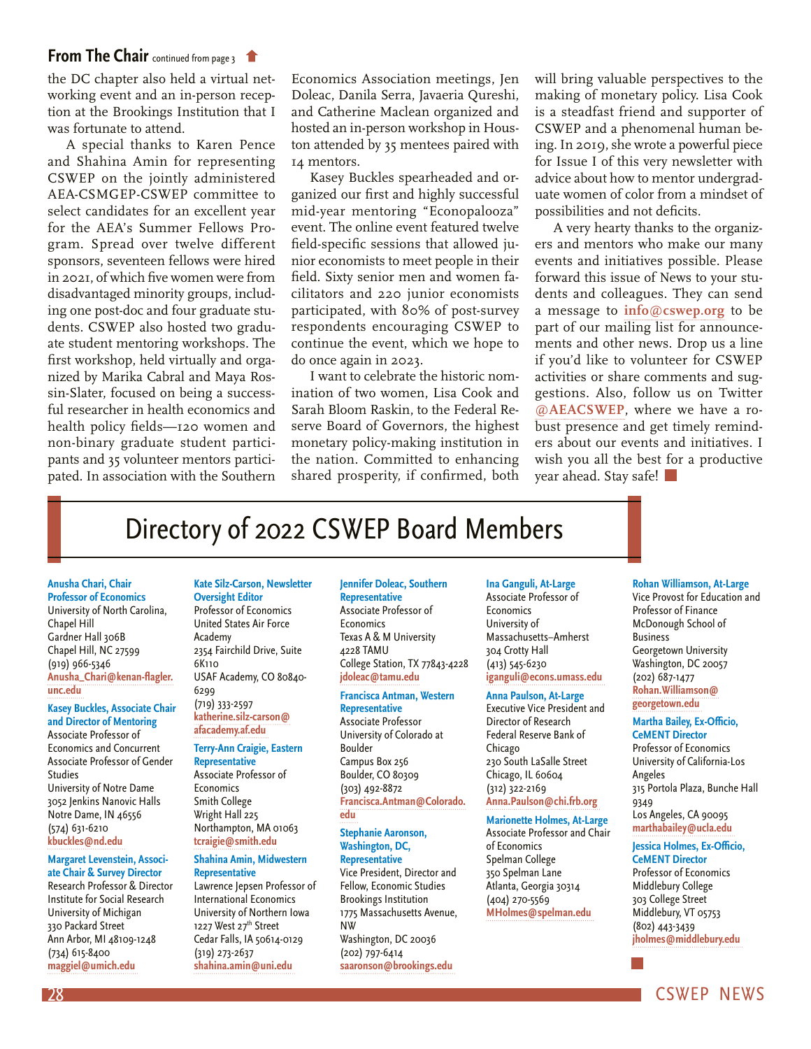## From The Chair continued from page 3

the DC chapter also held a virtual networking event and an in-person reception at the Brookings Institution that I was fortunate to attend.

A special thanks to Karen Pence and Shahina Amin for representing CSWEP on the jointly administered AEA-CSMGEP-CSWEP committee to select candidates for an excellent year for the AEA's Summer Fellows Program. Spread over twelve different sponsors, seventeen fellows were hired in 2021, of which five women were from disadvantaged minority groups, including one post-doc and four graduate students. CSWEP also hosted two graduate student mentoring workshops. The first workshop, held virtually and organized by Marika Cabral and Maya Rossin-Slater, focused on being a successful researcher in health economics and health policy fields—120 women and non-binary graduate student participants and 35 volunteer mentors participated. In association with the Southern Economics Association meetings, Jen Doleac, Danila Serra, Javaeria Qureshi, and Catherine Maclean organized and hosted an in-person workshop in Houston attended by 35 mentees paired with 14 mentors.

Kasey Buckles spearheaded and organized our first and highly successful mid-year mentoring "Econopalooza" event. The online event featured twelve field-specific sessions that allowed junior economists to meet people in their field. Sixty senior men and women facilitators and 220 junior economists participated, with 80% of post-survey respondents encouraging CSWEP to continue the event, which we hope to do once again in 2023.

I want to celebrate the historic nomination of two women, Lisa Cook and Sarah Bloom Raskin, to the Federal Reserve Board of Governors, the highest monetary policy-making institution in the nation. Committed to enhancing shared prosperity, if confirmed, both will bring valuable perspectives to the making of monetary policy. Lisa Cook is a steadfast friend and supporter of CSWEP and a phenomenal human being. In 2019, she wrote a powerful piece for Issue I of this very newsletter with advice about how to mentor undergraduate women of color from a mindset of possibilities and not deficits.

A very hearty thanks to the organizers and mentors who make our many events and initiatives possible. Please forward this issue of News to your students and colleagues. They can send a message to **info@cswep.org** to be part of our mailing list for announcements and other news. Drop us a line if you'd like to volunteer for CSWEP activities or share comments and suggestions. Also, follow us on Twitter **@AEACSWEP**, where we have a robust presence and get timely reminders about our events and initiatives. I wish you all the best for a productive year ahead. Stay safe!

# Directory of 2022 CSWEP Board Members

**Anusha Chari, Chair**
**Professor of Economics**
University of North Carolina, Chapel Hill
Gardner Hall 306B
Chapel Hill, NC 27599
(919) 966-5346
**Anusha_Chari@kenan-flagler.unc.edu**

**Kasey Buckles, Associate Chair and Director of Mentoring**
Associate Professor of Economics and Concurrent Associate Professor of Gender Studies
University of Notre Dame
3052 Jenkins Nanovic Halls
Notre Dame, IN 46556
(574) 631-6210
**kbuckles@nd.edu**

**Margaret Levenstein, Associate Chair & Survey Director**
Research Professor & Director
Institute for Social Research
University of Michigan
330 Packard Street
Ann Arbor, MI 48109-1248
(734) 615-8400
**maggiel@umich.edu**

**Kate Silz-Carson, Newsletter Oversight Editor**
Professor of Economics
United States Air Force Academy
2354 Fairchild Drive, Suite 6K110
USAF Academy, CO 80840-6299
(719) 333-2597
**katherine.silz-carson@afacademy.af.edu**

**Terry-Ann Craigie, Eastern Representative**
Associate Professor of Economics
Smith College
Wright Hall 225
Northampton, MA 01063
**tcraigie@smith.edu**

**Shahina Amin, Midwestern Representative**
Lawrence Jepsen Professor of International Economics
University of Northern Iowa
1227 West 27th Street
Cedar Falls, IA 50614-0129
(319) 273-2637
**shahina.amin@uni.edu**

**Jennifer Doleac, Southern Representative**
Associate Professor of Economics
Texas A & M University
4228 TAMU
College Station, TX 77843-4228
**jdoleac@tamu.edu**

**Francisca Antman, Western Representative**
Associate Professor
University of Colorado at Boulder
Campus Box 256
Boulder, CO 80309
(303) 492-8872
**Francisca.Antman@Colorado.edu**

**Stephanie Aaronson, Washington, DC, Representative**
Vice President, Director and Fellow, Economic Studies
Brookings Institution
1775 Massachusetts Avenue, NW
Washington, DC 20036
(202) 797-6414
**saaronson@brookings.edu**

**Ina Ganguli, At-Large**
Associate Professor of Economics
University of Massachusetts–Amherst
304 Crotty Hall
(413) 545-6230
**iganguli@econs.umass.edu**

**Anna Paulson, At-Large**
Executive Vice President and Director of Research
Federal Reserve Bank of Chicago
230 South LaSalle Street
Chicago, IL 60604
(312) 322-2169
**Anna.Paulson@chi.frb.org**

**Marionette Holmes, At-Large**
Associate Professor and Chair of Economics
Spelman College
350 Spelman Lane
Atlanta, Georgia 30314
(404) 270-5569
**MHolmes@spelman.edu**

**Rohan Williamson, At-Large**
Vice Provost for Education and Professor of Finance
McDonough School of Business
Georgetown University
Washington, DC 20057
(202) 687-1477
**Rohan.Williamson@georgetown.edu**

**Martha Bailey, Ex-Officio, CeMENT Director**
Professor of Economics
University of California-Los Angeles
315 Portola Plaza, Bunche Hall 9349
Los Angeles, CA 90095
**marthabailey@ucla.edu**

**Jessica Holmes, Ex-Officio, CeMENT Director**
Professor of Economics
Middlebury College
303 College Street
Middlebury, VT 05753
(802) 443-3439
**jholmes@middlebury.edu**